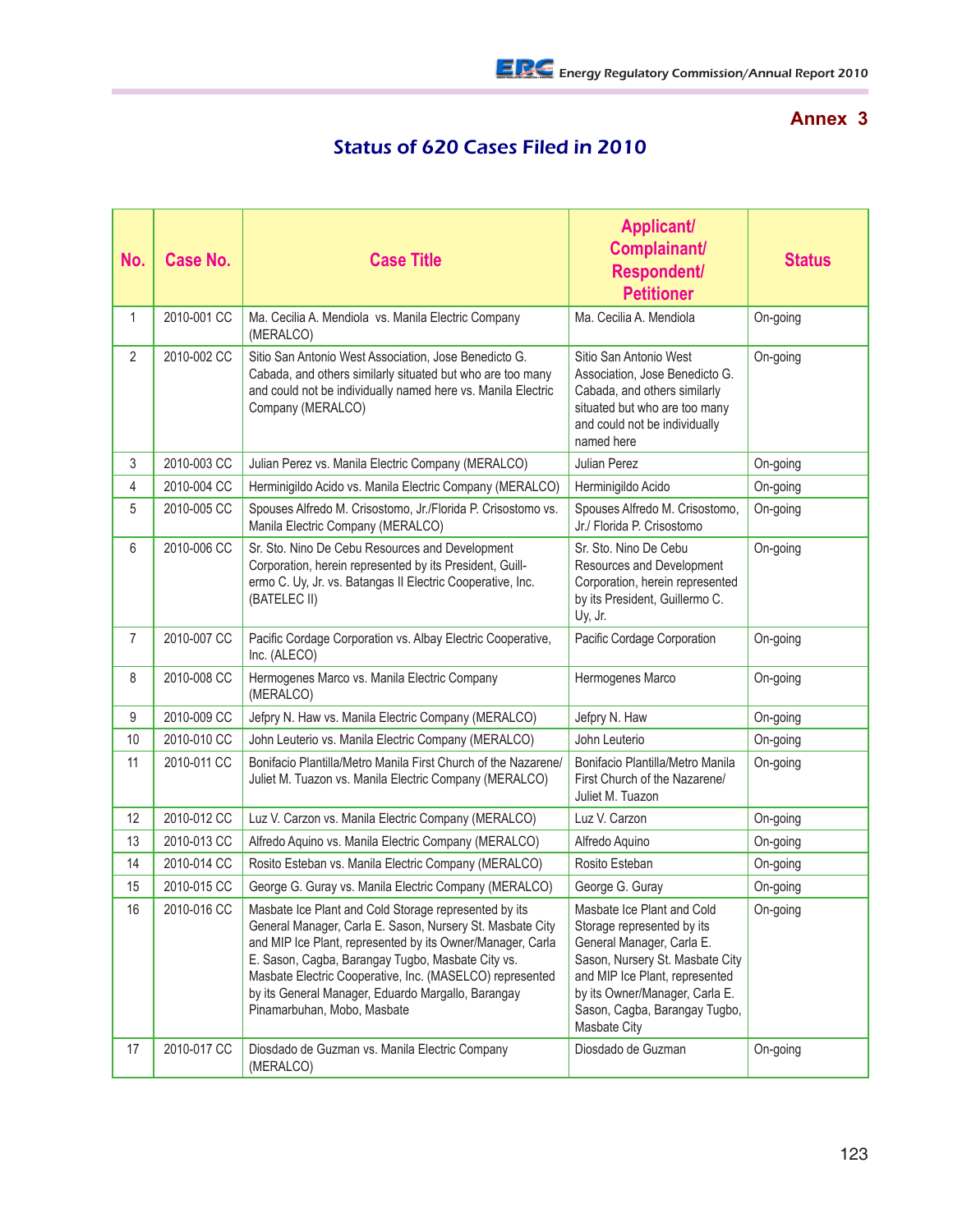## Annex 3

# Status of 620 Cases Filed in 2010

| No. | Case No. | Case Title | Applicant/ Complainant/ Respondent/ Petitioner | Status |
|---|---|---|---|---|
| 1 | 2010-001 CC | Ma. Cecilia A. Mendiola vs. Manila Electric Company (MERALCO) | Ma. Cecilia A. Mendiola | On-going |
| 2 | 2010-002 CC | Sitio San Antonio West Association, Jose Benedicto G. Cabada, and others similarly situated but who are too many and could not be individually named here vs. Manila Electric Company (MERALCO) | Sitio San Antonio West Association, Jose Benedicto G. Cabada, and others similarly situated but who are too many and could not be individually named here | On-going |
| 3 | 2010-003 CC | Julian Perez vs. Manila Electric Company (MERALCO) | Julian Perez | On-going |
| 4 | 2010-004 CC | Herminigildo Acido vs. Manila Electric Company (MERALCO) | Herminigildo Acido | On-going |
| 5 | 2010-005 CC | Spouses Alfredo M. Crisostomo, Jr./Florida P. Crisostomo vs. Manila Electric Company (MERALCO) | Spouses Alfredo M. Crisostomo, Jr./ Florida P. Crisostomo | On-going |
| 6 | 2010-006 CC | Sr. Sto. Nino De Cebu Resources and Development Corporation, herein represented by its President, Guill-ermo C. Uy, Jr. vs. Batangas II Electric Cooperative, Inc. (BATELEC II) | Sr. Sto. Nino De Cebu Resources and Development Corporation, herein represented by its President, Guillermo C. Uy, Jr. | On-going |
| 7 | 2010-007 CC | Pacific Cordage Corporation vs. Albay Electric Cooperative, Inc. (ALECO) | Pacific Cordage Corporation | On-going |
| 8 | 2010-008 CC | Hermogenes Marco vs. Manila Electric Company (MERALCO) | Hermogenes Marco | On-going |
| 9 | 2010-009 CC | Jefpry N. Haw vs. Manila Electric Company (MERALCO) | Jefpry N. Haw | On-going |
| 10 | 2010-010 CC | John Leuterio vs. Manila Electric Company (MERALCO) | John Leuterio | On-going |
| 11 | 2010-011 CC | Bonifacio Plantilla/Metro Manila First Church of the Nazarene/ Juliet M. Tuazon vs. Manila Electric Company (MERALCO) | Bonifacio Plantilla/Metro Manila First Church of the Nazarene/ Juliet M. Tuazon | On-going |
| 12 | 2010-012 CC | Luz V. Carzon vs. Manila Electric Company (MERALCO) | Luz V. Carzon | On-going |
| 13 | 2010-013 CC | Alfredo Aquino vs. Manila Electric Company (MERALCO) | Alfredo Aquino | On-going |
| 14 | 2010-014 CC | Rosito Esteban vs. Manila Electric Company (MERALCO) | Rosito Esteban | On-going |
| 15 | 2010-015 CC | George G. Guray vs. Manila Electric Company (MERALCO) | George G. Guray | On-going |
| 16 | 2010-016 CC | Masbate Ice Plant and Cold Storage represented by its General Manager, Carla E. Sason, Nursery St. Masbate City and MIP Ice Plant, represented by its Owner/Manager, Carla E. Sason, Cagba, Barangay Tugbo, Masbate City vs. Masbate Electric Cooperative, Inc. (MASELCO) represented by its General Manager, Eduardo Margallo, Barangay Pinamarbuhan, Mobo, Masbate | Masbate Ice Plant and Cold Storage represented by its General Manager, Carla E. Sason, Nursery St. Masbate City and MIP Ice Plant, represented by its Owner/Manager, Carla E. Sason, Cagba, Barangay Tugbo, Masbate City | On-going |
| 17 | 2010-017 CC | Diosdado de Guzman vs. Manila Electric Company (MERALCO) | Diosdado de Guzman | On-going |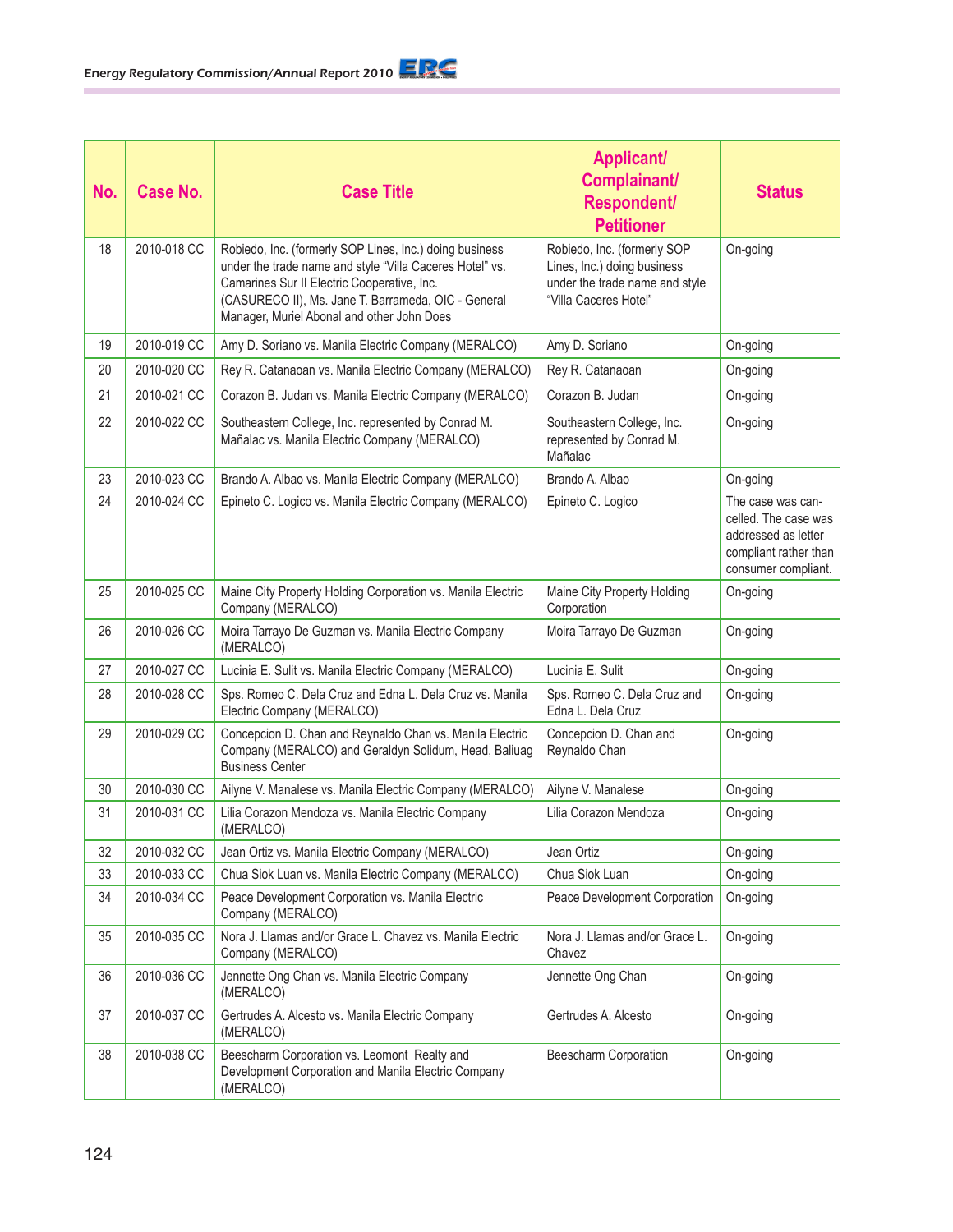| No. | Case No. | Case Title | Applicant/ Complainant/ Respondent/ Petitioner | Status |
|---|---|---|---|---|
| 18 | 2010-018 CC | Robiedo, Inc. (formerly SOP Lines, Inc.) doing business under the trade name and style "Villa Caceres Hotel" vs. Camarines Sur II Electric Cooperative, Inc. (CASURECO II), Ms. Jane T. Barrameda, OIC - General Manager, Muriel Abonal and other John Does | Robiedo, Inc. (formerly SOP Lines, Inc.) doing business under the trade name and style "Villa Caceres Hotel" | On-going |
| 19 | 2010-019 CC | Amy D. Soriano vs. Manila Electric Company (MERALCO) | Amy D. Soriano | On-going |
| 20 | 2010-020 CC | Rey R. Catanaoan vs. Manila Electric Company (MERALCO) | Rey R. Catanaoan | On-going |
| 21 | 2010-021 CC | Corazon B. Judan vs. Manila Electric Company (MERALCO) | Corazon B. Judan | On-going |
| 22 | 2010-022 CC | Southeastern College, Inc. represented by Conrad M. Mañalac vs. Manila Electric Company (MERALCO) | Southeastern College, Inc. represented by Conrad M. Mañalac | On-going |
| 23 | 2010-023 CC | Brando A. Albao vs. Manila Electric Company (MERALCO) | Brando A. Albao | On-going |
| 24 | 2010-024 CC | Epineto C. Logico vs. Manila Electric Company (MERALCO) | Epineto C. Logico | The case was cancelled. The case was addressed as letter compliant rather than consumer compliant. |
| 25 | 2010-025 CC | Maine City Property Holding Corporation vs. Manila Electric Company (MERALCO) | Maine City Property Holding Corporation | On-going |
| 26 | 2010-026 CC | Moira Tarrayo De Guzman vs. Manila Electric Company (MERALCO) | Moira Tarrayo De Guzman | On-going |
| 27 | 2010-027 CC | Lucinia E. Sulit vs. Manila Electric Company (MERALCO) | Lucinia E. Sulit | On-going |
| 28 | 2010-028 CC | Sps. Romeo C. Dela Cruz and Edna L. Dela Cruz vs. Manila Electric Company (MERALCO) | Sps. Romeo C. Dela Cruz and Edna L. Dela Cruz | On-going |
| 29 | 2010-029 CC | Concepcion D. Chan and Reynaldo Chan vs. Manila Electric Company (MERALCO) and Geraldyn Solidum, Head, Baliuag Business Center | Concepcion D. Chan and Reynaldo Chan | On-going |
| 30 | 2010-030 CC | Ailyne V. Manalese vs. Manila Electric Company (MERALCO) | Ailyne V. Manalese | On-going |
| 31 | 2010-031 CC | Lilia Corazon Mendoza vs. Manila Electric Company (MERALCO) | Lilia Corazon Mendoza | On-going |
| 32 | 2010-032 CC | Jean Ortiz vs. Manila Electric Company (MERALCO) | Jean Ortiz | On-going |
| 33 | 2010-033 CC | Chua Siok Luan vs. Manila Electric Company (MERALCO) | Chua Siok Luan | On-going |
| 34 | 2010-034 CC | Peace Development Corporation vs. Manila Electric Company (MERALCO) | Peace Development Corporation | On-going |
| 35 | 2010-035 CC | Nora J. Llamas and/or Grace L. Chavez vs. Manila Electric Company (MERALCO) | Nora J. Llamas and/or Grace L. Chavez | On-going |
| 36 | 2010-036 CC | Jennette Ong Chan vs. Manila Electric Company (MERALCO) | Jennette Ong Chan | On-going |
| 37 | 2010-037 CC | Gertrudes A. Alcesto vs. Manila Electric Company (MERALCO) | Gertrudes A. Alcesto | On-going |
| 38 | 2010-038 CC | Beescharm Corporation vs. Leomont Realty and Development Corporation and Manila Electric Company (MERALCO) | Beescharm Corporation | On-going |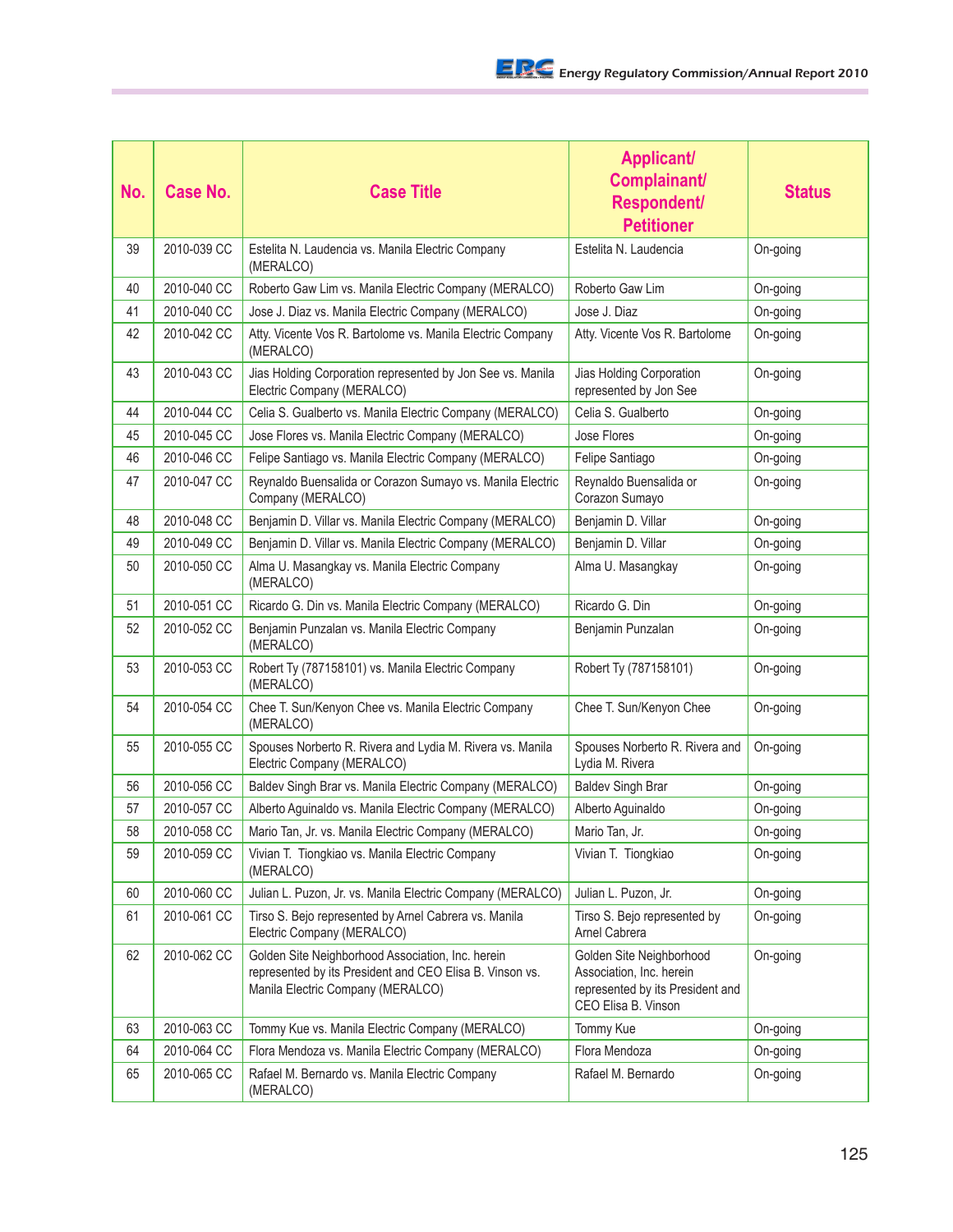| No. | Case No. | Case Title | Applicant/ Complainant/ Respondent/ Petitioner | Status |
|---|---|---|---|---|
| 39 | 2010-039 CC | Estelita N. Laudencia vs. Manila Electric Company (MERALCO) | Estelita N. Laudencia | On-going |
| 40 | 2010-040 CC | Roberto Gaw Lim vs. Manila Electric Company (MERALCO) | Roberto Gaw Lim | On-going |
| 41 | 2010-040 CC | Jose J. Diaz vs. Manila Electric Company (MERALCO) | Jose J. Diaz | On-going |
| 42 | 2010-042 CC | Atty. Vicente Vos R. Bartolome vs. Manila Electric Company (MERALCO) | Atty. Vicente Vos R. Bartolome | On-going |
| 43 | 2010-043 CC | Jias Holding Corporation represented by Jon See vs. Manila Electric Company (MERALCO) | Jias Holding Corporation represented by Jon See | On-going |
| 44 | 2010-044 CC | Celia S. Gualberto vs. Manila Electric Company (MERALCO) | Celia S. Gualberto | On-going |
| 45 | 2010-045 CC | Jose Flores vs. Manila Electric Company (MERALCO) | Jose Flores | On-going |
| 46 | 2010-046 CC | Felipe Santiago vs. Manila Electric Company (MERALCO) | Felipe Santiago | On-going |
| 47 | 2010-047 CC | Reynaldo Buensalida or Corazon Sumayo vs. Manila Electric Company (MERALCO) | Reynaldo Buensalida or Corazon Sumayo | On-going |
| 48 | 2010-048 CC | Benjamin D. Villar vs. Manila Electric Company (MERALCO) | Benjamin D. Villar | On-going |
| 49 | 2010-049 CC | Benjamin D. Villar vs. Manila Electric Company (MERALCO) | Benjamin D. Villar | On-going |
| 50 | 2010-050 CC | Alma U. Masangkay vs. Manila Electric Company (MERALCO) | Alma U. Masangkay | On-going |
| 51 | 2010-051 CC | Ricardo G. Din vs. Manila Electric Company (MERALCO) | Ricardo G. Din | On-going |
| 52 | 2010-052 CC | Benjamin Punzalan vs. Manila Electric Company (MERALCO) | Benjamin Punzalan | On-going |
| 53 | 2010-053 CC | Robert Ty (787158101) vs. Manila Electric Company (MERALCO) | Robert Ty (787158101) | On-going |
| 54 | 2010-054 CC | Chee T. Sun/Kenyon Chee vs. Manila Electric Company (MERALCO) | Chee T. Sun/Kenyon Chee | On-going |
| 55 | 2010-055 CC | Spouses Norberto R. Rivera and Lydia M. Rivera vs. Manila Electric Company (MERALCO) | Spouses Norberto R. Rivera and Lydia M. Rivera | On-going |
| 56 | 2010-056 CC | Baldev Singh Brar vs. Manila Electric Company (MERALCO) | Baldev Singh Brar | On-going |
| 57 | 2010-057 CC | Alberto Aguinaldo vs. Manila Electric Company (MERALCO) | Alberto Aguinaldo | On-going |
| 58 | 2010-058 CC | Mario Tan, Jr. vs. Manila Electric Company (MERALCO) | Mario Tan, Jr. | On-going |
| 59 | 2010-059 CC | Vivian T. Tiongkiao vs. Manila Electric Company (MERALCO) | Vivian T. Tiongkiao | On-going |
| 60 | 2010-060 CC | Julian L. Puzon, Jr. vs. Manila Electric Company (MERALCO) | Julian L. Puzon, Jr. | On-going |
| 61 | 2010-061 CC | Tirso S. Bejo represented by Arnel Cabrera vs. Manila Electric Company (MERALCO) | Tirso S. Bejo represented by Arnel Cabrera | On-going |
| 62 | 2010-062 CC | Golden Site Neighborhood Association, Inc. herein represented by its President and CEO Elisa B. Vinson vs. Manila Electric Company (MERALCO) | Golden Site Neighborhood Association, Inc. herein represented by its President and CEO Elisa B. Vinson | On-going |
| 63 | 2010-063 CC | Tommy Kue vs. Manila Electric Company (MERALCO) | Tommy Kue | On-going |
| 64 | 2010-064 CC | Flora Mendoza vs. Manila Electric Company (MERALCO) | Flora Mendoza | On-going |
| 65 | 2010-065 CC | Rafael M. Bernardo vs. Manila Electric Company (MERALCO) | Rafael M. Bernardo | On-going |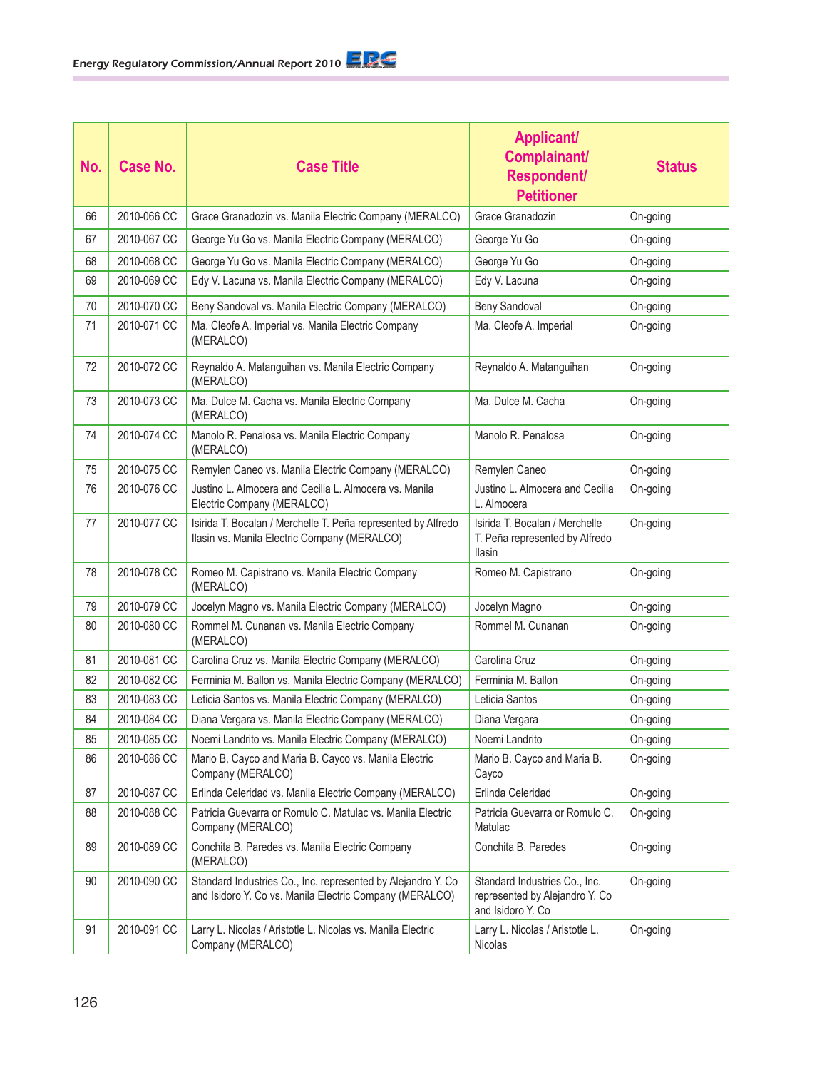| No. | Case No. | Case Title | Applicant/ Complainant/ Respondent/ Petitioner | Status |
|---|---|---|---|---|
| 66 | 2010-066 CC | Grace Granadozin vs. Manila Electric Company (MERALCO) | Grace Granadozin | On-going |
| 67 | 2010-067 CC | George Yu Go vs. Manila Electric Company (MERALCO) | George Yu Go | On-going |
| 68 | 2010-068 CC | George Yu Go vs. Manila Electric Company (MERALCO) | George Yu Go | On-going |
| 69 | 2010-069 CC | Edy V. Lacuna vs. Manila Electric Company (MERALCO) | Edy V. Lacuna | On-going |
| 70 | 2010-070 CC | Beny Sandoval vs. Manila Electric Company (MERALCO) | Beny Sandoval | On-going |
| 71 | 2010-071 CC | Ma. Cleofe A. Imperial vs. Manila Electric Company (MERALCO) | Ma. Cleofe A. Imperial | On-going |
| 72 | 2010-072 CC | Reynaldo A. Matanguihan vs. Manila Electric Company (MERALCO) | Reynaldo A. Matanguihan | On-going |
| 73 | 2010-073 CC | Ma. Dulce M. Cacha vs. Manila Electric Company (MERALCO) | Ma. Dulce M. Cacha | On-going |
| 74 | 2010-074 CC | Manolo R. Penalosa vs. Manila Electric Company (MERALCO) | Manolo R. Penalosa | On-going |
| 75 | 2010-075 CC | Remylen Caneo vs. Manila Electric Company (MERALCO) | Remylen Caneo | On-going |
| 76 | 2010-076 CC | Justino L. Almocera and Cecilia L. Almocera vs. Manila Electric Company (MERALCO) | Justino L. Almocera and Cecilia L. Almocera | On-going |
| 77 | 2010-077 CC | Isirida T. Bocalan / Merchelle T. Peña represented by Alfredo Ilasin vs. Manila Electric Company (MERALCO) | Isirida T. Bocalan / Merchelle T. Peña represented by Alfredo Ilasin | On-going |
| 78 | 2010-078 CC | Romeo M. Capistrano vs. Manila Electric Company (MERALCO) | Romeo M. Capistrano | On-going |
| 79 | 2010-079 CC | Jocelyn Magno vs. Manila Electric Company (MERALCO) | Jocelyn Magno | On-going |
| 80 | 2010-080 CC | Rommel M. Cunanan vs. Manila Electric Company (MERALCO) | Rommel M. Cunanan | On-going |
| 81 | 2010-081 CC | Carolina Cruz vs. Manila Electric Company (MERALCO) | Carolina Cruz | On-going |
| 82 | 2010-082 CC | Ferminia M. Ballon vs. Manila Electric Company (MERALCO) | Ferminia M. Ballon | On-going |
| 83 | 2010-083 CC | Leticia Santos vs. Manila Electric Company (MERALCO) | Leticia Santos | On-going |
| 84 | 2010-084 CC | Diana Vergara vs. Manila Electric Company (MERALCO) | Diana Vergara | On-going |
| 85 | 2010-085 CC | Noemi Landrito vs. Manila Electric Company (MERALCO) | Noemi Landrito | On-going |
| 86 | 2010-086 CC | Mario B. Cayco and Maria B. Cayco vs. Manila Electric Company (MERALCO) | Mario B. Cayco and Maria B. Cayco | On-going |
| 87 | 2010-087 CC | Erlinda Celeridad vs. Manila Electric Company (MERALCO) | Erlinda Celeridad | On-going |
| 88 | 2010-088 CC | Patricia Guevarra or Romulo C. Matulac vs. Manila Electric Company (MERALCO) | Patricia Guevarra or Romulo C. Matulac | On-going |
| 89 | 2010-089 CC | Conchita B. Paredes vs. Manila Electric Company (MERALCO) | Conchita B. Paredes | On-going |
| 90 | 2010-090 CC | Standard Industries Co., Inc. represented by Alejandro Y. Co and Isidoro Y. Co vs. Manila Electric Company (MERALCO) | Standard Industries Co., Inc. represented by Alejandro Y. Co and Isidoro Y. Co | On-going |
| 91 | 2010-091 CC | Larry L. Nicolas / Aristotle L. Nicolas vs. Manila Electric Company (MERALCO) | Larry L. Nicolas / Aristotle L. Nicolas | On-going |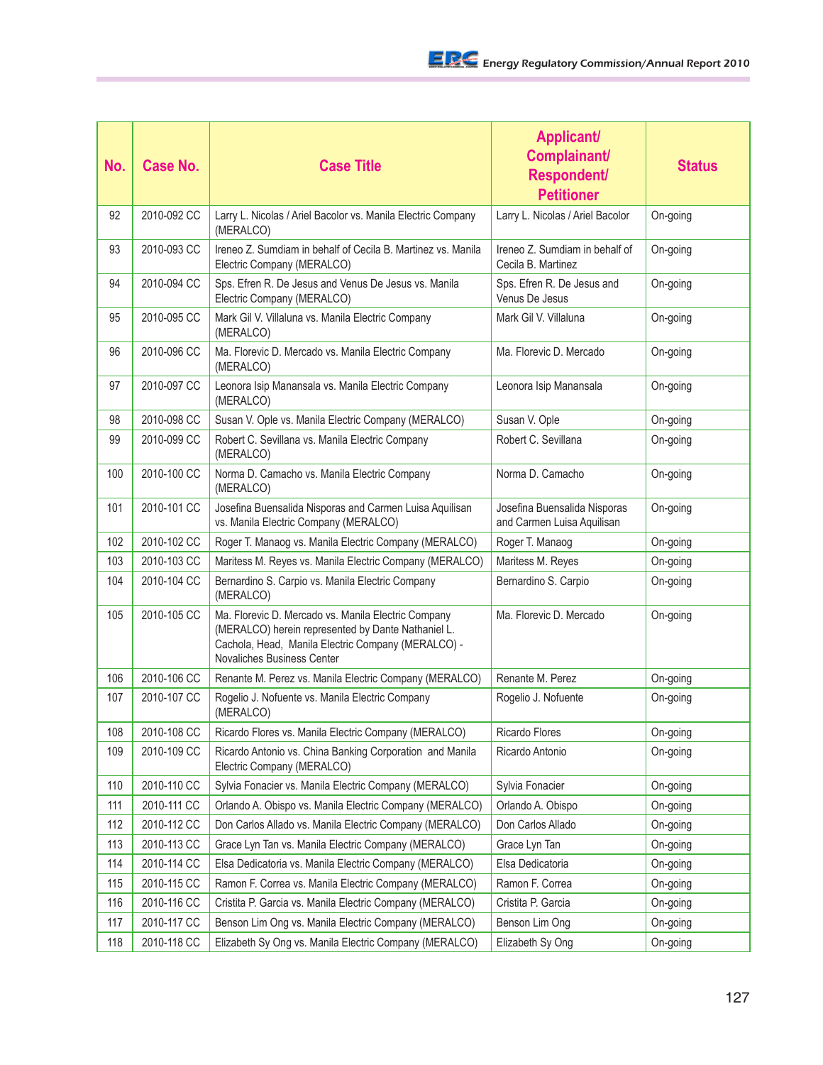| No. | Case No. | Case Title | Applicant/ Complainant/ Respondent/ Petitioner | Status |
|---|---|---|---|---|
| 92 | 2010-092 CC | Larry L. Nicolas / Ariel Bacolor vs. Manila Electric Company (MERALCO) | Larry L. Nicolas / Ariel Bacolor | On-going |
| 93 | 2010-093 CC | Ireneo Z. Sumdiam in behalf of Cecila B. Martinez vs. Manila Electric Company (MERALCO) | Ireneo Z. Sumdiam in behalf of Cecila B. Martinez | On-going |
| 94 | 2010-094 CC | Sps. Efren R. De Jesus and Venus De Jesus vs. Manila Electric Company (MERALCO) | Sps. Efren R. De Jesus and Venus De Jesus | On-going |
| 95 | 2010-095 CC | Mark Gil V. Villaluna vs. Manila Electric Company (MERALCO) | Mark Gil V. Villaluna | On-going |
| 96 | 2010-096 CC | Ma. Florevic D. Mercado vs. Manila Electric Company (MERALCO) | Ma. Florevic D. Mercado | On-going |
| 97 | 2010-097 CC | Leonora Isip Manansala vs. Manila Electric Company (MERALCO) | Leonora Isip Manansala | On-going |
| 98 | 2010-098 CC | Susan V. Ople vs. Manila Electric Company (MERALCO) | Susan V. Ople | On-going |
| 99 | 2010-099 CC | Robert C. Sevillana vs. Manila Electric Company (MERALCO) | Robert C. Sevillana | On-going |
| 100 | 2010-100 CC | Norma D. Camacho vs. Manila Electric Company (MERALCO) | Norma D. Camacho | On-going |
| 101 | 2010-101 CC | Josefina Buensalida Nisporas and Carmen Luisa Aquilisan vs. Manila Electric Company (MERALCO) | Josefina Buensalida Nisporas and Carmen Luisa Aquilisan | On-going |
| 102 | 2010-102 CC | Roger T. Manaog vs. Manila Electric Company (MERALCO) | Roger T. Manaog | On-going |
| 103 | 2010-103 CC | Maritess M. Reyes vs. Manila Electric Company (MERALCO) | Maritess M. Reyes | On-going |
| 104 | 2010-104 CC | Bernardino S. Carpio vs. Manila Electric Company (MERALCO) | Bernardino S. Carpio | On-going |
| 105 | 2010-105 CC | Ma. Florevic D. Mercado vs. Manila Electric Company (MERALCO) herein represented by Dante Nathaniel L. Cachola, Head, Manila Electric Company (MERALCO) - Novaliches Business Center | Ma. Florevic D. Mercado | On-going |
| 106 | 2010-106 CC | Renante M. Perez vs. Manila Electric Company (MERALCO) | Renante M. Perez | On-going |
| 107 | 2010-107 CC | Rogelio J. Nofuente vs. Manila Electric Company (MERALCO) | Rogelio J. Nofuente | On-going |
| 108 | 2010-108 CC | Ricardo Flores vs. Manila Electric Company (MERALCO) | Ricardo Flores | On-going |
| 109 | 2010-109 CC | Ricardo Antonio vs. China Banking Corporation and Manila Electric Company (MERALCO) | Ricardo Antonio | On-going |
| 110 | 2010-110 CC | Sylvia Fonacier vs. Manila Electric Company (MERALCO) | Sylvia Fonacier | On-going |
| 111 | 2010-111 CC | Orlando A. Obispo vs. Manila Electric Company (MERALCO) | Orlando A. Obispo | On-going |
| 112 | 2010-112 CC | Don Carlos Allado vs. Manila Electric Company (MERALCO) | Don Carlos Allado | On-going |
| 113 | 2010-113 CC | Grace Lyn Tan vs. Manila Electric Company (MERALCO) | Grace Lyn Tan | On-going |
| 114 | 2010-114 CC | Elsa Dedicatoria vs. Manila Electric Company (MERALCO) | Elsa Dedicatoria | On-going |
| 115 | 2010-115 CC | Ramon F. Correa vs. Manila Electric Company (MERALCO) | Ramon F. Correa | On-going |
| 116 | 2010-116 CC | Cristita P. Garcia vs. Manila Electric Company (MERALCO) | Cristita P. Garcia | On-going |
| 117 | 2010-117 CC | Benson Lim Ong vs. Manila Electric Company (MERALCO) | Benson Lim Ong | On-going |
| 118 | 2010-118 CC | Elizabeth Sy Ong vs. Manila Electric Company (MERALCO) | Elizabeth Sy Ong | On-going |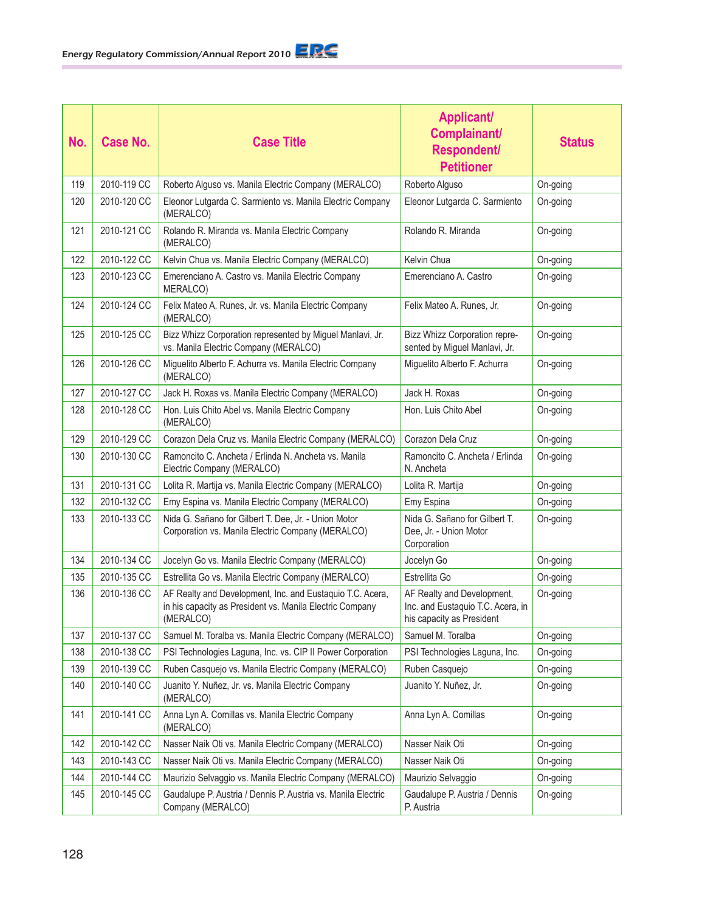| No. | Case No. | Case Title | Applicant/ Complainant/ Respondent/ Petitioner | Status |
|---|---|---|---|---|
| 119 | 2010-119 CC | Roberto Alguso vs. Manila Electric Company (MERALCO) | Roberto Alguso | On-going |
| 120 | 2010-120 CC | Eleonor Lutgarda C. Sarmiento vs. Manila Electric Company (MERALCO) | Eleonor Lutgarda C. Sarmiento | On-going |
| 121 | 2010-121 CC | Rolando R. Miranda vs. Manila Electric Company (MERALCO) | Rolando R. Miranda | On-going |
| 122 | 2010-122 CC | Kelvin Chua vs. Manila Electric Company (MERALCO) | Kelvin Chua | On-going |
| 123 | 2010-123 CC | Emerenciano A. Castro vs. Manila Electric Company MERALCO) | Emerenciano A. Castro | On-going |
| 124 | 2010-124 CC | Felix Mateo A. Runes, Jr. vs. Manila Electric Company (MERALCO) | Felix Mateo A. Runes, Jr. | On-going |
| 125 | 2010-125 CC | Bizz Whizz Corporation represented by Miguel Manlavi, Jr. vs. Manila Electric Company (MERALCO) | Bizz Whizz Corporation represented by Miguel Manlavi, Jr. | On-going |
| 126 | 2010-126 CC | Miguelito Alberto F. Achurra vs. Manila Electric Company (MERALCO) | Miguelito Alberto F. Achurra | On-going |
| 127 | 2010-127 CC | Jack H. Roxas vs. Manila Electric Company (MERALCO) | Jack H. Roxas | On-going |
| 128 | 2010-128 CC | Hon. Luis Chito Abel vs. Manila Electric Company (MERALCO) | Hon. Luis Chito Abel | On-going |
| 129 | 2010-129 CC | Corazon Dela Cruz vs. Manila Electric Company (MERALCO) | Corazon Dela Cruz | On-going |
| 130 | 2010-130 CC | Ramoncito C. Ancheta / Erlinda N. Ancheta vs. Manila Electric Company (MERALCO) | Ramoncito C. Ancheta / Erlinda N. Ancheta | On-going |
| 131 | 2010-131 CC | Lolita R. Martija vs. Manila Electric Company (MERALCO) | Lolita R. Martija | On-going |
| 132 | 2010-132 CC | Emy Espina vs. Manila Electric Company (MERALCO) | Emy Espina | On-going |
| 133 | 2010-133 CC | Nida G. Sañano for Gilbert T. Dee, Jr. - Union Motor Corporation vs. Manila Electric Company (MERALCO) | Nida G. Sañano for Gilbert T. Dee, Jr. - Union Motor Corporation | On-going |
| 134 | 2010-134 CC | Jocelyn Go vs. Manila Electric Company (MERALCO) | Jocelyn Go | On-going |
| 135 | 2010-135 CC | Estrellita Go vs. Manila Electric Company (MERALCO) | Estrellita Go | On-going |
| 136 | 2010-136 CC | AF Realty and Development, Inc. and Eustaquio T.C. Acera, in his capacity as President vs. Manila Electric Company (MERALCO) | AF Realty and Development, Inc. and Eustaquio T.C. Acera, in his capacity as President | On-going |
| 137 | 2010-137 CC | Samuel M. Toralba vs. Manila Electric Company (MERALCO) | Samuel M. Toralba | On-going |
| 138 | 2010-138 CC | PSI Technologies Laguna, Inc. vs. CIP II Power Corporation | PSI Technologies Laguna, Inc. | On-going |
| 139 | 2010-139 CC | Ruben Casquejo vs. Manila Electric Company (MERALCO) | Ruben Casquejo | On-going |
| 140 | 2010-140 CC | Juanito Y. Nuñez, Jr. vs. Manila Electric Company (MERALCO) | Juanito Y. Nuñez, Jr. | On-going |
| 141 | 2010-141 CC | Anna Lyn A. Comillas vs. Manila Electric Company (MERALCO) | Anna Lyn A. Comillas | On-going |
| 142 | 2010-142 CC | Nasser Naik Oti vs. Manila Electric Company (MERALCO) | Nasser Naik Oti | On-going |
| 143 | 2010-143 CC | Nasser Naik Oti vs. Manila Electric Company (MERALCO) | Nasser Naik Oti | On-going |
| 144 | 2010-144 CC | Maurizio Selvaggio vs. Manila Electric Company (MERALCO) | Maurizio Selvaggio | On-going |
| 145 | 2010-145 CC | Gaudalupe P. Austria / Dennis P. Austria vs. Manila Electric Company (MERALCO) | Gaudalupe P. Austria / Dennis P. Austria | On-going |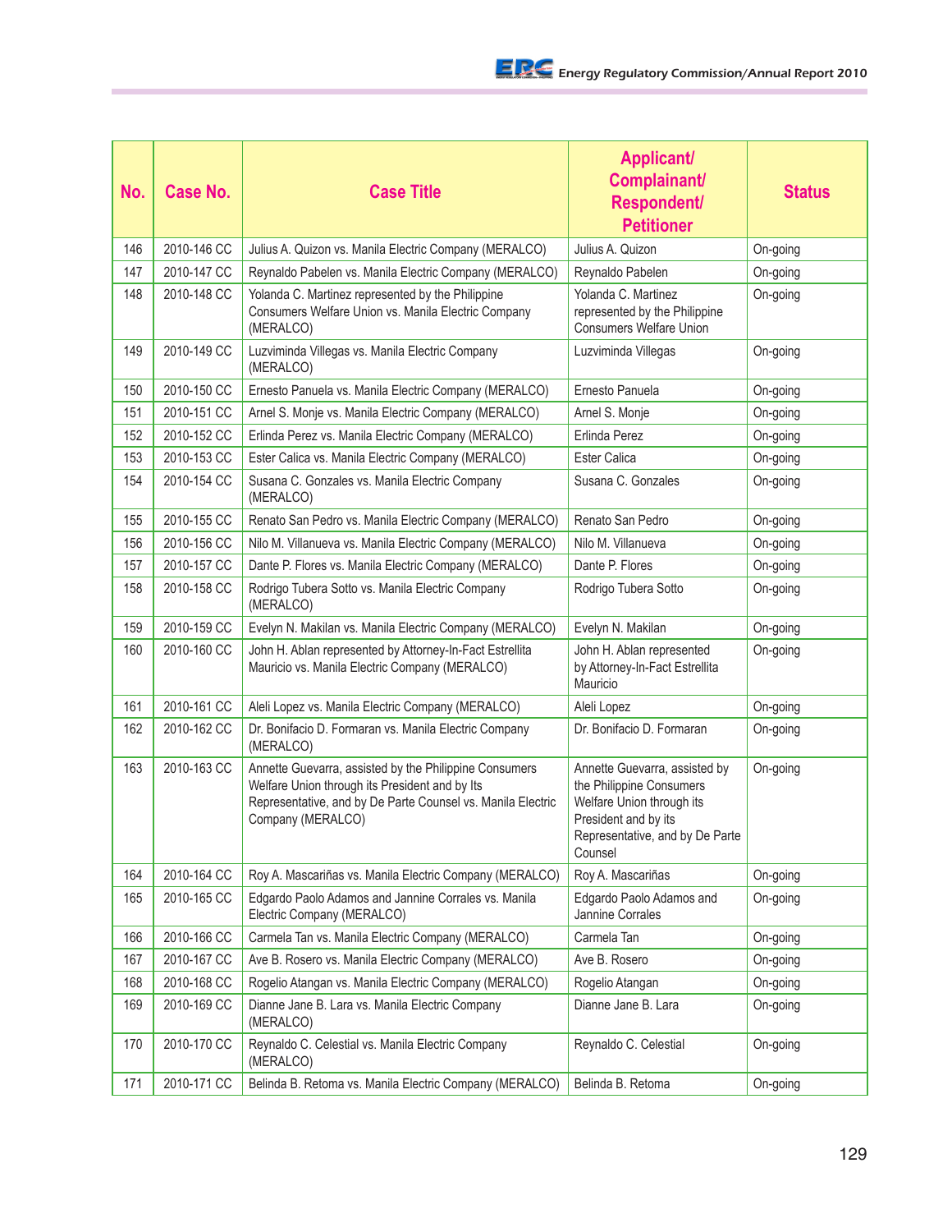| No. | Case No. | Case Title | Applicant/ Complainant/ Respondent/ Petitioner | Status |
|---|---|---|---|---|
| 146 | 2010-146 CC | Julius A. Quizon vs. Manila Electric Company (MERALCO) | Julius A. Quizon | On-going |
| 147 | 2010-147 CC | Reynaldo Pabelen vs. Manila Electric Company (MERALCO) | Reynaldo Pabelen | On-going |
| 148 | 2010-148 CC | Yolanda C. Martinez represented by the Philippine Consumers Welfare Union vs. Manila Electric Company (MERALCO) | Yolanda C. Martinez represented by the Philippine Consumers Welfare Union | On-going |
| 149 | 2010-149 CC | Luzviminda Villegas vs. Manila Electric Company (MERALCO) | Luzviminda Villegas | On-going |
| 150 | 2010-150 CC | Ernesto Panuela vs. Manila Electric Company (MERALCO) | Ernesto Panuela | On-going |
| 151 | 2010-151 CC | Arnel S. Monje vs. Manila Electric Company (MERALCO) | Arnel S. Monje | On-going |
| 152 | 2010-152 CC | Erlinda Perez vs. Manila Electric Company (MERALCO) | Erlinda Perez | On-going |
| 153 | 2010-153 CC | Ester Calica vs. Manila Electric Company (MERALCO) | Ester Calica | On-going |
| 154 | 2010-154 CC | Susana C. Gonzales vs. Manila Electric Company (MERALCO) | Susana C. Gonzales | On-going |
| 155 | 2010-155 CC | Renato San Pedro vs. Manila Electric Company (MERALCO) | Renato San Pedro | On-going |
| 156 | 2010-156 CC | Nilo M. Villanueva vs. Manila Electric Company (MERALCO) | Nilo M. Villanueva | On-going |
| 157 | 2010-157 CC | Dante P. Flores vs. Manila Electric Company (MERALCO) | Dante P. Flores | On-going |
| 158 | 2010-158 CC | Rodrigo Tubera Sotto vs. Manila Electric Company (MERALCO) | Rodrigo Tubera Sotto | On-going |
| 159 | 2010-159 CC | Evelyn N. Makilan vs. Manila Electric Company (MERALCO) | Evelyn N. Makilan | On-going |
| 160 | 2010-160 CC | John H. Ablan represented by Attorney-In-Fact Estrellita Mauricio vs. Manila Electric Company (MERALCO) | John H. Ablan represented by Attorney-In-Fact Estrellita Mauricio | On-going |
| 161 | 2010-161 CC | Aleli Lopez vs. Manila Electric Company (MERALCO) | Aleli Lopez | On-going |
| 162 | 2010-162 CC | Dr. Bonifacio D. Formaran vs. Manila Electric Company (MERALCO) | Dr. Bonifacio D. Formaran | On-going |
| 163 | 2010-163 CC | Annette Guevarra, assisted by the Philippine Consumers Welfare Union through its President and by Its Representative, and by De Parte Counsel vs. Manila Electric Company (MERALCO) | Annette Guevarra, assisted by the Philippine Consumers Welfare Union through its President and by its Representative, and by De Parte Counsel | On-going |
| 164 | 2010-164 CC | Roy A. Mascariñas vs. Manila Electric Company (MERALCO) | Roy A. Mascariñas | On-going |
| 165 | 2010-165 CC | Edgardo Paolo Adamos and Jannine Corrales vs. Manila Electric Company (MERALCO) | Edgardo Paolo Adamos and Jannine Corrales | On-going |
| 166 | 2010-166 CC | Carmela Tan vs. Manila Electric Company (MERALCO) | Carmela Tan | On-going |
| 167 | 2010-167 CC | Ave B. Rosero vs. Manila Electric Company (MERALCO) | Ave B. Rosero | On-going |
| 168 | 2010-168 CC | Rogelio Atangan vs. Manila Electric Company (MERALCO) | Rogelio Atangan | On-going |
| 169 | 2010-169 CC | Dianne Jane B. Lara vs. Manila Electric Company (MERALCO) | Dianne Jane B. Lara | On-going |
| 170 | 2010-170 CC | Reynaldo C. Celestial vs. Manila Electric Company (MERALCO) | Reynaldo C. Celestial | On-going |
| 171 | 2010-171 CC | Belinda B. Retoma vs. Manila Electric Company (MERALCO) | Belinda B. Retoma | On-going |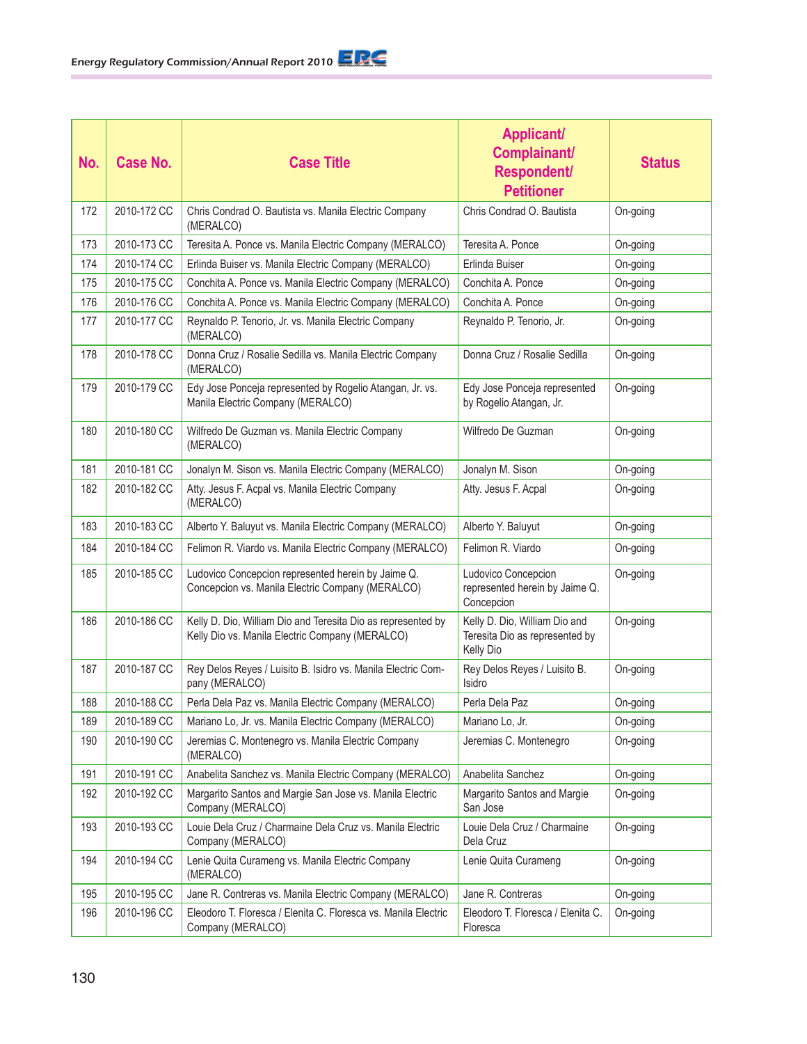| No. | Case No. | Case Title | Applicant/ Complainant/ Respondent/ Petitioner | Status |
|---|---|---|---|---|
| 172 | 2010-172 CC | Chris Condrad O. Bautista vs. Manila Electric Company (MERALCO) | Chris Condrad O. Bautista | On-going |
| 173 | 2010-173 CC | Teresita A. Ponce vs. Manila Electric Company (MERALCO) | Teresita A. Ponce | On-going |
| 174 | 2010-174 CC | Erlinda Buiser vs. Manila Electric Company (MERALCO) | Erlinda Buiser | On-going |
| 175 | 2010-175 CC | Conchita A. Ponce vs. Manila Electric Company (MERALCO) | Conchita A. Ponce | On-going |
| 176 | 2010-176 CC | Conchita A. Ponce vs. Manila Electric Company (MERALCO) | Conchita A. Ponce | On-going |
| 177 | 2010-177 CC | Reynaldo P. Tenorio, Jr. vs. Manila Electric Company (MERALCO) | Reynaldo P. Tenorio, Jr. | On-going |
| 178 | 2010-178 CC | Donna Cruz / Rosalie Sedilla vs. Manila Electric Company (MERALCO) | Donna Cruz / Rosalie Sedilla | On-going |
| 179 | 2010-179 CC | Edy Jose Ponceja represented by Rogelio Atangan, Jr. vs. Manila Electric Company (MERALCO) | Edy Jose Ponceja represented by Rogelio Atangan, Jr. | On-going |
| 180 | 2010-180 CC | Wilfredo De Guzman vs. Manila Electric Company (MERALCO) | Wilfredo De Guzman | On-going |
| 181 | 2010-181 CC | Jonalyn M. Sison vs. Manila Electric Company (MERALCO) | Jonalyn M. Sison | On-going |
| 182 | 2010-182 CC | Atty. Jesus F. Acpal vs. Manila Electric Company (MERALCO) | Atty. Jesus F. Acpal | On-going |
| 183 | 2010-183 CC | Alberto Y. Baluyut vs. Manila Electric Company (MERALCO) | Alberto Y. Baluyut | On-going |
| 184 | 2010-184 CC | Felimon R. Viardo vs. Manila Electric Company (MERALCO) | Felimon R. Viardo | On-going |
| 185 | 2010-185 CC | Ludovico Concepcion represented herein by Jaime Q. Concepcion vs. Manila Electric Company (MERALCO) | Ludovico Concepcion represented herein by Jaime Q. Concepcion | On-going |
| 186 | 2010-186 CC | Kelly D. Dio, William Dio and Teresita Dio as represented by Kelly Dio vs. Manila Electric Company (MERALCO) | Kelly D. Dio, William Dio and Teresita Dio as represented by Kelly Dio | On-going |
| 187 | 2010-187 CC | Rey Delos Reyes / Luisito B. Isidro vs. Manila Electric Company (MERALCO) | Rey Delos Reyes / Luisito B. Isidro | On-going |
| 188 | 2010-188 CC | Perla Dela Paz vs. Manila Electric Company (MERALCO) | Perla Dela Paz | On-going |
| 189 | 2010-189 CC | Mariano Lo, Jr. vs. Manila Electric Company (MERALCO) | Mariano Lo, Jr. | On-going |
| 190 | 2010-190 CC | Jeremias C. Montenegro vs. Manila Electric Company (MERALCO) | Jeremias C. Montenegro | On-going |
| 191 | 2010-191 CC | Anabelita Sanchez vs. Manila Electric Company (MERALCO) | Anabelita Sanchez | On-going |
| 192 | 2010-192 CC | Margarito Santos and Margie San Jose vs. Manila Electric Company (MERALCO) | Margarito Santos and Margie San Jose | On-going |
| 193 | 2010-193 CC | Louie Dela Cruz / Charmaine Dela Cruz vs. Manila Electric Company (MERALCO) | Louie Dela Cruz / Charmaine Dela Cruz | On-going |
| 194 | 2010-194 CC | Lenie Quita Curameng vs. Manila Electric Company (MERALCO) | Lenie Quita Curameng | On-going |
| 195 | 2010-195 CC | Jane R. Contreras vs. Manila Electric Company (MERALCO) | Jane R. Contreras | On-going |
| 196 | 2010-196 CC | Eleodoro T. Floresca / Elenita C. Floresca vs. Manila Electric Company (MERALCO) | Eleodoro T. Floresca / Elenita C. Floresca | On-going |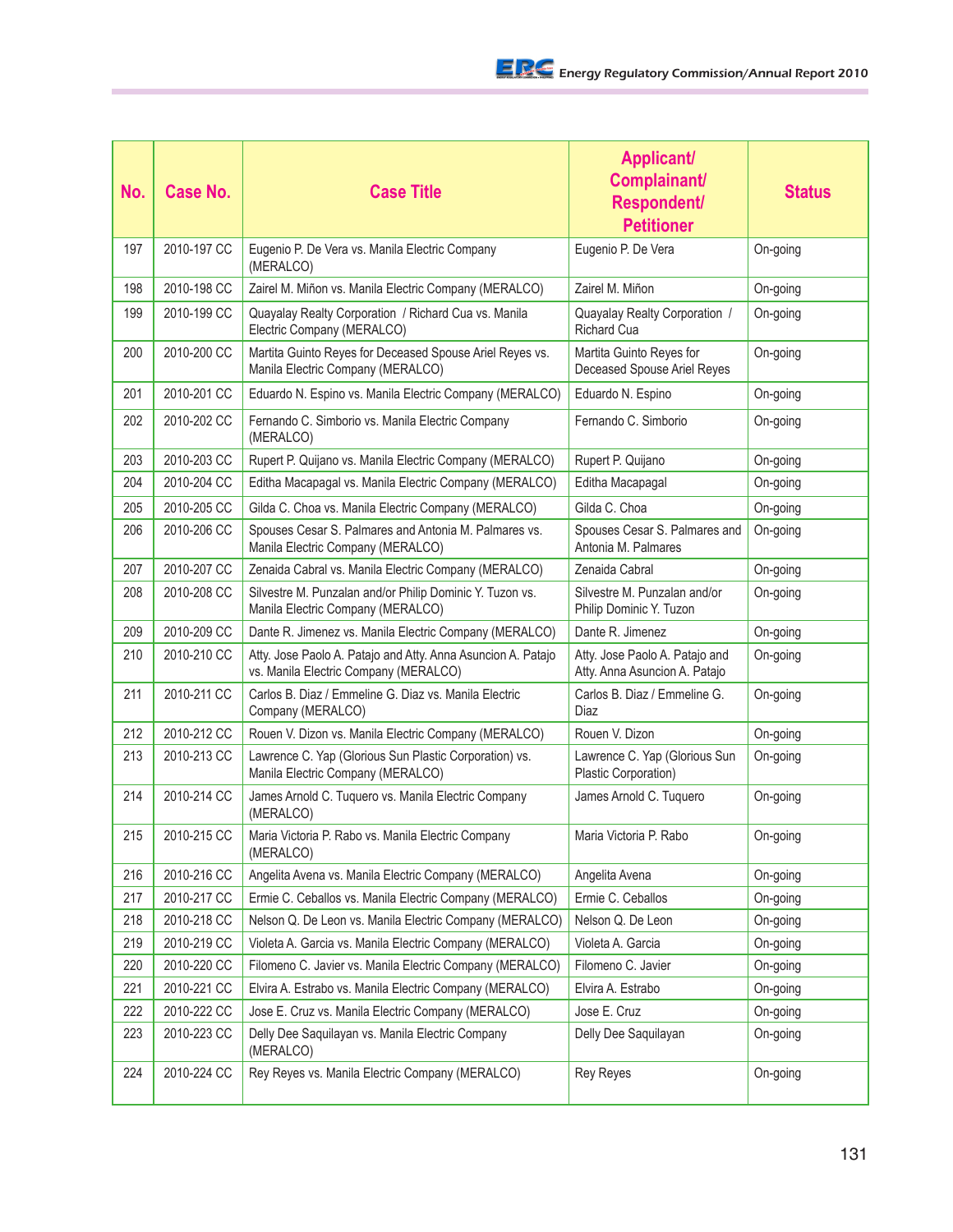| No. | Case No. | Case Title | Applicant/ Complainant/ Respondent/ Petitioner | Status |
|---|---|---|---|---|
| 197 | 2010-197 CC | Eugenio P. De Vera vs. Manila Electric Company (MERALCO) | Eugenio P. De Vera | On-going |
| 198 | 2010-198 CC | Zairel M. Miñon vs. Manila Electric Company (MERALCO) | Zairel M. Miñon | On-going |
| 199 | 2010-199 CC | Quayalay Realty Corporation / Richard Cua vs. Manila Electric Company (MERALCO) | Quayalay Realty Corporation / Richard Cua | On-going |
| 200 | 2010-200 CC | Martita Guinto Reyes for Deceased Spouse Ariel Reyes vs. Manila Electric Company (MERALCO) | Martita Guinto Reyes for Deceased Spouse Ariel Reyes | On-going |
| 201 | 2010-201 CC | Eduardo N. Espino vs. Manila Electric Company (MERALCO) | Eduardo N. Espino | On-going |
| 202 | 2010-202 CC | Fernando C. Simborio vs. Manila Electric Company (MERALCO) | Fernando C. Simborio | On-going |
| 203 | 2010-203 CC | Rupert P. Quijano vs. Manila Electric Company (MERALCO) | Rupert P. Quijano | On-going |
| 204 | 2010-204 CC | Editha Macapagal vs. Manila Electric Company (MERALCO) | Editha Macapagal | On-going |
| 205 | 2010-205 CC | Gilda C. Choa vs. Manila Electric Company (MERALCO) | Gilda C. Choa | On-going |
| 206 | 2010-206 CC | Spouses Cesar S. Palmares and Antonia M. Palmares vs. Manila Electric Company (MERALCO) | Spouses Cesar S. Palmares and Antonia M. Palmares | On-going |
| 207 | 2010-207 CC | Zenaida Cabral vs. Manila Electric Company (MERALCO) | Zenaida Cabral | On-going |
| 208 | 2010-208 CC | Silvestre M. Punzalan and/or Philip Dominic Y. Tuzon vs. Manila Electric Company (MERALCO) | Silvestre M. Punzalan and/or Philip Dominic Y. Tuzon | On-going |
| 209 | 2010-209 CC | Dante R. Jimenez vs. Manila Electric Company (MERALCO) | Dante R. Jimenez | On-going |
| 210 | 2010-210 CC | Atty. Jose Paolo A. Patajo and Atty. Anna Asuncion A. Patajo vs. Manila Electric Company (MERALCO) | Atty. Jose Paolo A. Patajo and Atty. Anna Asuncion A. Patajo | On-going |
| 211 | 2010-211 CC | Carlos B. Diaz / Emmeline G. Diaz vs. Manila Electric Company (MERALCO) | Carlos B. Diaz / Emmeline G. Diaz | On-going |
| 212 | 2010-212 CC | Rouen V. Dizon vs. Manila Electric Company (MERALCO) | Rouen V. Dizon | On-going |
| 213 | 2010-213 CC | Lawrence C. Yap (Glorious Sun Plastic Corporation) vs. Manila Electric Company (MERALCO) | Lawrence C. Yap (Glorious Sun Plastic Corporation) | On-going |
| 214 | 2010-214 CC | James Arnold C. Tuquero vs. Manila Electric Company (MERALCO) | James Arnold C. Tuquero | On-going |
| 215 | 2010-215 CC | Maria Victoria P. Rabo vs. Manila Electric Company (MERALCO) | Maria Victoria P. Rabo | On-going |
| 216 | 2010-216 CC | Angelita Avena vs. Manila Electric Company (MERALCO) | Angelita Avena | On-going |
| 217 | 2010-217 CC | Ermie C. Ceballos vs. Manila Electric Company (MERALCO) | Ermie C. Ceballos | On-going |
| 218 | 2010-218 CC | Nelson Q. De Leon vs. Manila Electric Company (MERALCO) | Nelson Q. De Leon | On-going |
| 219 | 2010-219 CC | Violeta A. Garcia vs. Manila Electric Company (MERALCO) | Violeta A. Garcia | On-going |
| 220 | 2010-220 CC | Filomeno C. Javier vs. Manila Electric Company (MERALCO) | Filomeno C. Javier | On-going |
| 221 | 2010-221 CC | Elvira A. Estrabo vs. Manila Electric Company (MERALCO) | Elvira A. Estrabo | On-going |
| 222 | 2010-222 CC | Jose E. Cruz vs. Manila Electric Company (MERALCO) | Jose E. Cruz | On-going |
| 223 | 2010-223 CC | Delly Dee Saquilayan vs. Manila Electric Company (MERALCO) | Delly Dee Saquilayan | On-going |
| 224 | 2010-224 CC | Rey Reyes vs. Manila Electric Company (MERALCO) | Rey Reyes | On-going |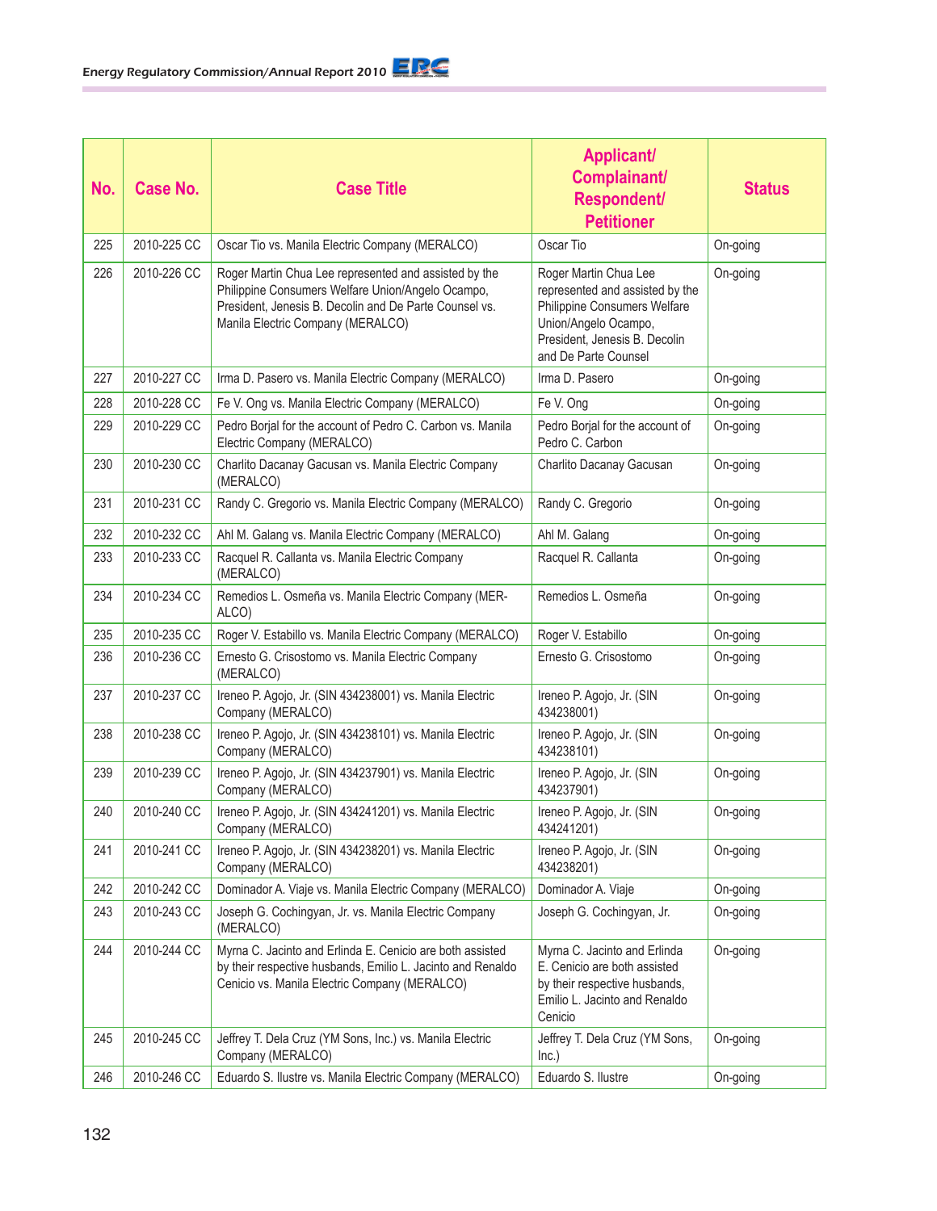| No. | Case No. | Case Title | Applicant/ Complainant/ Respondent/ Petitioner | Status |
|---|---|---|---|---|
| 225 | 2010-225 CC | Oscar Tio vs. Manila Electric Company (MERALCO) | Oscar Tio | On-going |
| 226 | 2010-226 CC | Roger Martin Chua Lee represented and assisted by the Philippine Consumers Welfare Union/Angelo Ocampo, President, Jenesis B. Decolin and De Parte Counsel vs. Manila Electric Company (MERALCO) | Roger Martin Chua Lee represented and assisted by the Philippine Consumers Welfare Union/Angelo Ocampo, President, Jenesis B. Decolin and De Parte Counsel | On-going |
| 227 | 2010-227 CC | Irma D. Pasero vs. Manila Electric Company (MERALCO) | Irma D. Pasero | On-going |
| 228 | 2010-228 CC | Fe V. Ong vs. Manila Electric Company (MERALCO) | Fe V. Ong | On-going |
| 229 | 2010-229 CC | Pedro Borjal for the account of Pedro C. Carbon vs. Manila Electric Company (MERALCO) | Pedro Borjal for the account of Pedro C. Carbon | On-going |
| 230 | 2010-230 CC | Charlito Dacanay Gacusan vs. Manila Electric Company (MERALCO) | Charlito Dacanay Gacusan | On-going |
| 231 | 2010-231 CC | Randy C. Gregorio vs. Manila Electric Company (MERALCO) | Randy C. Gregorio | On-going |
| 232 | 2010-232 CC | Ahl M. Galang vs. Manila Electric Company (MERALCO) | Ahl M. Galang | On-going |
| 233 | 2010-233 CC | Racquel R. Callanta vs. Manila Electric Company (MERALCO) | Racquel R. Callanta | On-going |
| 234 | 2010-234 CC | Remedios L. Osmeña vs. Manila Electric Company (MER-ALCO) | Remedios L. Osmeña | On-going |
| 235 | 2010-235 CC | Roger V. Estabillo vs. Manila Electric Company (MERALCO) | Roger V. Estabillo | On-going |
| 236 | 2010-236 CC | Ernesto G. Crisostomo vs. Manila Electric Company (MERALCO) | Ernesto G. Crisostomo | On-going |
| 237 | 2010-237 CC | Ireneo P. Agojo, Jr. (SIN 434238001) vs. Manila Electric Company (MERALCO) | Ireneo P. Agojo, Jr. (SIN 434238001) | On-going |
| 238 | 2010-238 CC | Ireneo P. Agojo, Jr. (SIN 434238101) vs. Manila Electric Company (MERALCO) | Ireneo P. Agojo, Jr. (SIN 434238101) | On-going |
| 239 | 2010-239 CC | Ireneo P. Agojo, Jr. (SIN 434237901) vs. Manila Electric Company (MERALCO) | Ireneo P. Agojo, Jr. (SIN 434237901) | On-going |
| 240 | 2010-240 CC | Ireneo P. Agojo, Jr. (SIN 434241201) vs. Manila Electric Company (MERALCO) | Ireneo P. Agojo, Jr. (SIN 434241201) | On-going |
| 241 | 2010-241 CC | Ireneo P. Agojo, Jr. (SIN 434238201) vs. Manila Electric Company (MERALCO) | Ireneo P. Agojo, Jr. (SIN 434238201) | On-going |
| 242 | 2010-242 CC | Dominador A. Viaje vs. Manila Electric Company (MERALCO) | Dominador A. Viaje | On-going |
| 243 | 2010-243 CC | Joseph G. Cochingyan, Jr. vs. Manila Electric Company (MERALCO) | Joseph G. Cochingyan, Jr. | On-going |
| 244 | 2010-244 CC | Myrna C. Jacinto and Erlinda E. Cenicio are both assisted by their respective husbands, Emilio L. Jacinto and Renaldo Cenicio vs. Manila Electric Company (MERALCO) | Myrna C. Jacinto and Erlinda E. Cenicio are both assisted by their respective husbands, Emilio L. Jacinto and Renaldo Cenicio | On-going |
| 245 | 2010-245 CC | Jeffrey T. Dela Cruz (YM Sons, Inc.) vs. Manila Electric Company (MERALCO) | Jeffrey T. Dela Cruz (YM Sons, Inc.) | On-going |
| 246 | 2010-246 CC | Eduardo S. Ilustre vs. Manila Electric Company (MERALCO) | Eduardo S. Ilustre | On-going |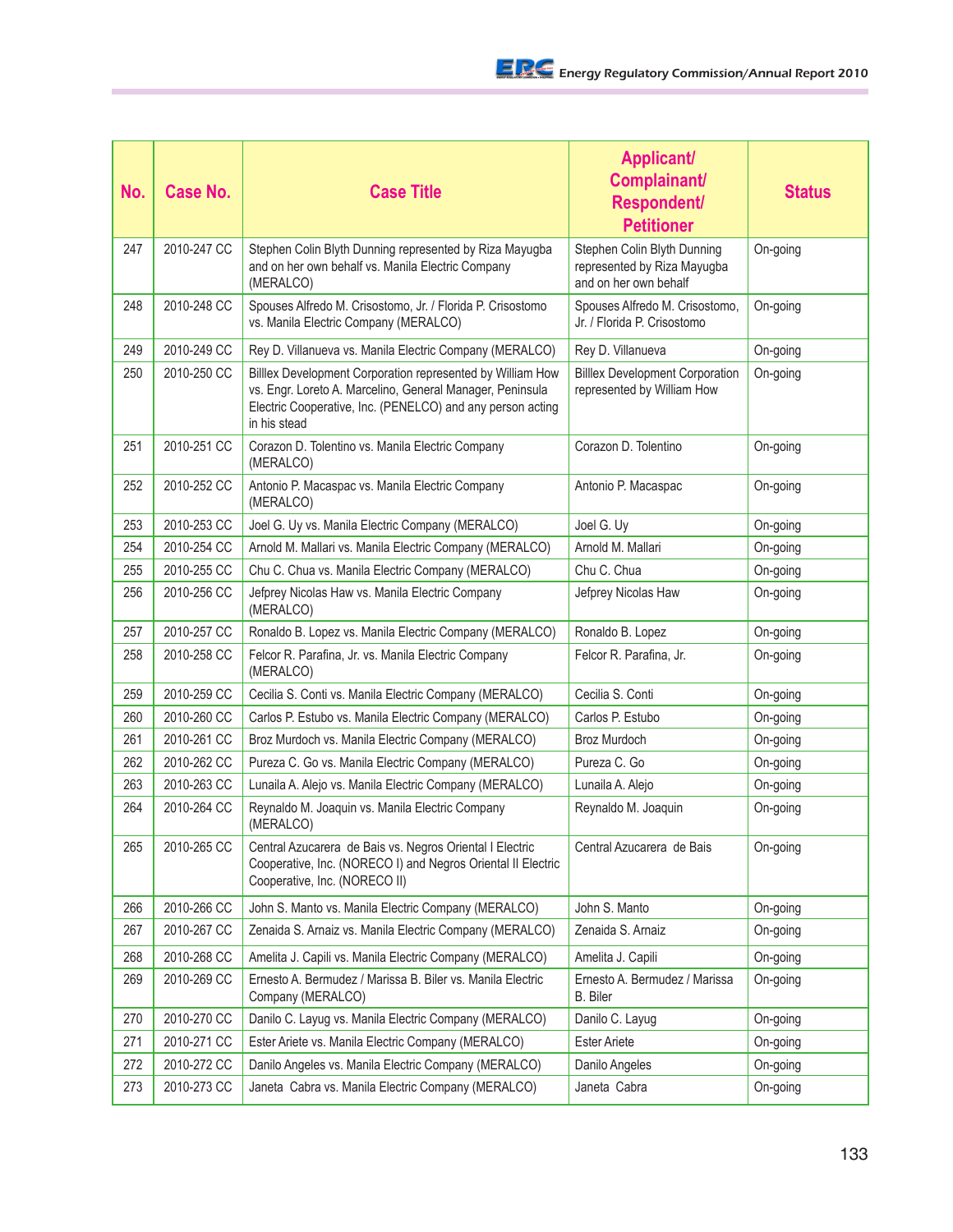| No. | Case No. | Case Title | Applicant/ Complainant/ Respondent/ Petitioner | Status |
|---|---|---|---|---|
| 247 | 2010-247 CC | Stephen Colin Blyth Dunning represented by Riza Mayugba and on her own behalf vs. Manila Electric Company (MERALCO) | Stephen Colin Blyth Dunning represented by Riza Mayugba and on her own behalf | On-going |
| 248 | 2010-248 CC | Spouses Alfredo M. Crisostomo, Jr. / Florida P. Crisostomo vs. Manila Electric Company (MERALCO) | Spouses Alfredo M. Crisostomo, Jr. / Florida P. Crisostomo | On-going |
| 249 | 2010-249 CC | Rey D. Villanueva vs. Manila Electric Company (MERALCO) | Rey D. Villanueva | On-going |
| 250 | 2010-250 CC | Billlex Development Corporation represented by William How vs. Engr. Loreto A. Marcelino, General Manager, Peninsula Electric Cooperative, Inc. (PENELCO) and any person acting in his stead | Billlex Development Corporation represented by William How | On-going |
| 251 | 2010-251 CC | Corazon D. Tolentino vs. Manila Electric Company (MERALCO) | Corazon D. Tolentino | On-going |
| 252 | 2010-252 CC | Antonio P. Macaspac vs. Manila Electric Company (MERALCO) | Antonio P. Macaspac | On-going |
| 253 | 2010-253 CC | Joel G. Uy vs. Manila Electric Company (MERALCO) | Joel G. Uy | On-going |
| 254 | 2010-254 CC | Arnold M. Mallari vs. Manila Electric Company (MERALCO) | Arnold M. Mallari | On-going |
| 255 | 2010-255 CC | Chu C. Chua vs. Manila Electric Company (MERALCO) | Chu C. Chua | On-going |
| 256 | 2010-256 CC | Jefprey Nicolas Haw vs. Manila Electric Company (MERALCO) | Jefprey Nicolas Haw | On-going |
| 257 | 2010-257 CC | Ronaldo B. Lopez vs. Manila Electric Company (MERALCO) | Ronaldo B. Lopez | On-going |
| 258 | 2010-258 CC | Felcor R. Parafina, Jr. vs. Manila Electric Company (MERALCO) | Felcor R. Parafina, Jr. | On-going |
| 259 | 2010-259 CC | Cecilia S. Conti vs. Manila Electric Company (MERALCO) | Cecilia S. Conti | On-going |
| 260 | 2010-260 CC | Carlos P. Estubo vs. Manila Electric Company (MERALCO) | Carlos P. Estubo | On-going |
| 261 | 2010-261 CC | Broz Murdoch vs. Manila Electric Company (MERALCO) | Broz Murdoch | On-going |
| 262 | 2010-262 CC | Pureza C. Go vs. Manila Electric Company (MERALCO) | Pureza C. Go | On-going |
| 263 | 2010-263 CC | Lunaila A. Alejo vs. Manila Electric Company (MERALCO) | Lunaila A. Alejo | On-going |
| 264 | 2010-264 CC | Reynaldo M. Joaquin vs. Manila Electric Company (MERALCO) | Reynaldo M. Joaquin | On-going |
| 265 | 2010-265 CC | Central Azucarera de Bais vs. Negros Oriental I Electric Cooperative, Inc. (NORECO I) and Negros Oriental II Electric Cooperative, Inc. (NORECO II) | Central Azucarera de Bais | On-going |
| 266 | 2010-266 CC | John S. Manto vs. Manila Electric Company (MERALCO) | John S. Manto | On-going |
| 267 | 2010-267 CC | Zenaida S. Arnaiz vs. Manila Electric Company (MERALCO) | Zenaida S. Arnaiz | On-going |
| 268 | 2010-268 CC | Amelita J. Capili vs. Manila Electric Company (MERALCO) | Amelita J. Capili | On-going |
| 269 | 2010-269 CC | Ernesto A. Bermudez / Marissa B. Biler vs. Manila Electric Company (MERALCO) | Ernesto A. Bermudez / Marissa B. Biler | On-going |
| 270 | 2010-270 CC | Danilo C. Layug vs. Manila Electric Company (MERALCO) | Danilo C. Layug | On-going |
| 271 | 2010-271 CC | Ester Ariete vs. Manila Electric Company (MERALCO) | Ester Ariete | On-going |
| 272 | 2010-272 CC | Danilo Angeles vs. Manila Electric Company (MERALCO) | Danilo Angeles | On-going |
| 273 | 2010-273 CC | Janeta Cabra vs. Manila Electric Company (MERALCO) | Janeta Cabra | On-going |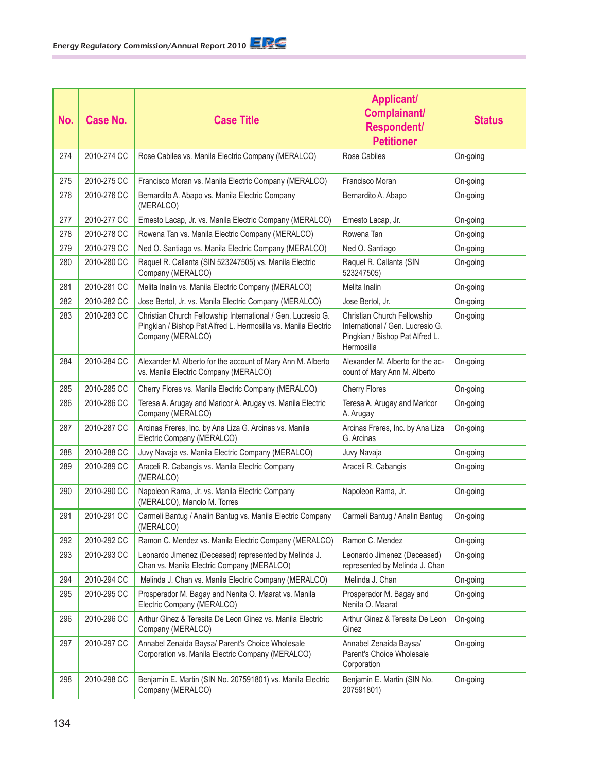| No. | Case No. | Case Title | Applicant/ Complainant/ Respondent/ Petitioner | Status |
|---|---|---|---|---|
| 274 | 2010-274 CC | Rose Cabiles vs. Manila Electric Company (MERALCO) | Rose Cabiles | On-going |
| 275 | 2010-275 CC | Francisco Moran vs. Manila Electric Company (MERALCO) | Francisco Moran | On-going |
| 276 | 2010-276 CC | Bernardito A. Abapo vs. Manila Electric Company (MERALCO) | Bernardito A. Abapo | On-going |
| 277 | 2010-277 CC | Ernesto Lacap, Jr. vs. Manila Electric Company (MERALCO) | Ernesto Lacap, Jr. | On-going |
| 278 | 2010-278 CC | Rowena Tan vs. Manila Electric Company (MERALCO) | Rowena Tan | On-going |
| 279 | 2010-279 CC | Ned O. Santiago vs. Manila Electric Company (MERALCO) | Ned O. Santiago | On-going |
| 280 | 2010-280 CC | Raquel R. Callanta (SIN 523247505) vs. Manila Electric Company (MERALCO) | Raquel R. Callanta (SIN 523247505) | On-going |
| 281 | 2010-281 CC | Melita Inalin vs. Manila Electric Company (MERALCO) | Melita Inalin | On-going |
| 282 | 2010-282 CC | Jose Bertol, Jr. vs. Manila Electric Company (MERALCO) | Jose Bertol, Jr. | On-going |
| 283 | 2010-283 CC | Christian Church Fellowship International / Gen. Lucresio G. Pingkian / Bishop Pat Alfred L. Hermosilla vs. Manila Electric Company (MERALCO) | Christian Church Fellowship International / Gen. Lucresio G. Pingkian / Bishop Pat Alfred L. Hermosilla | On-going |
| 284 | 2010-284 CC | Alexander M. Alberto for the account of Mary Ann M. Alberto vs. Manila Electric Company (MERALCO) | Alexander M. Alberto for the account of Mary Ann M. Alberto | On-going |
| 285 | 2010-285 CC | Cherry Flores vs. Manila Electric Company (MERALCO) | Cherry Flores | On-going |
| 286 | 2010-286 CC | Teresa A. Arugay and Maricor A. Arugay vs. Manila Electric Company (MERALCO) | Teresa A. Arugay and Maricor A. Arugay | On-going |
| 287 | 2010-287 CC | Arcinas Freres, Inc. by Ana Liza G. Arcinas vs. Manila Electric Company (MERALCO) | Arcinas Freres, Inc. by Ana Liza G. Arcinas | On-going |
| 288 | 2010-288 CC | Juvy Navaja vs. Manila Electric Company (MERALCO) | Juvy Navaja | On-going |
| 289 | 2010-289 CC | Araceli R. Cabangis vs. Manila Electric Company (MERALCO) | Araceli R. Cabangis | On-going |
| 290 | 2010-290 CC | Napoleon Rama, Jr. vs. Manila Electric Company (MERALCO), Manolo M. Torres | Napoleon Rama, Jr. | On-going |
| 291 | 2010-291 CC | Carmeli Bantug / Analin Bantug vs. Manila Electric Company (MERALCO) | Carmeli Bantug / Analin Bantug | On-going |
| 292 | 2010-292 CC | Ramon C. Mendez vs. Manila Electric Company (MERALCO) | Ramon C. Mendez | On-going |
| 293 | 2010-293 CC | Leonardo Jimenez (Deceased) represented by Melinda J. Chan vs. Manila Electric Company (MERALCO) | Leonardo Jimenez (Deceased) represented by Melinda J. Chan | On-going |
| 294 | 2010-294 CC | Melinda J. Chan vs. Manila Electric Company (MERALCO) | Melinda J. Chan | On-going |
| 295 | 2010-295 CC | Prosperador M. Bagay and Nenita O. Maarat vs. Manila Electric Company (MERALCO) | Prosperador M. Bagay and Nenita O. Maarat | On-going |
| 296 | 2010-296 CC | Arthur Ginez & Teresita De Leon Ginez vs. Manila Electric Company (MERALCO) | Arthur Ginez & Teresita De Leon Ginez | On-going |
| 297 | 2010-297 CC | Annabel Zenaida Baysa/ Parent's Choice Wholesale Corporation vs. Manila Electric Company (MERALCO) | Annabel Zenaida Baysa/ Parent's Choice Wholesale Corporation | On-going |
| 298 | 2010-298 CC | Benjamin E. Martin (SIN No. 207591801) vs. Manila Electric Company (MERALCO) | Benjamin E. Martin (SIN No. 207591801) | On-going |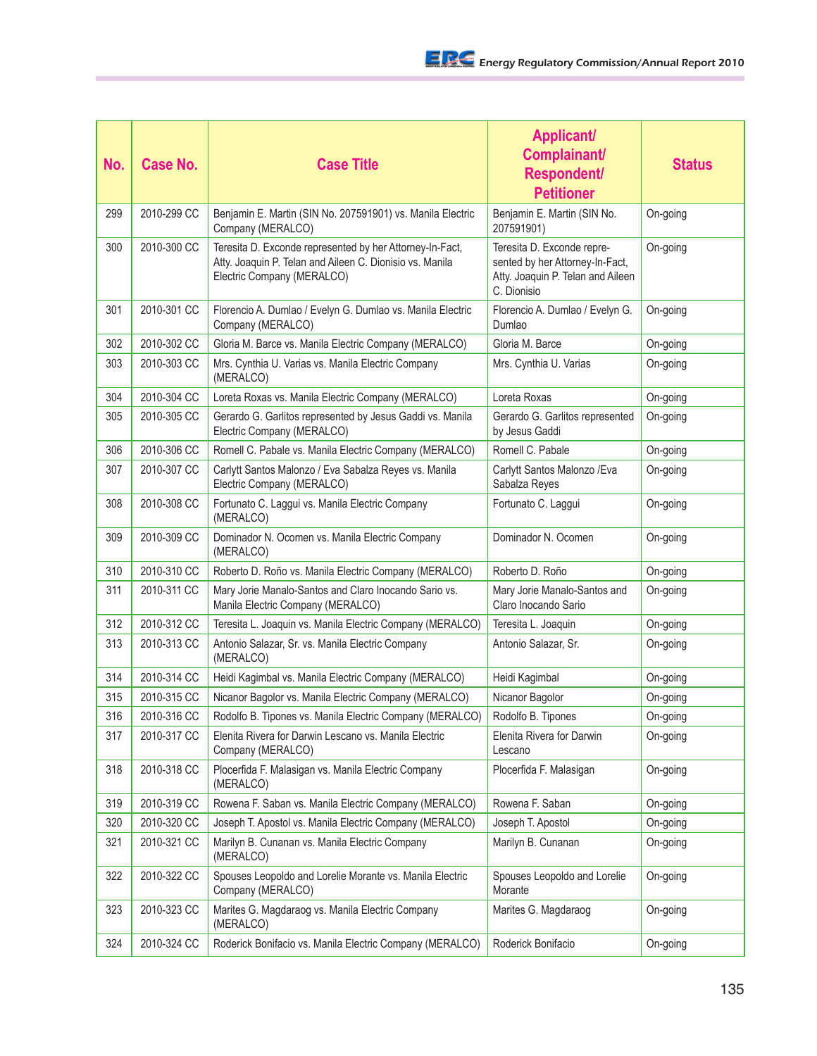| No. | Case No. | Case Title | Applicant/ Complainant/ Respondent/ Petitioner | Status |
|---|---|---|---|---|
| 299 | 2010-299 CC | Benjamin E. Martin (SIN No. 207591901) vs. Manila Electric Company (MERALCO) | Benjamin E. Martin (SIN No. 207591901) | On-going |
| 300 | 2010-300 CC | Teresita D. Exconde represented by her Attorney-In-Fact, Atty. Joaquin P. Telan and Aileen C. Dionisio vs. Manila Electric Company (MERALCO) | Teresita D. Exconde represented by her Attorney-In-Fact, Atty. Joaquin P. Telan and Aileen C. Dionisio | On-going |
| 301 | 2010-301 CC | Florencio A. Dumlao / Evelyn G. Dumlao vs. Manila Electric Company (MERALCO) | Florencio A. Dumlao / Evelyn G. Dumlao | On-going |
| 302 | 2010-302 CC | Gloria M. Barce vs. Manila Electric Company (MERALCO) | Gloria M. Barce | On-going |
| 303 | 2010-303 CC | Mrs. Cynthia U. Varias vs. Manila Electric Company (MERALCO) | Mrs. Cynthia U. Varias | On-going |
| 304 | 2010-304 CC | Loreta Roxas vs. Manila Electric Company (MERALCO) | Loreta Roxas | On-going |
| 305 | 2010-305 CC | Gerardo G. Garlitos represented by Jesus Gaddi vs. Manila Electric Company (MERALCO) | Gerardo G. Garlitos represented by Jesus Gaddi | On-going |
| 306 | 2010-306 CC | Romell C. Pabale vs. Manila Electric Company (MERALCO) | Romell C. Pabale | On-going |
| 307 | 2010-307 CC | Carlytt Santos Malonzo / Eva Sabalza Reyes vs. Manila Electric Company (MERALCO) | Carlytt Santos Malonzo /Eva Sabalza Reyes | On-going |
| 308 | 2010-308 CC | Fortunato C. Laggui vs. Manila Electric Company (MERALCO) | Fortunato C. Laggui | On-going |
| 309 | 2010-309 CC | Dominador N. Ocomen vs. Manila Electric Company (MERALCO) | Dominador N. Ocomen | On-going |
| 310 | 2010-310 CC | Roberto D. Roño vs. Manila Electric Company (MERALCO) | Roberto D. Roño | On-going |
| 311 | 2010-311 CC | Mary Jorie Manalo-Santos and Claro Inocando Sario vs. Manila Electric Company (MERALCO) | Mary Jorie Manalo-Santos and Claro Inocando Sario | On-going |
| 312 | 2010-312 CC | Teresita L. Joaquin vs. Manila Electric Company (MERALCO) | Teresita L. Joaquin | On-going |
| 313 | 2010-313 CC | Antonio Salazar, Sr. vs. Manila Electric Company (MERALCO) | Antonio Salazar, Sr. | On-going |
| 314 | 2010-314 CC | Heidi Kagimbal vs. Manila Electric Company (MERALCO) | Heidi Kagimbal | On-going |
| 315 | 2010-315 CC | Nicanor Bagolor vs. Manila Electric Company (MERALCO) | Nicanor Bagolor | On-going |
| 316 | 2010-316 CC | Rodolfo B. Tipones vs. Manila Electric Company (MERALCO) | Rodolfo B. Tipones | On-going |
| 317 | 2010-317 CC | Elenita Rivera for Darwin Lescano vs. Manila Electric Company (MERALCO) | Elenita Rivera for Darwin Lescano | On-going |
| 318 | 2010-318 CC | Plocerfida F. Malasigan vs. Manila Electric Company (MERALCO) | Plocerfida F. Malasigan | On-going |
| 319 | 2010-319 CC | Rowena F. Saban vs. Manila Electric Company (MERALCO) | Rowena F. Saban | On-going |
| 320 | 2010-320 CC | Joseph T. Apostol vs. Manila Electric Company (MERALCO) | Joseph T. Apostol | On-going |
| 321 | 2010-321 CC | Marilyn B. Cunanan vs. Manila Electric Company (MERALCO) | Marilyn B. Cunanan | On-going |
| 322 | 2010-322 CC | Spouses Leopoldo and Lorelie Morante vs. Manila Electric Company (MERALCO) | Spouses Leopoldo and Lorelie Morante | On-going |
| 323 | 2010-323 CC | Marites G. Magdaraog vs. Manila Electric Company (MERALCO) | Marites G. Magdaraog | On-going |
| 324 | 2010-324 CC | Roderick Bonifacio vs. Manila Electric Company (MERALCO) | Roderick Bonifacio | On-going |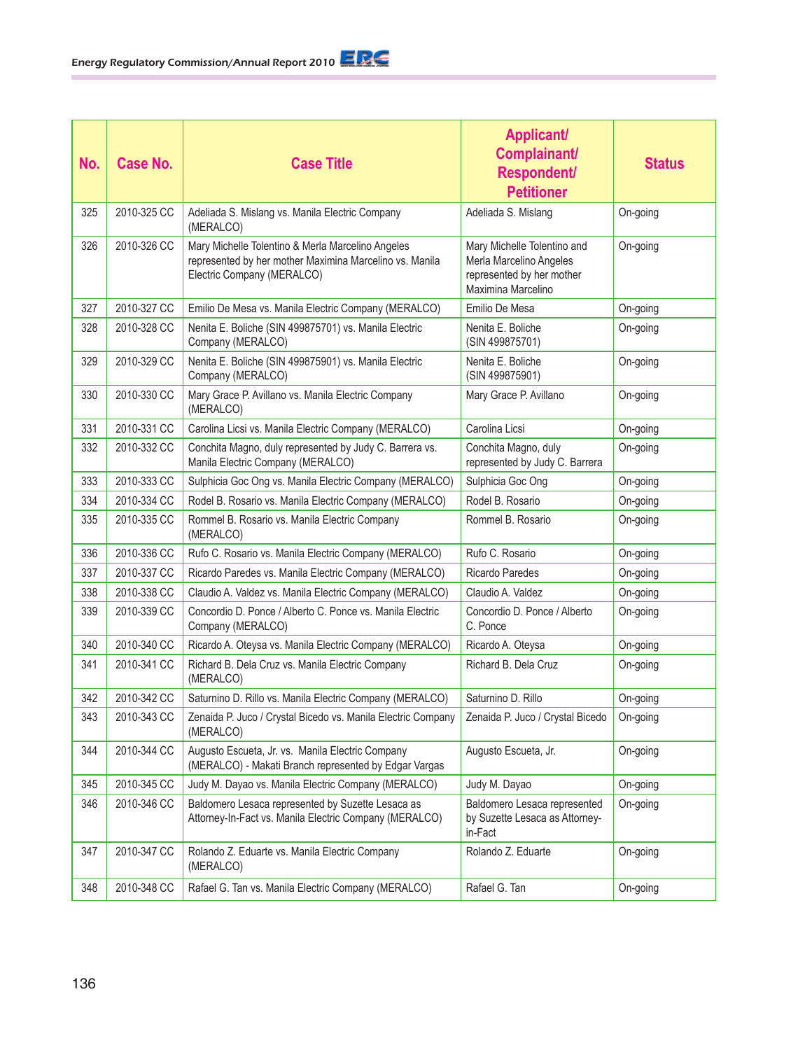| No. | Case No. | Case Title | Applicant/ Complainant/ Respondent/ Petitioner | Status |
|---|---|---|---|---|
| 325 | 2010-325 CC | Adeliada S. Mislang vs. Manila Electric Company (MERALCO) | Adeliada S. Mislang | On-going |
| 326 | 2010-326 CC | Mary Michelle Tolentino & Merla Marcelino Angeles represented by her mother Maximina Marcelino vs. Manila Electric Company (MERALCO) | Mary Michelle Tolentino and Merla Marcelino Angeles represented by her mother Maximina Marcelino | On-going |
| 327 | 2010-327 CC | Emilio De Mesa vs. Manila Electric Company (MERALCO) | Emilio De Mesa | On-going |
| 328 | 2010-328 CC | Nenita E. Boliche (SIN 499875701) vs. Manila Electric Company (MERALCO) | Nenita E. Boliche (SIN 499875701) | On-going |
| 329 | 2010-329 CC | Nenita E. Boliche (SIN 499875901) vs. Manila Electric Company (MERALCO) | Nenita E. Boliche (SIN 499875901) | On-going |
| 330 | 2010-330 CC | Mary Grace P. Avillano vs. Manila Electric Company (MERALCO) | Mary Grace P. Avillano | On-going |
| 331 | 2010-331 CC | Carolina Licsi vs. Manila Electric Company (MERALCO) | Carolina Licsi | On-going |
| 332 | 2010-332 CC | Conchita Magno, duly represented by Judy C. Barrera vs. Manila Electric Company (MERALCO) | Conchita Magno, duly represented by Judy C. Barrera | On-going |
| 333 | 2010-333 CC | Sulphicia Goc Ong vs. Manila Electric Company (MERALCO) | Sulphicia Goc Ong | On-going |
| 334 | 2010-334 CC | Rodel B. Rosario vs. Manila Electric Company (MERALCO) | Rodel B. Rosario | On-going |
| 335 | 2010-335 CC | Rommel B. Rosario vs. Manila Electric Company (MERALCO) | Rommel B. Rosario | On-going |
| 336 | 2010-336 CC | Rufo C. Rosario vs. Manila Electric Company (MERALCO) | Rufo C. Rosario | On-going |
| 337 | 2010-337 CC | Ricardo Paredes vs. Manila Electric Company (MERALCO) | Ricardo Paredes | On-going |
| 338 | 2010-338 CC | Claudio A. Valdez vs. Manila Electric Company (MERALCO) | Claudio A. Valdez | On-going |
| 339 | 2010-339 CC | Concordio D. Ponce / Alberto C. Ponce vs. Manila Electric Company (MERALCO) | Concordio D. Ponce / Alberto C. Ponce | On-going |
| 340 | 2010-340 CC | Ricardo A. Oteysa vs. Manila Electric Company (MERALCO) | Ricardo A. Oteysa | On-going |
| 341 | 2010-341 CC | Richard B. Dela Cruz vs. Manila Electric Company (MERALCO) | Richard B. Dela Cruz | On-going |
| 342 | 2010-342 CC | Saturnino D. Rillo vs. Manila Electric Company (MERALCO) | Saturnino D. Rillo | On-going |
| 343 | 2010-343 CC | Zenaida P. Juco / Crystal Bicedo vs. Manila Electric Company (MERALCO) | Zenaida P. Juco / Crystal Bicedo | On-going |
| 344 | 2010-344 CC | Augusto Escueta, Jr. vs. Manila Electric Company (MERALCO) - Makati Branch represented by Edgar Vargas | Augusto Escueta, Jr. | On-going |
| 345 | 2010-345 CC | Judy M. Dayao vs. Manila Electric Company (MERALCO) | Judy M. Dayao | On-going |
| 346 | 2010-346 CC | Baldomero Lesaca represented by Suzette Lesaca as Attorney-In-Fact vs. Manila Electric Company (MERALCO) | Baldomero Lesaca represented by Suzette Lesaca as Attorney-in-Fact | On-going |
| 347 | 2010-347 CC | Rolando Z. Eduarte vs. Manila Electric Company (MERALCO) | Rolando Z. Eduarte | On-going |
| 348 | 2010-348 CC | Rafael G. Tan vs. Manila Electric Company (MERALCO) | Rafael G. Tan | On-going |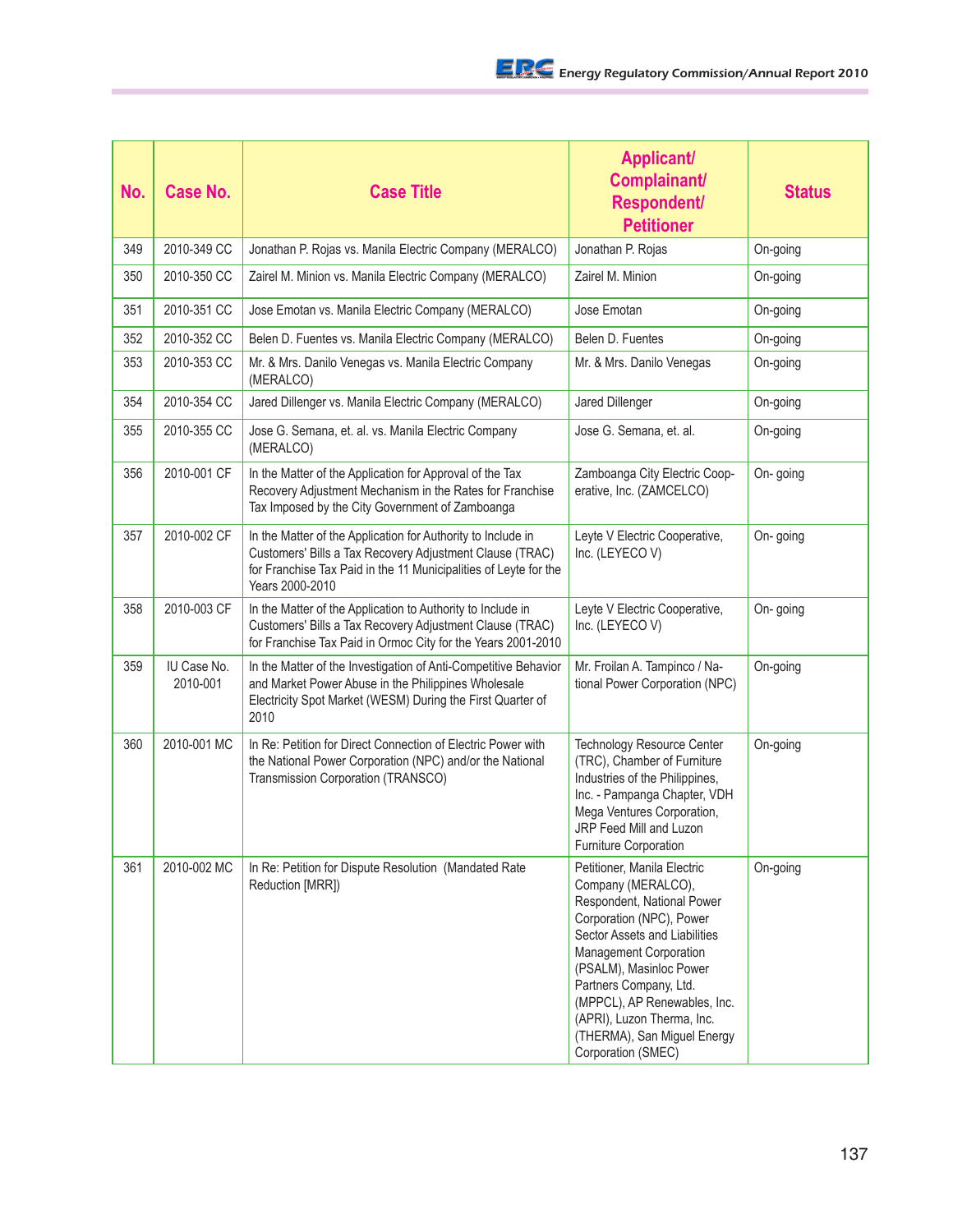| No. | Case No. | Case Title | Applicant/ Complainant/ Respondent/ Petitioner | Status |
|---|---|---|---|---|
| 349 | 2010-349 CC | Jonathan P. Rojas vs. Manila Electric Company (MERALCO) | Jonathan P. Rojas | On-going |
| 350 | 2010-350 CC | Zairel M. Minion vs. Manila Electric Company (MERALCO) | Zairel M. Minion | On-going |
| 351 | 2010-351 CC | Jose Emotan vs. Manila Electric Company (MERALCO) | Jose Emotan | On-going |
| 352 | 2010-352 CC | Belen D. Fuentes vs. Manila Electric Company (MERALCO) | Belen D. Fuentes | On-going |
| 353 | 2010-353 CC | Mr. & Mrs. Danilo Venegas vs. Manila Electric Company (MERALCO) | Mr. & Mrs. Danilo Venegas | On-going |
| 354 | 2010-354 CC | Jared Dillenger vs. Manila Electric Company (MERALCO) | Jared Dillenger | On-going |
| 355 | 2010-355 CC | Jose G. Semana, et. al. vs. Manila Electric Company (MERALCO) | Jose G. Semana, et. al. | On-going |
| 356 | 2010-001 CF | In the Matter of the Application for Approval of the Tax Recovery Adjustment Mechanism in the Rates for Franchise Tax Imposed by the City Government of Zamboanga | Zamboanga City Electric Coop-erative, Inc. (ZAMCELCO) | On- going |
| 357 | 2010-002 CF | In the Matter of the Application for Authority to Include in Customers' Bills a Tax Recovery Adjustment Clause (TRAC) for Franchise Tax Paid in the 11 Municipalities of Leyte for the Years 2000-2010 | Leyte V Electric Cooperative, Inc. (LEYECO V) | On- going |
| 358 | 2010-003 CF | In the Matter of the Application to Authority to Include in Customers' Bills a Tax Recovery Adjustment Clause (TRAC) for Franchise Tax Paid in Ormoc City for the Years 2001-2010 | Leyte V Electric Cooperative, Inc. (LEYECO V) | On- going |
| 359 | IU Case No. 2010-001 | In the Matter of the Investigation of Anti-Competitive Behavior and Market Power Abuse in the Philippines Wholesale Electricity Spot Market (WESM) During the First Quarter of 2010 | Mr. Froilan A. Tampinco / Na-tional Power Corporation (NPC) | On-going |
| 360 | 2010-001 MC | In Re: Petition for Direct Connection of Electric Power with the National Power Corporation (NPC) and/or the National Transmission Corporation (TRANSCO) | Technology Resource Center (TRC), Chamber of Furniture Industries of the Philippines, Inc. - Pampanga Chapter, VDH Mega Ventures Corporation, JRP Feed Mill and Luzon Furniture Corporation | On-going |
| 361 | 2010-002 MC | In Re: Petition for Dispute Resolution (Mandated Rate Reduction [MRR]) | Petitioner, Manila Electric Company (MERALCO), Respondent, National Power Corporation (NPC), Power Sector Assets and Liabilities Management Corporation (PSALM), Masinloc Power Partners Company, Ltd. (MPPCL), AP Renewables, Inc. (APRI), Luzon Therma, Inc. (THERMA), San Miguel Energy Corporation (SMEC) | On-going |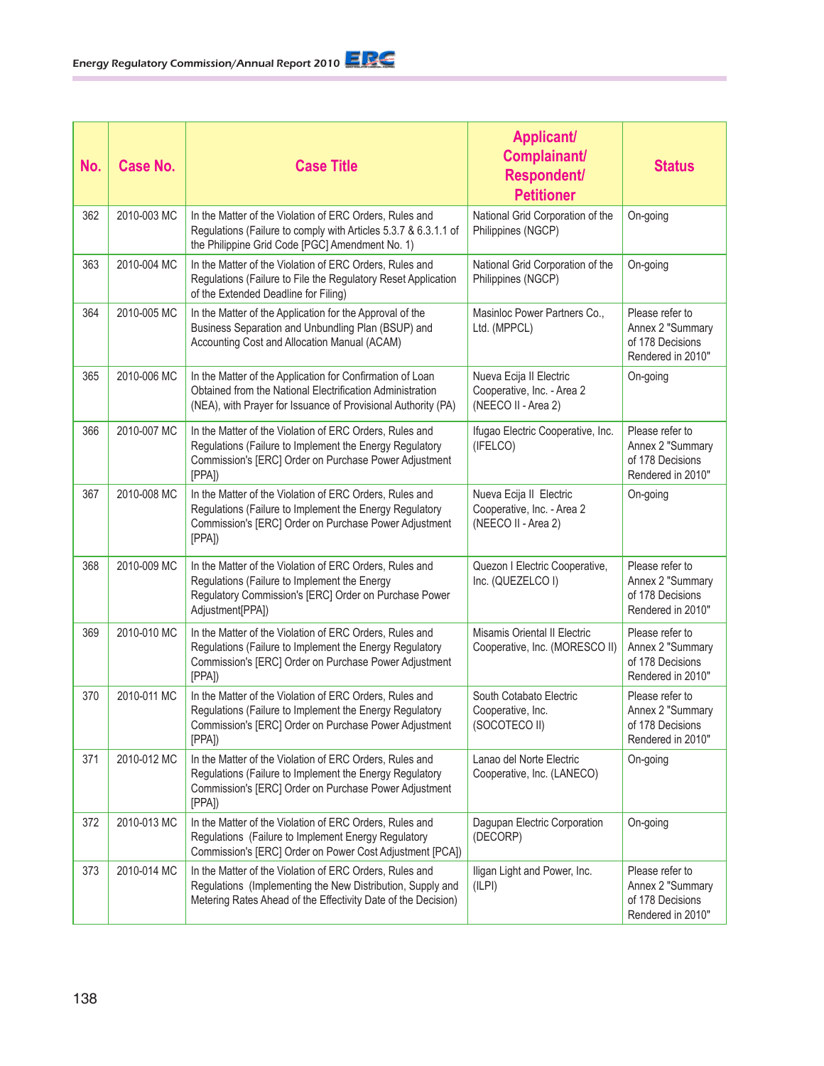| No. | Case No. | Case Title | Applicant/ Complainant/ Respondent/ Petitioner | Status |
|---|---|---|---|---|
| 362 | 2010-003 MC | In the Matter of the Violation of ERC Orders, Rules and Regulations (Failure to comply with Articles 5.3.7 & 6.3.1.1 of the Philippine Grid Code [PGC] Amendment No. 1) | National Grid Corporation of the Philippines (NGCP) | On-going |
| 363 | 2010-004 MC | In the Matter of the Violation of ERC Orders, Rules and Regulations (Failure to File the Regulatory Reset Application of the Extended Deadline for Filing) | National Grid Corporation of the Philippines (NGCP) | On-going |
| 364 | 2010-005 MC | In the Matter of the Application for the Approval of the Business Separation and Unbundling Plan (BSUP) and Accounting Cost and Allocation Manual (ACAM) | Masinloc Power Partners Co., Ltd. (MPPCL) | Please refer to Annex 2 "Summary of 178 Decisions Rendered in 2010" |
| 365 | 2010-006 MC | In the Matter of the Application for Confirmation of Loan Obtained from the National Electrification Administration (NEA), with Prayer for Issuance of Provisional Authority (PA) | Nueva Ecija II Electric Cooperative, Inc. - Area 2 (NEECO II - Area 2) | On-going |
| 366 | 2010-007 MC | In the Matter of the Violation of ERC Orders, Rules and Regulations (Failure to Implement the Energy Regulatory Commission's [ERC] Order on Purchase Power Adjustment [PPA]) | Ifugao Electric Cooperative, Inc. (IFELCO) | Please refer to Annex 2 "Summary of 178 Decisions Rendered in 2010" |
| 367 | 2010-008 MC | In the Matter of the Violation of ERC Orders, Rules and Regulations (Failure to Implement the Energy Regulatory Commission's [ERC] Order on Purchase Power Adjustment [PPA]) | Nueva Ecija II Electric Cooperative, Inc. - Area 2 (NEECO II - Area 2) | On-going |
| 368 | 2010-009 MC | In the Matter of the Violation of ERC Orders, Rules and Regulations (Failure to Implement the Energy Regulatory Commission's [ERC] Order on Purchase Power Adjustment[PPA]) | Quezon I Electric Cooperative, Inc. (QUEZELCO I) | Please refer to Annex 2 "Summary of 178 Decisions Rendered in 2010" |
| 369 | 2010-010 MC | In the Matter of the Violation of ERC Orders, Rules and Regulations (Failure to Implement the Energy Regulatory Commission's [ERC] Order on Purchase Power Adjustment [PPA]) | Misamis Oriental II Electric Cooperative, Inc. (MORESCO II) | Please refer to Annex 2 "Summary of 178 Decisions Rendered in 2010" |
| 370 | 2010-011 MC | In the Matter of the Violation of ERC Orders, Rules and Regulations (Failure to Implement the Energy Regulatory Commission's [ERC] Order on Purchase Power Adjustment [PPA]) | South Cotabato Electric Cooperative, Inc. (SOCOTECO II) | Please refer to Annex 2 "Summary of 178 Decisions Rendered in 2010" |
| 371 | 2010-012 MC | In the Matter of the Violation of ERC Orders, Rules and Regulations (Failure to Implement the Energy Regulatory Commission's [ERC] Order on Purchase Power Adjustment [PPA]) | Lanao del Norte Electric Cooperative, Inc. (LANECO) | On-going |
| 372 | 2010-013 MC | In the Matter of the Violation of ERC Orders, Rules and Regulations (Failure to Implement Energy Regulatory Commission's [ERC] Order on Power Cost Adjustment [PCA]) | Dagupan Electric Corporation (DECORP) | On-going |
| 373 | 2010-014 MC | In the Matter of the Violation of ERC Orders, Rules and Regulations (Implementing the New Distribution, Supply and Metering Rates Ahead of the Effectivity Date of the Decision) | Iligan Light and Power, Inc. (ILPI) | Please refer to Annex 2 "Summary of 178 Decisions Rendered in 2010" |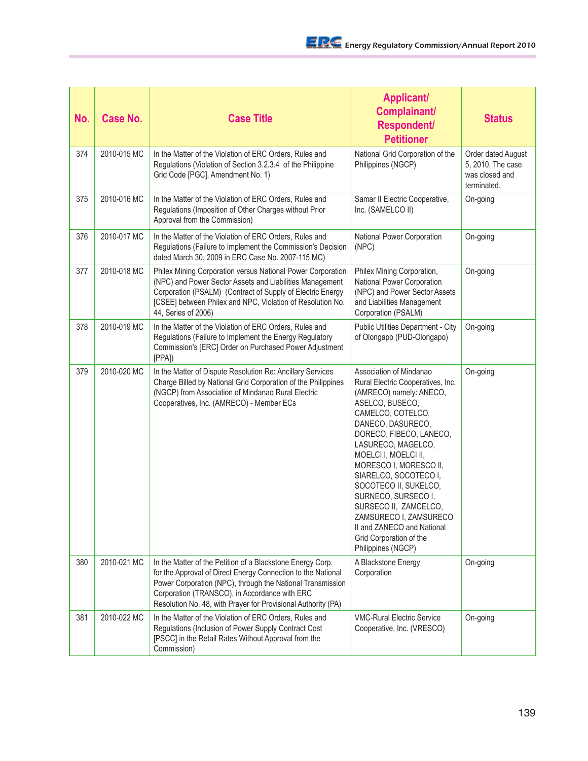| No. | Case No. | Case Title | Applicant/ Complainant/ Respondent/ Petitioner | Status |
|---|---|---|---|---|
| 374 | 2010-015 MC | In the Matter of the Violation of ERC Orders, Rules and Regulations (Violation of Section 3.2.3.4 of the Philippine Grid Code [PGC], Amendment No. 1) | National Grid Corporation of the Philippines (NGCP) | Order dated August 5, 2010. The case was closed and terminated. |
| 375 | 2010-016 MC | In the Matter of the Violation of ERC Orders, Rules and Regulations (Imposition of Other Charges without Prior Approval from the Commission) | Samar II Electric Cooperative, Inc. (SAMELCO II) | On-going |
| 376 | 2010-017 MC | In the Matter of the Violation of ERC Orders, Rules and Regulations (Failure to Implement the Commission's Decision dated March 30, 2009 in ERC Case No. 2007-115 MC) | National Power Corporation (NPC) | On-going |
| 377 | 2010-018 MC | Philex Mining Corporation versus National Power Corporation (NPC) and Power Sector Assets and Liabilities Management Corporation (PSALM) (Contract of Supply of Electric Energy [CSEE] between Philex and NPC, Violation of Resolution No. 44, Series of 2006) | Philex Mining Corporation, National Power Corporation (NPC) and Power Sector Assets and Liabilities Management Corporation (PSALM) | On-going |
| 378 | 2010-019 MC | In the Matter of the Violation of ERC Orders, Rules and Regulations (Failure to Implement the Energy Regulatory Commission's [ERC] Order on Purchased Power Adjustment [PPA]) | Public Utilities Department - City of Olongapo (PUD-Olongapo) | On-going |
| 379 | 2010-020 MC | In the Matter of Dispute Resolution Re: Ancillary Services Charge Billed by National Grid Corporation of the Philippines (NGCP) from Association of Mindanao Rural Electric Cooperatives, Inc. (AMRECO) - Member ECs | Association of Mindanao Rural Electric Cooperatives, Inc. (AMRECO) namely: ANECO, ASELCO, BUSECO, CAMELCO, COTELCO, DANECO, DASURECO, DORECO, FIBECO, LANECO, LASURECO, MAGELCO, MOELCI I, MOELCI II, MORESCO I, MORESCO II, SIARELCO, SOCOTECO I, SOCOTECO II, SUKELCO, SURNECO, SURSECO I, SURSECO II, ZAMCELCO, ZAMSURECO I, ZAMSURECO II and ZANECO and National Grid Corporation of the Philippines (NGCP) | On-going |
| 380 | 2010-021 MC | In the Matter of the Petition of a Blackstone Energy Corp. for the Approval of Direct Energy Connection to the National Power Corporation (NPC), through the National Transmission Corporation (TRANSCO), in Accordance with ERC Resolution No. 48, with Prayer for Provisional Authority (PA) | A Blackstone Energy Corporation | On-going |
| 381 | 2010-022 MC | In the Matter of the Violation of ERC Orders, Rules and Regulations (Inclusion of Power Supply Contract Cost [PSCC] in the Retail Rates Without Approval from the Commission) | VMC-Rural Electric Service Cooperative, Inc. (VRESCO) | On-going |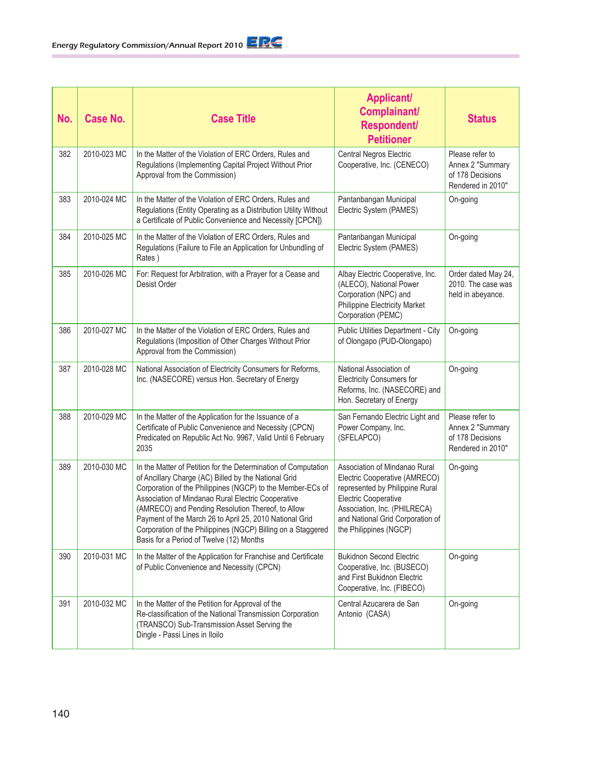| No. | Case No. | Case Title | Applicant/ Complainant/ Respondent/ Petitioner | Status |
|---|---|---|---|---|
| 382 | 2010-023 MC | In the Matter of the Violation of ERC Orders, Rules and Regulations (Implementing Capital Project Without Prior Approval from the Commission) | Central Negros Electric Cooperative, Inc. (CENECO) | Please refer to Annex 2 "Summary of 178 Decisions Rendered in 2010" |
| 383 | 2010-024 MC | In the Matter of the Violation of ERC Orders, Rules and Regulations (Entity Operating as a Distribution Utility Without a Certificate of Public Convenience and Necessity [CPCN]) | Pantanbangan Municipal Electric System (PAMES) | On-going |
| 384 | 2010-025 MC | In the Matter of the Violation of ERC Orders, Rules and Regulations (Failure to File an Application for Unbundling of Rates ) | Pantanbangan Municipal Electric System (PAMES) | On-going |
| 385 | 2010-026 MC | For: Request for Arbitration, with a Prayer for a Cease and Desist Order | Albay Electric Cooperative, Inc. (ALECO), National Power Corporation (NPC) and Philippine Electricity Market Corporation (PEMC) | Order dated May 24, 2010. The case was held in abeyance. |
| 386 | 2010-027 MC | In the Matter of the Violation of ERC Orders, Rules and Regulations (Imposition of Other Charges Without Prior Approval from the Commission) | Public Utilities Department - City of Olongapo (PUD-Olongapo) | On-going |
| 387 | 2010-028 MC | National Association of Electricity Consumers for Reforms, Inc. (NASECORE) versus Hon. Secretary of Energy | National Association of Electricity Consumers for Reforms, Inc. (NASECORE) and Hon. Secretary of Energy | On-going |
| 388 | 2010-029 MC | In the Matter of the Application for the Issuance of a Certificate of Public Convenience and Necessity (CPCN) Predicated on Republic Act No. 9967, Valid Until 6 February 2035 | San Fernando Electric Light and Power Company, Inc. (SFELAPCO) | Please refer to Annex 2 "Summary of 178 Decisions Rendered in 2010" |
| 389 | 2010-030 MC | In the Matter of Petition for the Determination of Computation of Ancillary Charge (AC) Billed by the National Grid Corporation of the Philippines (NGCP) to the Member-ECs of Association of Mindanao Rural Electric Cooperative (AMRECO) and Pending Resolution Thereof, to Allow Payment of the March 26 to April 25, 2010 National Grid Corporation of the Philippines (NGCP) Billing on a Staggered Basis for a Period of Twelve (12) Months | Association of Mindanao Rural Electric Cooperative (AMRECO) represented by Philippine Rural Electric Cooperative Association, Inc. (PHILRECA) and National Grid Corporation of the Philippines (NGCP) | On-going |
| 390 | 2010-031 MC | In the Matter of the Application for Franchise and Certificate of Public Convenience and Necessity (CPCN) | Bukidnon Second Electric Cooperative, Inc. (BUSECO) and First Bukidnon Electric Cooperative, Inc. (FIBECO) | On-going |
| 391 | 2010-032 MC | In the Matter of the Petition for Approval of the Re-classification of the National Transmission Corporation (TRANSCO) Sub-Transmission Asset Serving the Dingle - Passi Lines in Iloilo | Central Azucarera de San Antonio (CASA) | On-going |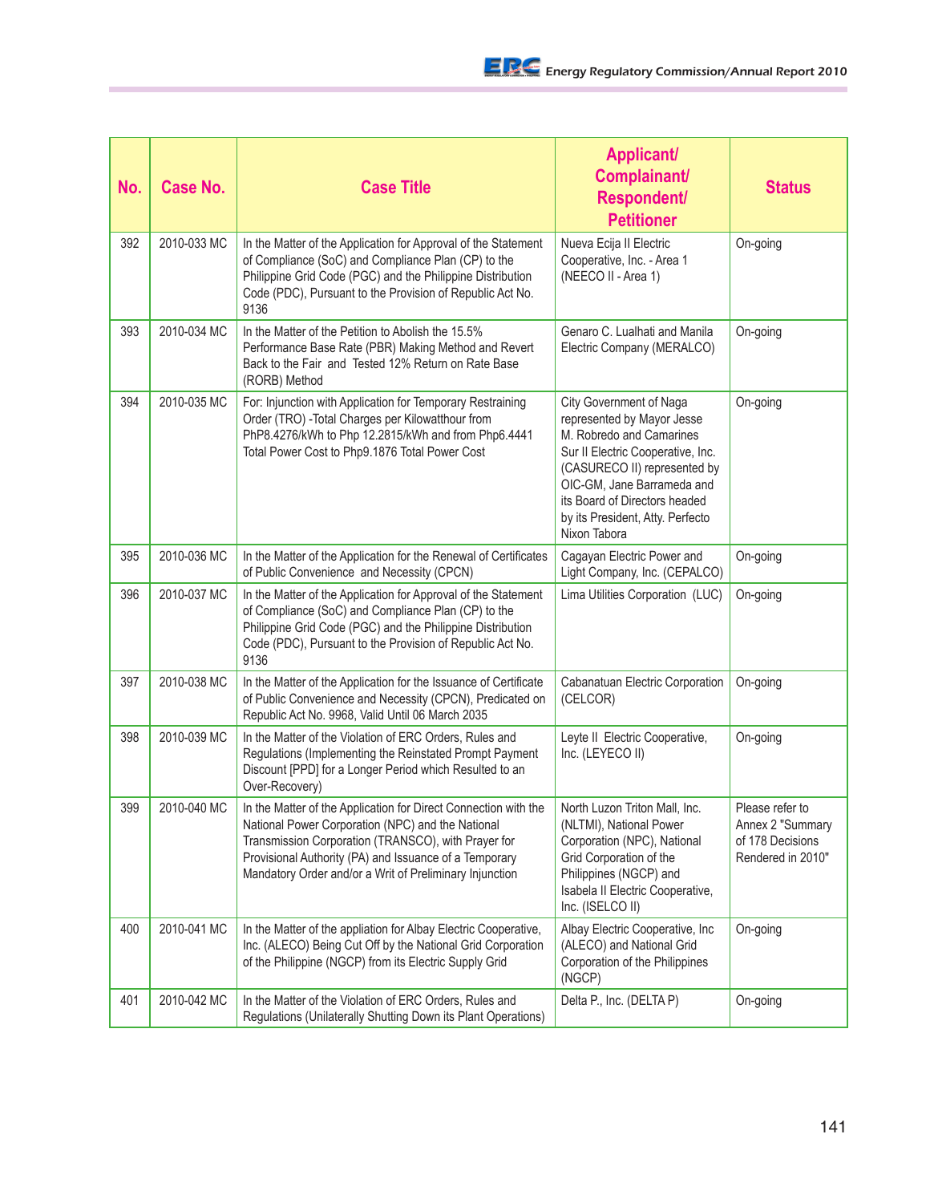| No. | Case No. | Case Title | Applicant/ Complainant/ Respondent/ Petitioner | Status |
|---|---|---|---|---|
| 392 | 2010-033 MC | In the Matter of the Application for Approval of the Statement of Compliance (SoC) and Compliance Plan (CP) to the Philippine Grid Code (PGC) and the Philippine Distribution Code (PDC), Pursuant to the Provision of Republic Act No. 9136 | Nueva Ecija II Electric Cooperative, Inc. - Area 1 (NEECO II - Area 1) | On-going |
| 393 | 2010-034 MC | In the Matter of the Petition to Abolish the 15.5% Performance Base Rate (PBR) Making Method and Revert Back to the Fair and Tested 12% Return on Rate Base (RORB) Method | Genaro C. Lualhati and Manila Electric Company (MERALCO) | On-going |
| 394 | 2010-035 MC | For: Injunction with Application for Temporary Restraining Order (TRO) -Total Charges per Kilowatthour from PhP8.4276/kWh to Php 12.2815/kWh and from Php6.4441 Total Power Cost to Php9.1876 Total Power Cost | City Government of Naga represented by Mayor Jesse M. Robredo and Camarines Sur II Electric Cooperative, Inc. (CASURECO II) represented by OIC-GM, Jane Barrameda and its Board of Directors headed by its President, Atty. Perfecto Nixon Tabora | On-going |
| 395 | 2010-036 MC | In the Matter of the Application for the Renewal of Certificates of Public Convenience and Necessity (CPCN) | Cagayan Electric Power and Light Company, Inc. (CEPALCO) | On-going |
| 396 | 2010-037 MC | In the Matter of the Application for Approval of the Statement of Compliance (SoC) and Compliance Plan (CP) to the Philippine Grid Code (PGC) and the Philippine Distribution Code (PDC), Pursuant to the Provision of Republic Act No. 9136 | Lima Utilities Corporation (LUC) | On-going |
| 397 | 2010-038 MC | In the Matter of the Application for the Issuance of Certificate of Public Convenience and Necessity (CPCN), Predicated on Republic Act No. 9968, Valid Until 06 March 2035 | Cabanatuan Electric Corporation (CELCOR) | On-going |
| 398 | 2010-039 MC | In the Matter of the Violation of ERC Orders, Rules and Regulations (Implementing the Reinstated Prompt Payment Discount [PPD] for a Longer Period which Resulted to an Over-Recovery) | Leyte II Electric Cooperative, Inc. (LEYECO II) | On-going |
| 399 | 2010-040 MC | In the Matter of the Application for Direct Connection with the National Power Corporation (NPC) and the National Transmission Corporation (TRANSCO), with Prayer for Provisional Authority (PA) and Issuance of a Temporary Mandatory Order and/or a Writ of Preliminary Injunction | North Luzon Triton Mall, Inc. (NLTMI), National Power Corporation (NPC), National Grid Corporation of the Philippines (NGCP) and Isabela II Electric Cooperative, Inc. (ISELCO II) | Please refer to Annex 2 "Summary of 178 Decisions Rendered in 2010" |
| 400 | 2010-041 MC | In the Matter of the appliation for Albay Electric Cooperative, Inc. (ALECO) Being Cut Off by the National Grid Corporation of the Philippine (NGCP) from its Electric Supply Grid | Albay Electric Cooperative, Inc (ALECO) and National Grid Corporation of the Philippines (NGCP) | On-going |
| 401 | 2010-042 MC | In the Matter of the Violation of ERC Orders, Rules and Regulations (Unilaterally Shutting Down its Plant Operations) | Delta P., Inc. (DELTA P) | On-going |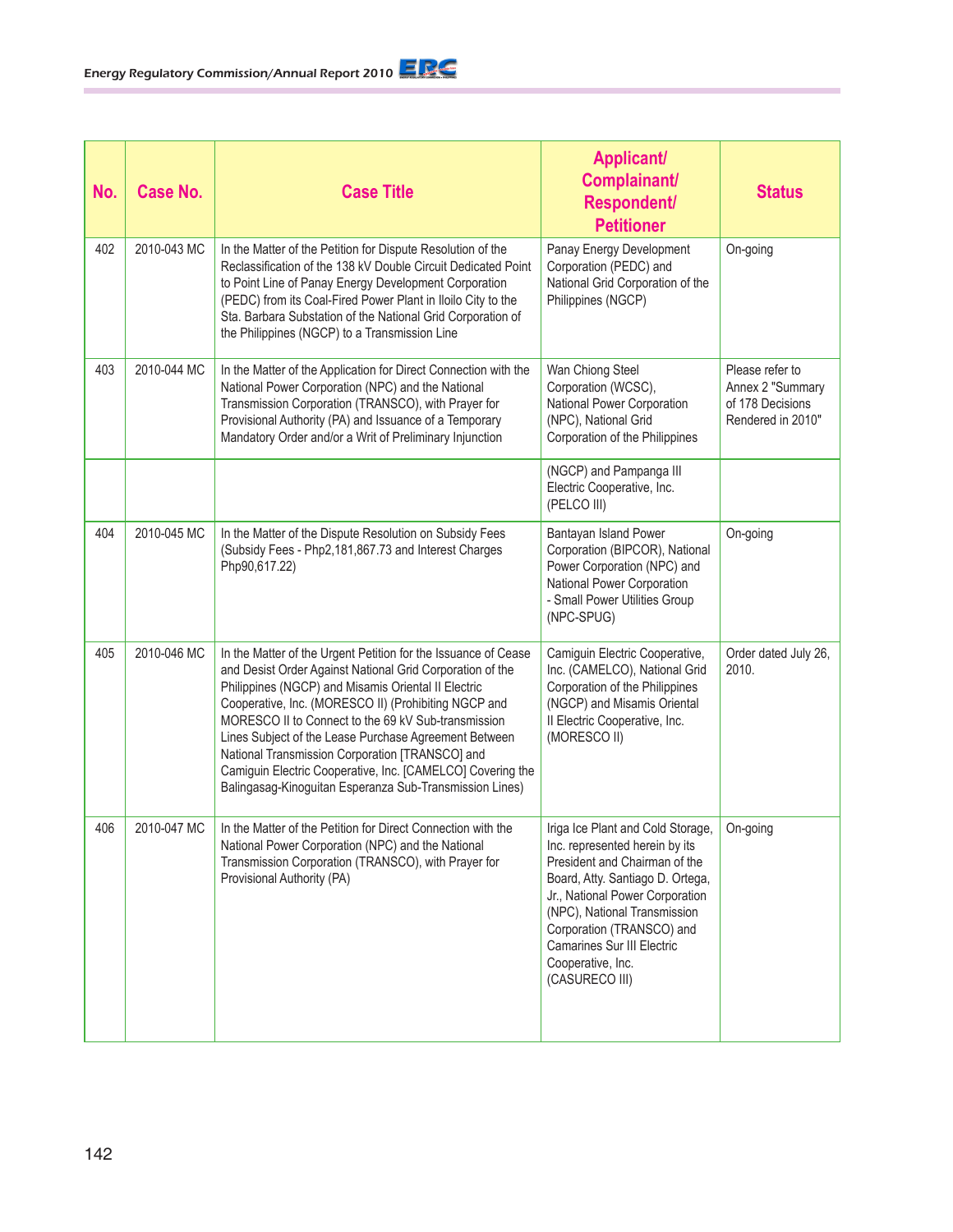| No. | Case No. | Case Title | Applicant/ Complainant/ Respondent/ Petitioner | Status |
|---|---|---|---|---|
| 402 | 2010-043 MC | In the Matter of the Petition for Dispute Resolution of the Reclassification of the 138 kV Double Circuit Dedicated Point to Point Line of Panay Energy Development Corporation (PEDC) from its Coal-Fired Power Plant in Iloilo City to the Sta. Barbara Substation of the National Grid Corporation of the Philippines (NGCP) to a Transmission Line | Panay Energy Development Corporation (PEDC) and National Grid Corporation of the Philippines (NGCP) | On-going |
| 403 | 2010-044 MC | In the Matter of the Application for Direct Connection with the National Power Corporation (NPC) and the National Transmission Corporation (TRANSCO), with Prayer for Provisional Authority (PA) and Issuance of a Temporary Mandatory Order and/or a Writ of Preliminary Injunction | Wan Chiong Steel Corporation (WCSC), National Power Corporation (NPC), National Grid Corporation of the Philippines (NGCP) and Pampanga III Electric Cooperative, Inc. (PELCO III) | Please refer to Annex 2 "Summary of 178 Decisions Rendered in 2010" |
| 404 | 2010-045 MC | In the Matter of the Dispute Resolution on Subsidy Fees (Subsidy Fees - Php2,181,867.73 and Interest Charges Php90,617.22) | Bantayan Island Power Corporation (BIPCOR), National Power Corporation (NPC) and National Power Corporation - Small Power Utilities Group (NPC-SPUG) | On-going |
| 405 | 2010-046 MC | In the Matter of the Urgent Petition for the Issuance of Cease and Desist Order Against National Grid Corporation of the Philippines (NGCP) and Misamis Oriental II Electric Cooperative, Inc. (MORESCO II) (Prohibiting NGCP and MORESCO II to Connect to the 69 kV Sub-transmission Lines Subject of the Lease Purchase Agreement Between National Transmission Corporation [TRANSCO] and Camiguin Electric Cooperative, Inc. [CAMELCO] Covering the Balingasag-Kinoguitan Esperanza Sub-Transmission Lines) | Camiguin Electric Cooperative, Inc. (CAMELCO), National Grid Corporation of the Philippines (NGCP) and Misamis Oriental II Electric Cooperative, Inc. (MORESCO II) | Order dated July 26, 2010. |
| 406 | 2010-047 MC | In the Matter of the Petition for Direct Connection with the National Power Corporation (NPC) and the National Transmission Corporation (TRANSCO), with Prayer for Provisional Authority (PA) | Iriga Ice Plant and Cold Storage, Inc. represented herein by its President and Chairman of the Board, Atty. Santiago D. Ortega, Jr., National Power Corporation (NPC), National Transmission Corporation (TRANSCO) and Camarines Sur III Electric Cooperative, Inc. (CASURECO III) | On-going |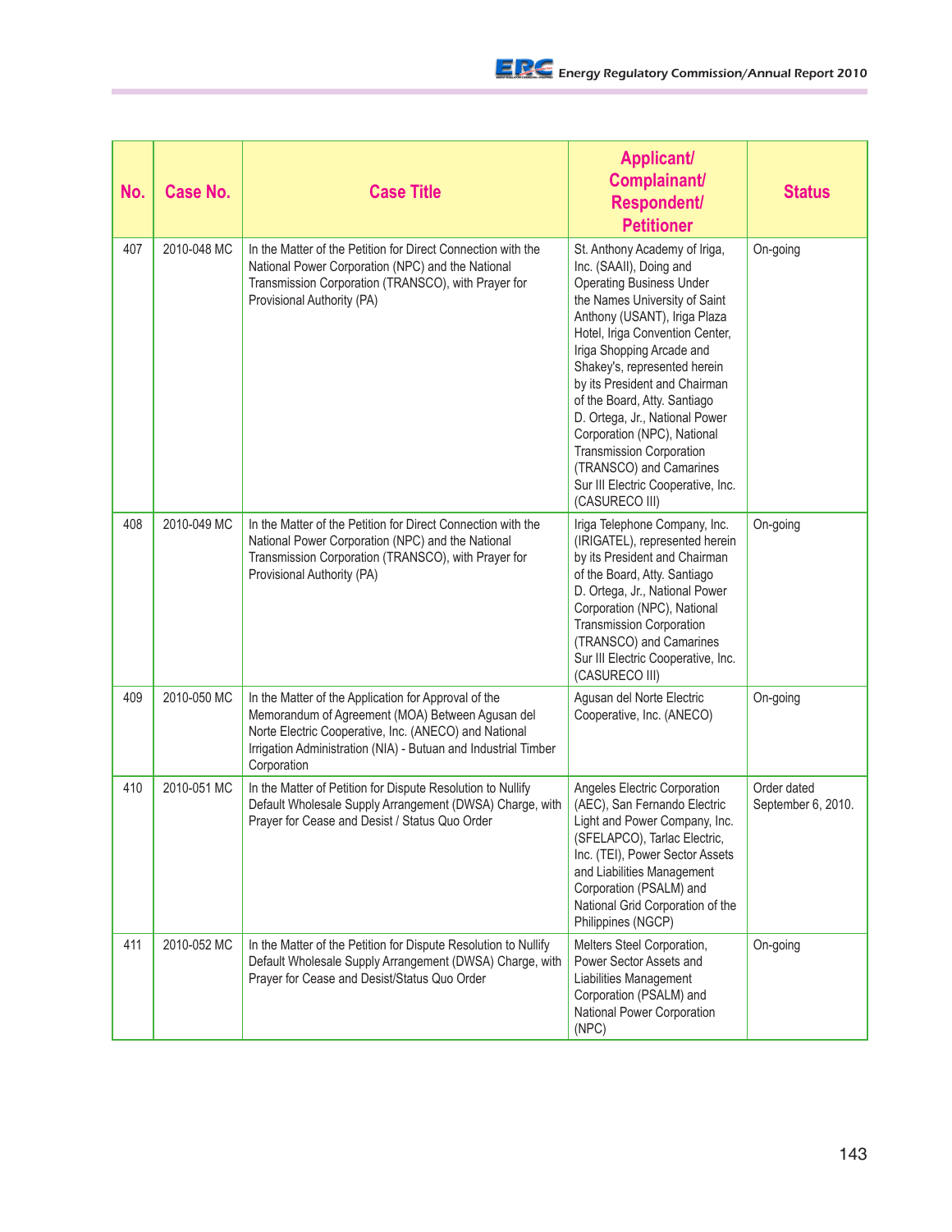| No. | Case No. | Case Title | Applicant/ Complainant/ Respondent/ Petitioner | Status |
|---|---|---|---|---|
| 407 | 2010-048 MC | In the Matter of the Petition for Direct Connection with the National Power Corporation (NPC) and the National Transmission Corporation (TRANSCO), with Prayer for Provisional Authority (PA) | St. Anthony Academy of Iriga, Inc. (SAAII), Doing and Operating Business Under the Names University of Saint Anthony (USANT), Iriga Plaza Hotel, Iriga Convention Center, Iriga Shopping Arcade and Shakey's, represented herein by its President and Chairman of the Board, Atty. Santiago D. Ortega, Jr., National Power Corporation (NPC), National Transmission Corporation (TRANSCO) and Camarines Sur III Electric Cooperative, Inc. (CASURECO III) | On-going |
| 408 | 2010-049 MC | In the Matter of the Petition for Direct Connection with the National Power Corporation (NPC) and the National Transmission Corporation (TRANSCO), with Prayer for Provisional Authority (PA) | Iriga Telephone Company, Inc. (IRIGATEL), represented herein by its President and Chairman of the Board, Atty. Santiago D. Ortega, Jr., National Power Corporation (NPC), National Transmission Corporation (TRANSCO) and Camarines Sur III Electric Cooperative, Inc. (CASURECO III) | On-going |
| 409 | 2010-050 MC | In the Matter of the Application for Approval of the Memorandum of Agreement (MOA) Between Agusan del Norte Electric Cooperative, Inc. (ANECO) and National Irrigation Administration (NIA) - Butuan and Industrial Timber Corporation | Agusan del Norte Electric Cooperative, Inc. (ANECO) | On-going |
| 410 | 2010-051 MC | In the Matter of Petition for Dispute Resolution to Nullify Default Wholesale Supply Arrangement (DWSA) Charge, with Prayer for Cease and Desist / Status Quo Order | Angeles Electric Corporation (AEC), San Fernando Electric Light and Power Company, Inc. (SFELAPCO), Tarlac Electric, Inc. (TEI), Power Sector Assets and Liabilities Management Corporation (PSALM) and National Grid Corporation of the Philippines (NGCP) | Order dated September 6, 2010. |
| 411 | 2010-052 MC | In the Matter of the Petition for Dispute Resolution to Nullify Default Wholesale Supply Arrangement (DWSA) Charge, with Prayer for Cease and Desist/Status Quo Order | Melters Steel Corporation, Power Sector Assets and Liabilities Management Corporation (PSALM) and National Power Corporation (NPC) | On-going |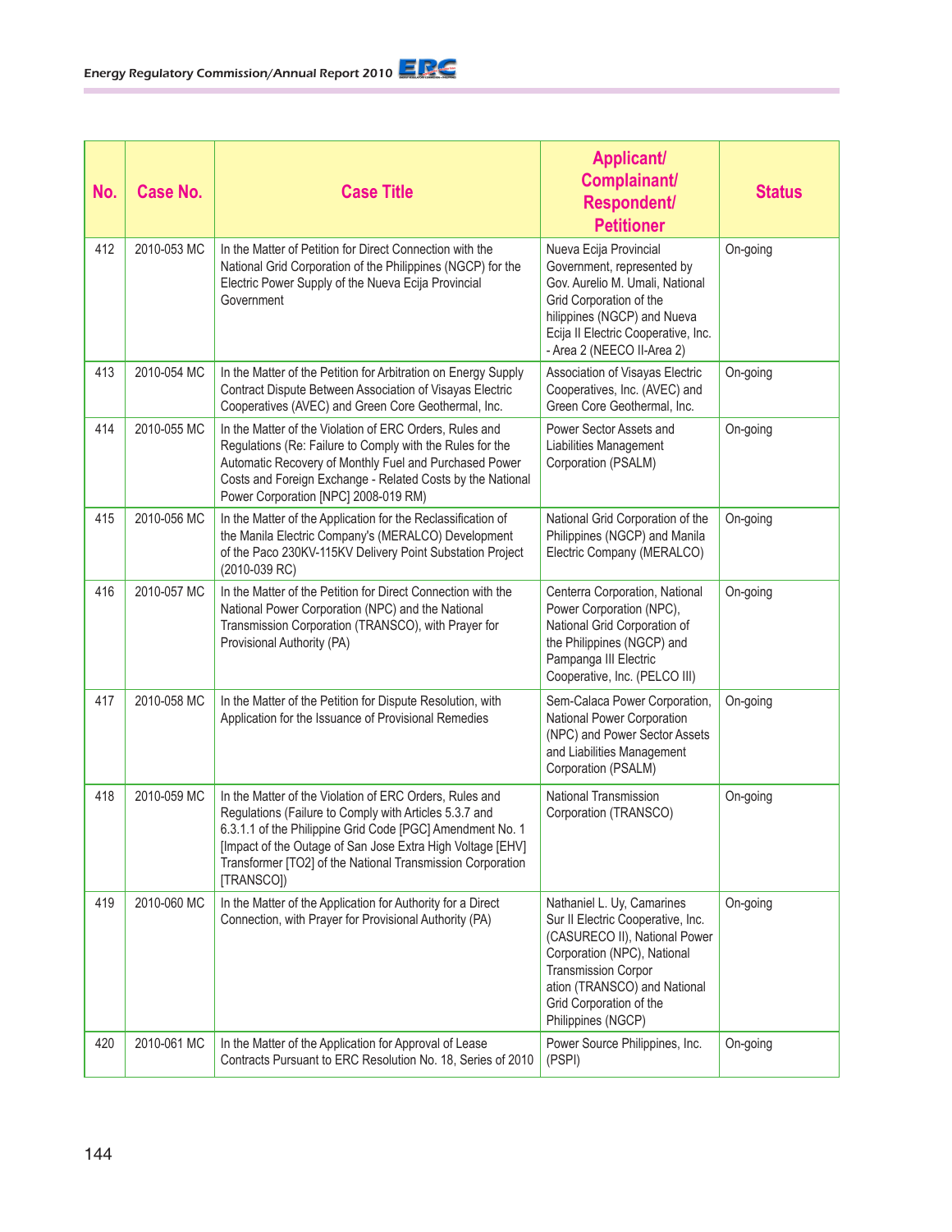| No. | Case No. | Case Title | Applicant/ Complainant/ Respondent/ Petitioner | Status |
|---|---|---|---|---|
| 412 | 2010-053 MC | In the Matter of Petition for Direct Connection with the National Grid Corporation of the Philippines (NGCP) for the Electric Power Supply of the Nueva Ecija Provincial Government | Nueva Ecija Provincial Government, represented by Gov. Aurelio M. Umali, National Grid Corporation of the hilippines (NGCP) and Nueva Ecija II Electric Cooperative, Inc. - Area 2 (NEECO II-Area 2) | On-going |
| 413 | 2010-054 MC | In the Matter of the Petition for Arbitration on Energy Supply Contract Dispute Between Association of Visayas Electric Cooperatives (AVEC) and Green Core Geothermal, Inc. | Association of Visayas Electric Cooperatives, Inc. (AVEC) and Green Core Geothermal, Inc. | On-going |
| 414 | 2010-055 MC | In the Matter of the Violation of ERC Orders, Rules and Regulations (Re: Failure to Comply with the Rules for the Automatic Recovery of Monthly Fuel and Purchased Power Costs and Foreign Exchange - Related Costs by the National Power Corporation [NPC] 2008-019 RM) | Power Sector Assets and Liabilities Management Corporation (PSALM) | On-going |
| 415 | 2010-056 MC | In the Matter of the Application for the Reclassification of the Manila Electric Company's (MERALCO) Development of the Paco 230KV-115KV Delivery Point Substation Project (2010-039 RC) | National Grid Corporation of the Philippines (NGCP) and Manila Electric Company (MERALCO) | On-going |
| 416 | 2010-057 MC | In the Matter of the Petition for Direct Connection with the National Power Corporation (NPC) and the National Transmission Corporation (TRANSCO), with Prayer for Provisional Authority (PA) | Centerra Corporation, National Power Corporation (NPC), National Grid Corporation of the Philippines (NGCP) and Pampanga III Electric Cooperative, Inc. (PELCO III) | On-going |
| 417 | 2010-058 MC | In the Matter of the Petition for Dispute Resolution, with Application for the Issuance of Provisional Remedies | Sem-Calaca Power Corporation, National Power Corporation (NPC) and Power Sector Assets and Liabilities Management Corporation (PSALM) | On-going |
| 418 | 2010-059 MC | In the Matter of the Violation of ERC Orders, Rules and Regulations (Failure to Comply with Articles 5.3.7 and 6.3.1.1 of the Philippine Grid Code [PGC] Amendment No. 1 [Impact of the Outage of San Jose Extra High Voltage [EHV] Transformer [TO2] of the National Transmission Corporation [TRANSCO]) | National Transmission Corporation (TRANSCO) | On-going |
| 419 | 2010-060 MC | In the Matter of the Application for Authority for a Direct Connection, with Prayer for Provisional Authority (PA) | Nathaniel L. Uy, Camarines Sur II Electric Cooperative, Inc. (CASURECO II), National Power Corporation (NPC), National Transmission Corpor ation (TRANSCO) and National Grid Corporation of the Philippines (NGCP) | On-going |
| 420 | 2010-061 MC | In the Matter of the Application for Approval of Lease Contracts Pursuant to ERC Resolution No. 18, Series of 2010 | Power Source Philippines, Inc. (PSPI) | On-going |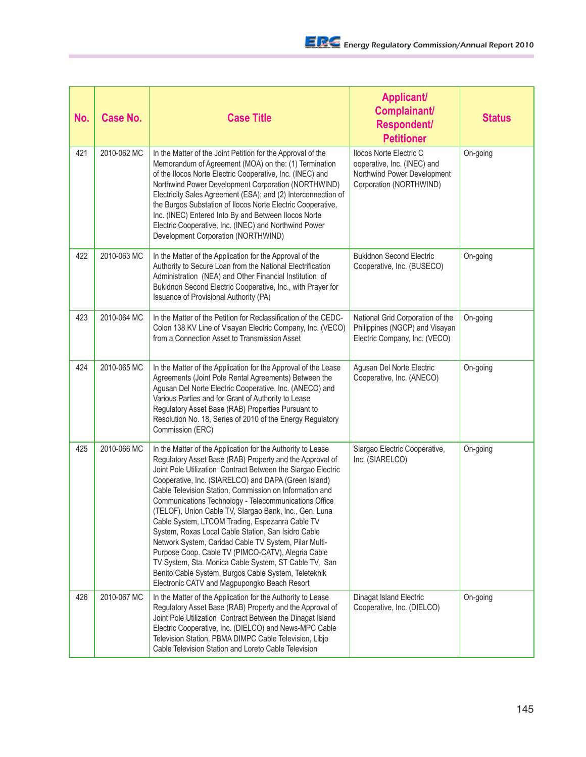| No. | Case No. | Case Title | Applicant/ Complainant/ Respondent/ Petitioner | Status |
|---|---|---|---|---|
| 421 | 2010-062 MC | In the Matter of the Joint Petition for the Approval of the Memorandum of Agreement (MOA) on the: (1) Termination of the Ilocos Norte Electric Cooperative, Inc. (INEC) and Northwind Power Development Corporation (NORTHWIND) Electricity Sales Agreement (ESA); and (2) Interconnection of the Burgos Substation of Ilocos Norte Electric Cooperative, Inc. (INEC) Entered Into By and Between Ilocos Norte Electric Cooperative, Inc. (INEC) and Northwind Power Development Corporation (NORTHWIND) | Ilocos Norte Electric C ooperative, Inc. (INEC) and Northwind Power Development Corporation (NORTHWIND) | On-going |
| 422 | 2010-063 MC | In the Matter of the Application for the Approval of the Authority to Secure Loan from the National Electrification Administration (NEA) and Other Financial Institution of Bukidnon Second Electric Cooperative, Inc., with Prayer for Issuance of Provisional Authority (PA) | Bukidnon Second Electric Cooperative, Inc. (BUSECO) | On-going |
| 423 | 2010-064 MC | In the Matter of the Petition for Reclassification of the CEDC-Colon 138 KV Line of Visayan Electric Company, Inc. (VECO) from a Connection Asset to Transmission Asset | National Grid Corporation of the Philippines (NGCP) and Visayan Electric Company, Inc. (VECO) | On-going |
| 424 | 2010-065 MC | In the Matter of the Application for the Approval of the Lease Agreements (Joint Pole Rental Agreements) Between the Agusan Del Norte Electric Cooperative, Inc. (ANECO) and Various Parties and for Grant of Authority to Lease Regulatory Asset Base (RAB) Properties Pursuant to Resolution No. 18, Series of 2010 of the Energy Regulatory Commission (ERC) | Agusan Del Norte Electric Cooperative, Inc. (ANECO) | On-going |
| 425 | 2010-066 MC | In the Matter of the Application for the Authority to Lease Regulatory Asset Base (RAB) Property and the Approval of Joint Pole Utilization Contract Between the Siargao Electric Cooperative, Inc. (SIARELCO) and DAPA (Green Island) Cable Television Station, Commission on Information and Communications Technology - Telecommunications Office (TELOF), Union Cable TV, SIargao Bank, Inc., Gen. Luna Cable System, LTCOM Trading, Espezanra Cable TV System, Roxas Local Cable Station, San Isidro Cable Network System, Caridad Cable TV System, Pilar Multi-Purpose Coop. Cable TV (PIMCO-CATV), Alegria Cable TV System, Sta. Monica Cable System, ST Cable TV, San Benito Cable System, Burgos Cable System, Teleteknik Electronic CATV and Magpupongko Beach Resort | Siargao Electric Cooperative, Inc. (SIARELCO) | On-going |
| 426 | 2010-067 MC | In the Matter of the Application for the Authority to Lease Regulatory Asset Base (RAB) Property and the Approval of Joint Pole Utilization Contract Between the Dinagat Island Electric Cooperative, Inc. (DIELCO) and News-MPC Cable Television Station, PBMA DIMPC Cable Television, Libjo Cable Television Station and Loreto Cable Television | Dinagat Island Electric Cooperative, Inc. (DIELCO) | On-going |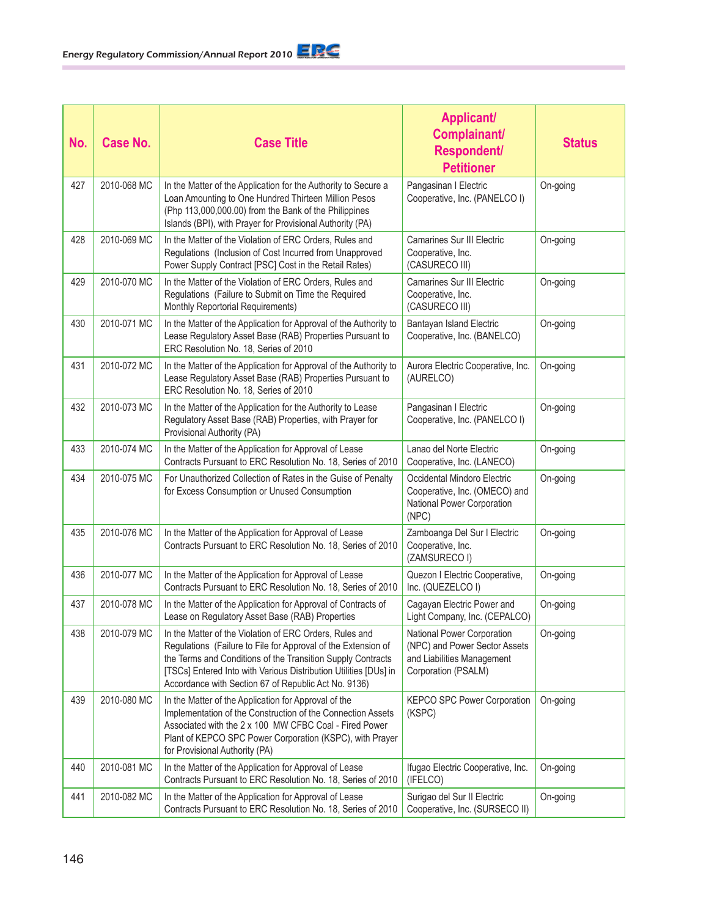| No. | Case No. | Case Title | Applicant/ Complainant/ Respondent/ Petitioner | Status |
|---|---|---|---|---|
| 427 | 2010-068 MC | In the Matter of the Application for the Authority to Secure a Loan Amounting to One Hundred Thirteen Million Pesos (Php 113,000,000.00) from the Bank of the Philippines Islands (BPI), with Prayer for Provisional Authority (PA) | Pangasinan I Electric Cooperative, Inc. (PANELCO I) | On-going |
| 428 | 2010-069 MC | In the Matter of the Violation of ERC Orders, Rules and Regulations (Inclusion of Cost Incurred from Unapproved Power Supply Contract [PSC] Cost in the Retail Rates) | Camarines Sur III Electric Cooperative, Inc. (CASURECO III) | On-going |
| 429 | 2010-070 MC | In the Matter of the Violation of ERC Orders, Rules and Regulations (Failure to Submit on Time the Required Monthly Reportorial Requirements) | Camarines Sur III Electric Cooperative, Inc. (CASURECO III) | On-going |
| 430 | 2010-071 MC | In the Matter of the Application for Approval of the Authority to Lease Regulatory Asset Base (RAB) Properties Pursuant to ERC Resolution No. 18, Series of 2010 | Bantayan Island Electric Cooperative, Inc. (BANELCO) | On-going |
| 431 | 2010-072 MC | In the Matter of the Application for Approval of the Authority to Lease Regulatory Asset Base (RAB) Properties Pursuant to ERC Resolution No. 18, Series of 2010 | Aurora Electric Cooperative, Inc. (AURELCO) | On-going |
| 432 | 2010-073 MC | In the Matter of the Application for the Authority to Lease Regulatory Asset Base (RAB) Properties, with Prayer for Provisional Authority (PA) | Pangasinan I Electric Cooperative, Inc. (PANELCO I) | On-going |
| 433 | 2010-074 MC | In the Matter of the Application for Approval of Lease Contracts Pursuant to ERC Resolution No. 18, Series of 2010 | Lanao del Norte Electric Cooperative, Inc. (LANECO) | On-going |
| 434 | 2010-075 MC | For Unauthorized Collection of Rates in the Guise of Penalty for Excess Consumption or Unused Consumption | Occidental Mindoro Electric Cooperative, Inc. (OMECO) and National Power Corporation (NPC) | On-going |
| 435 | 2010-076 MC | In the Matter of the Application for Approval of Lease Contracts Pursuant to ERC Resolution No. 18, Series of 2010 | Zamboanga Del Sur I Electric Cooperative, Inc. (ZAMSURECO I) | On-going |
| 436 | 2010-077 MC | In the Matter of the Application for Approval of Lease Contracts Pursuant to ERC Resolution No. 18, Series of 2010 | Quezon I Electric Cooperative, Inc. (QUEZELCO I) | On-going |
| 437 | 2010-078 MC | In the Matter of the Application for Approval of Contracts of Lease on Regulatory Asset Base (RAB) Properties | Cagayan Electric Power and Light Company, Inc. (CEPALCO) | On-going |
| 438 | 2010-079 MC | In the Matter of the Violation of ERC Orders, Rules and Regulations (Failure to File for Approval of the Extension of the Terms and Conditions of the Transition Supply Contracts [TSCs] Entered Into with Various Distribution Utilities [DUs] in Accordance with Section 67 of Republic Act No. 9136) | National Power Corporation (NPC) and Power Sector Assets and Liabilities Management Corporation (PSALM) | On-going |
| 439 | 2010-080 MC | In the Matter of the Application for Approval of the Implementation of the Construction of the Connection Assets Associated with the 2 x 100 MW CFBC Coal - Fired Power Plant of KEPCO SPC Power Corporation (KSPC), with Prayer for Provisional Authority (PA) | KEPCO SPC Power Corporation (KSPC) | On-going |
| 440 | 2010-081 MC | In the Matter of the Application for Approval of Lease Contracts Pursuant to ERC Resolution No. 18, Series of 2010 | Ifugao Electric Cooperative, Inc. (IFELCO) | On-going |
| 441 | 2010-082 MC | In the Matter of the Application for Approval of Lease Contracts Pursuant to ERC Resolution No. 18, Series of 2010 | Surigao del Sur II Electric Cooperative, Inc. (SURSECO II) | On-going |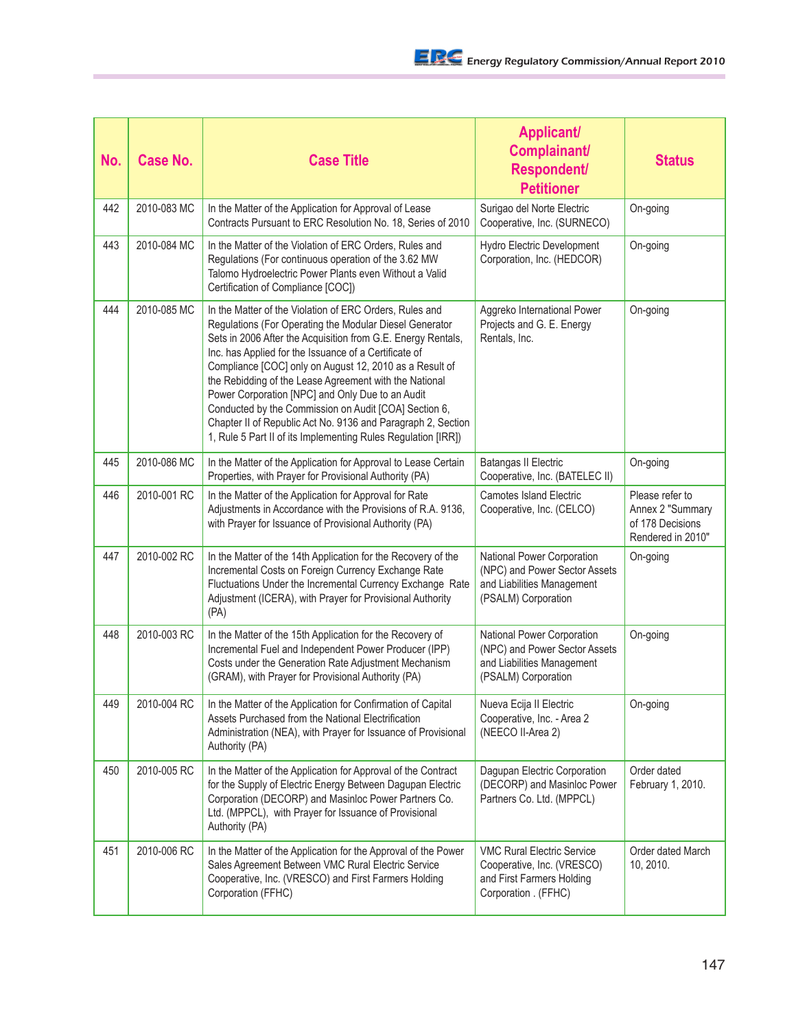| No. | Case No. | Case Title | Applicant/ Complainant/ Respondent/ Petitioner | Status |
|---|---|---|---|---|
| 442 | 2010-083 MC | In the Matter of the Application for Approval of Lease Contracts Pursuant to ERC Resolution No. 18, Series of 2010 | Surigao del Norte Electric Cooperative, Inc. (SURNECO) | On-going |
| 443 | 2010-084 MC | In the Matter of the Violation of ERC Orders, Rules and Regulations (For continuous operation of the 3.62 MW Talomo Hydroelectric Power Plants even Without a Valid Certification of Compliance [COC]) | Hydro Electric Development Corporation, Inc. (HEDCOR) | On-going |
| 444 | 2010-085 MC | In the Matter of the Violation of ERC Orders, Rules and Regulations (For Operating the Modular Diesel Generator Sets in 2006 After the Acquisition from G.E. Energy Rentals, Inc. has Applied for the Issuance of a Certificate of Compliance [COC] only on August 12, 2010 as a Result of the Rebidding of the Lease Agreement with the National Power Corporation [NPC] and Only Due to an Audit Conducted by the Commission on Audit [COA] Section 6, Chapter II of Republic Act No. 9136 and Paragraph 2, Section 1, Rule 5 Part II of its Implementing Rules Regulation [IRR]) | Aggreko International Power Projects and G. E. Energy Rentals, Inc. | On-going |
| 445 | 2010-086 MC | In the Matter of the Application for Approval to Lease Certain Properties, with Prayer for Provisional Authority (PA) | Batangas II Electric Cooperative, Inc. (BATELEC II) | On-going |
| 446 | 2010-001 RC | In the Matter of the Application for Approval for Rate Adjustments in Accordance with the Provisions of R.A. 9136, with Prayer for Issuance of Provisional Authority (PA) | Camotes Island Electric Cooperative, Inc. (CELCO) | Please refer to Annex 2 "Summary of 178 Decisions Rendered in 2010" |
| 447 | 2010-002 RC | In the Matter of the 14th Application for the Recovery of the Incremental Costs on Foreign Currency Exchange Rate Fluctuations Under the Incremental Currency Exchange Rate Adjustment (ICERA), with Prayer for Provisional Authority (PA) | National Power Corporation (NPC) and Power Sector Assets and Liabilities Management (PSALM) Corporation | On-going |
| 448 | 2010-003 RC | In the Matter of the 15th Application for the Recovery of Incremental Fuel and Independent Power Producer (IPP) Costs under the Generation Rate Adjustment Mechanism (GRAM), with Prayer for Provisional Authority (PA) | National Power Corporation (NPC) and Power Sector Assets and Liabilities Management (PSALM) Corporation | On-going |
| 449 | 2010-004 RC | In the Matter of the Application for Confirmation of Capital Assets Purchased from the National Electrification Administration (NEA), with Prayer for Issuance of Provisional Authority (PA) | Nueva Ecija II Electric Cooperative, Inc. - Area 2 (NEECO II-Area 2) | On-going |
| 450 | 2010-005 RC | In the Matter of the Application for Approval of the Contract for the Supply of Electric Energy Between Dagupan Electric Corporation (DECORP) and Masinloc Power Partners Co. Ltd. (MPPCL), with Prayer for Issuance of Provisional Authority (PA) | Dagupan Electric Corporation (DECORP) and Masinloc Power Partners Co. Ltd. (MPPCL) | Order dated February 1, 2010. |
| 451 | 2010-006 RC | In the Matter of the Application for the Approval of the Power Sales Agreement Between VMC Rural Electric Service Cooperative, Inc. (VRESCO) and First Farmers Holding Corporation (FFHC) | VMC Rural Electric Service Cooperative, Inc. (VRESCO) and First Farmers Holding Corporation . (FFHC) | Order dated March 10, 2010. |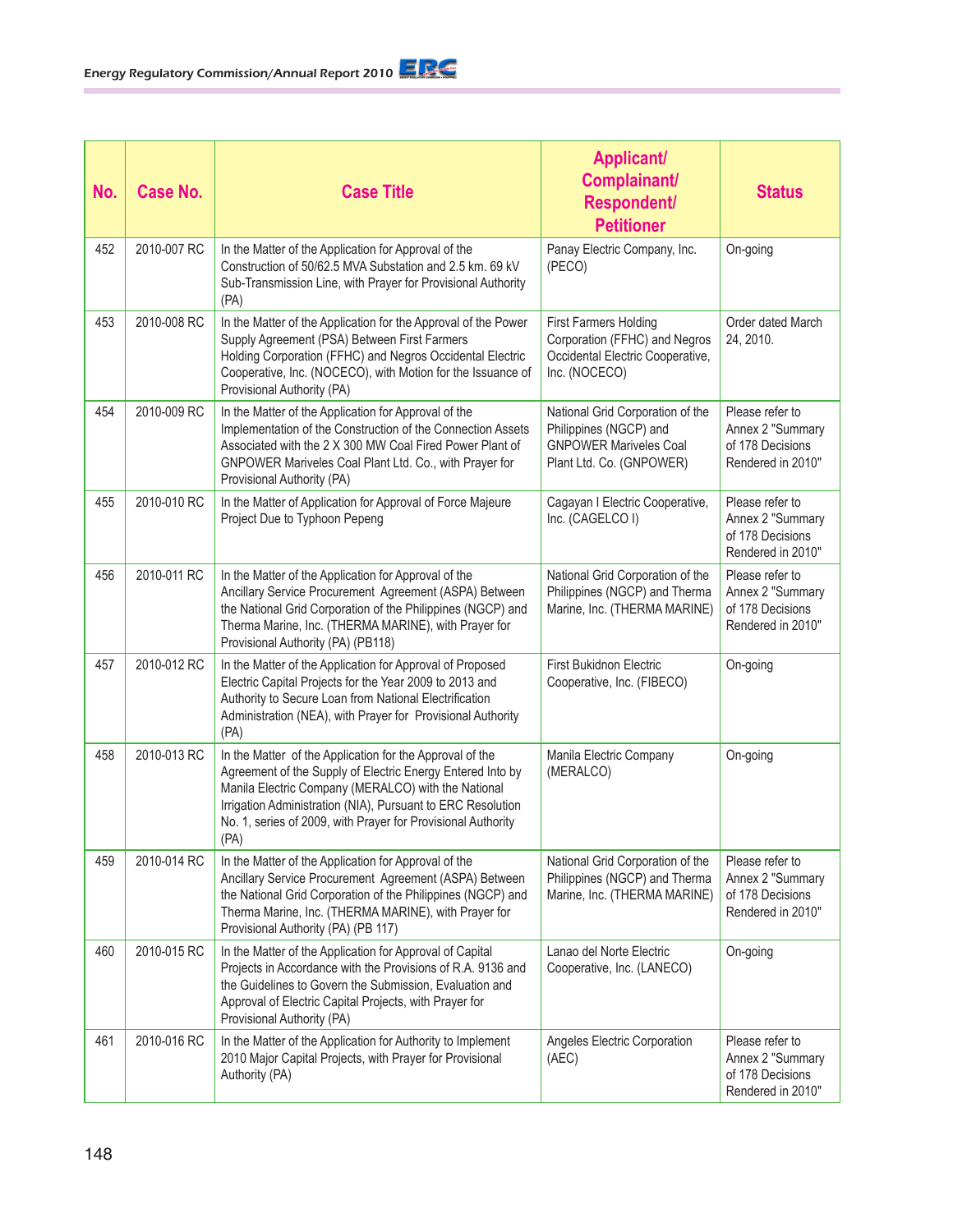| No. | Case No. | Case Title | Applicant/ Complainant/ Respondent/ Petitioner | Status |
|---|---|---|---|---|
| 452 | 2010-007 RC | In the Matter of the Application for Approval of the Construction of 50/62.5 MVA Substation and 2.5 km. 69 kV Sub-Transmission Line, with Prayer for Provisional Authority (PA) | Panay Electric Company, Inc. (PECO) | On-going |
| 453 | 2010-008 RC | In the Matter of the Application for the Approval of the Power Supply Agreement (PSA) Between First Farmers Holding Corporation (FFHC) and Negros Occidental Electric Cooperative, Inc. (NOCECO), with Motion for the Issuance of Provisional Authority (PA) | First Farmers Holding Corporation (FFHC) and Negros Occidental Electric Cooperative, Inc. (NOCECO) | Order dated March 24, 2010. |
| 454 | 2010-009 RC | In the Matter of the Application for Approval of the Implementation of the Construction of the Connection Assets Associated with the 2 X 300 MW Coal Fired Power Plant of GNPOWER Mariveles Coal Plant Ltd. Co., with Prayer for Provisional Authority (PA) | National Grid Corporation of the Philippines (NGCP) and GNPOWER Mariveles Coal Plant Ltd. Co. (GNPOWER) | Please refer to Annex 2 "Summary of 178 Decisions Rendered in 2010" |
| 455 | 2010-010 RC | In the Matter of Application for Approval of Force Majeure Project Due to Typhoon Pepeng | Cagayan I Electric Cooperative, Inc. (CAGELCO I) | Please refer to Annex 2 "Summary of 178 Decisions Rendered in 2010" |
| 456 | 2010-011 RC | In the Matter of the Application for Approval of the Ancillary Service Procurement Agreement (ASPA) Between the National Grid Corporation of the Philippines (NGCP) and Therma Marine, Inc. (THERMA MARINE), with Prayer for Provisional Authority (PA) (PB118) | National Grid Corporation of the Philippines (NGCP) and Therma Marine, Inc. (THERMA MARINE) | Please refer to Annex 2 "Summary of 178 Decisions Rendered in 2010" |
| 457 | 2010-012 RC | In the Matter of the Application for Approval of Proposed Electric Capital Projects for the Year 2009 to 2013 and Authority to Secure Loan from National Electrification Administration (NEA), with Prayer for Provisional Authority (PA) | First Bukidnon Electric Cooperative, Inc. (FIBECO) | On-going |
| 458 | 2010-013 RC | In the Matter of the Application for the Approval of the Agreement of the Supply of Electric Energy Entered Into by Manila Electric Company (MERALCO) with the National Irrigation Administration (NIA), Pursuant to ERC Resolution No. 1, series of 2009, with Prayer for Provisional Authority (PA) | Manila Electric Company (MERALCO) | On-going |
| 459 | 2010-014 RC | In the Matter of the Application for Approval of the Ancillary Service Procurement Agreement (ASPA) Between the National Grid Corporation of the Philippines (NGCP) and Therma Marine, Inc. (THERMA MARINE), with Prayer for Provisional Authority (PA) (PB 117) | National Grid Corporation of the Philippines (NGCP) and Therma Marine, Inc. (THERMA MARINE) | Please refer to Annex 2 "Summary of 178 Decisions Rendered in 2010" |
| 460 | 2010-015 RC | In the Matter of the Application for Approval of Capital Projects in Accordance with the Provisions of R.A. 9136 and the Guidelines to Govern the Submission, Evaluation and Approval of Electric Capital Projects, with Prayer for Provisional Authority (PA) | Lanao del Norte Electric Cooperative, Inc. (LANECO) | On-going |
| 461 | 2010-016 RC | In the Matter of the Application for Authority to Implement 2010 Major Capital Projects, with Prayer for Provisional Authority (PA) | Angeles Electric Corporation (AEC) | Please refer to Annex 2 "Summary of 178 Decisions Rendered in 2010" |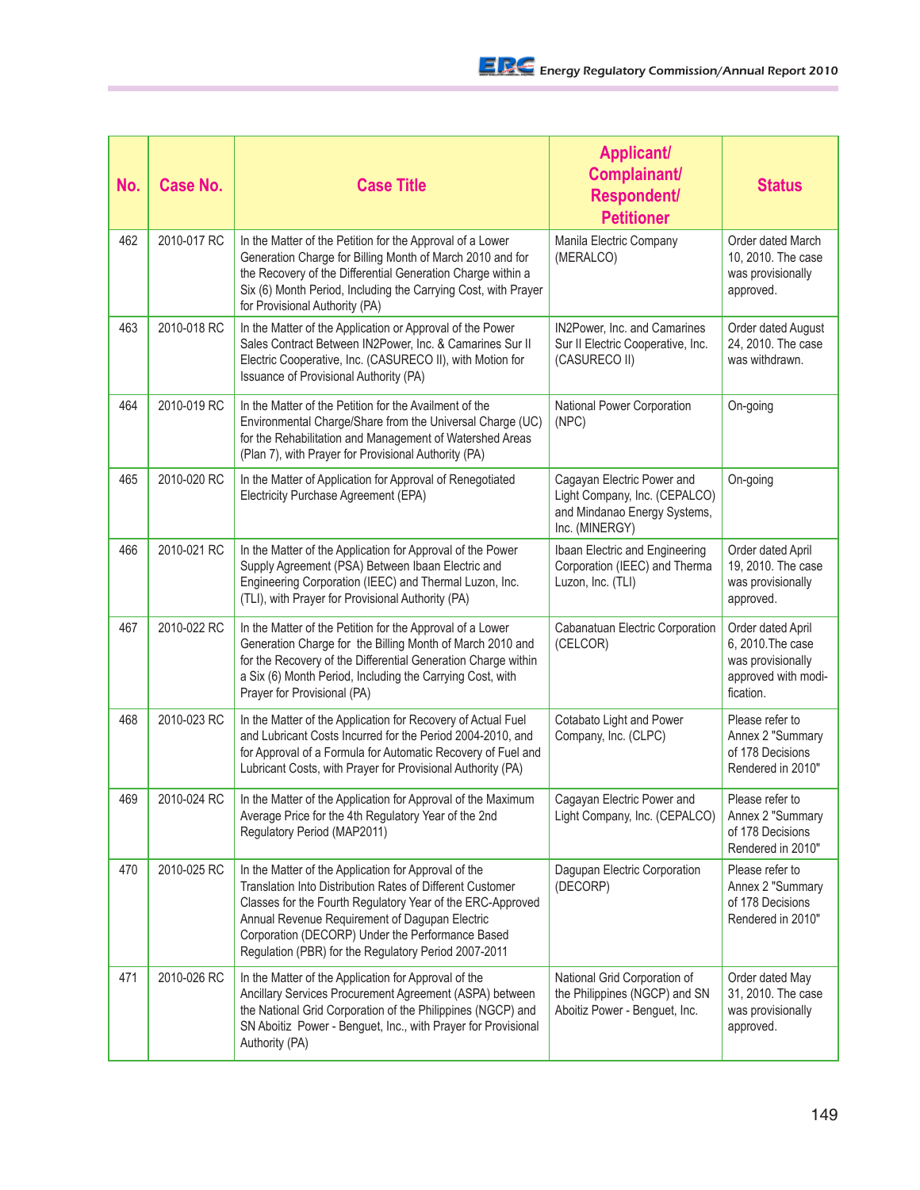| No. | Case No. | Case Title | Applicant/ Complainant/ Respondent/ Petitioner | Status |
|---|---|---|---|---|
| 462 | 2010-017 RC | In the Matter of the Petition for the Approval of a Lower Generation Charge for Billing Month of March 2010 and for the Recovery of the Differential Generation Charge within a Six (6) Month Period, Including the Carrying Cost, with Prayer for Provisional Authority (PA) | Manila Electric Company (MERALCO) | Order dated March 10, 2010. The case was provisionally approved. |
| 463 | 2010-018 RC | In the Matter of the Application or Approval of the Power Sales Contract Between IN2Power, Inc. & Camarines Sur II Electric Cooperative, Inc. (CASURECO II), with Motion for Issuance of Provisional Authority (PA) | IN2Power, Inc. and Camarines Sur II Electric Cooperative, Inc. (CASURECO II) | Order dated August 24, 2010. The case was withdrawn. |
| 464 | 2010-019 RC | In the Matter of the Petition for the Availment of the Environmental Charge/Share from the Universal Charge (UC) for the Rehabilitation and Management of Watershed Areas (Plan 7), with Prayer for Provisional Authority (PA) | National Power Corporation (NPC) | On-going |
| 465 | 2010-020 RC | In the Matter of Application for Approval of Renegotiated Electricity Purchase Agreement (EPA) | Cagayan Electric Power and Light Company, Inc. (CEPALCO) and Mindanao Energy Systems, Inc. (MINERGY) | On-going |
| 466 | 2010-021 RC | In the Matter of the Application for Approval of the Power Supply Agreement (PSA) Between Ibaan Electric and Engineering Corporation (IEEC) and Thermal Luzon, Inc. (TLI), with Prayer for Provisional Authority (PA) | Ibaan Electric and Engineering Corporation (IEEC) and Therma Luzon, Inc. (TLI) | Order dated April 19, 2010. The case was provisionally approved. |
| 467 | 2010-022 RC | In the Matter of the Petition for the Approval of a Lower Generation Charge for the Billing Month of March 2010 and for the Recovery of the Differential Generation Charge within a Six (6) Month Period, Including the Carrying Cost, with Prayer for Provisional (PA) | Cabanatuan Electric Corporation (CELCOR) | Order dated April 6, 2010.The case was provisionally approved with modification. |
| 468 | 2010-023 RC | In the Matter of the Application for Recovery of Actual Fuel and Lubricant Costs Incurred for the Period 2004-2010, and for Approval of a Formula for Automatic Recovery of Fuel and Lubricant Costs, with Prayer for Provisional Authority (PA) | Cotabato Light and Power Company, Inc. (CLPC) | Please refer to Annex 2 "Summary of 178 Decisions Rendered in 2010" |
| 469 | 2010-024 RC | In the Matter of the Application for Approval of the Maximum Average Price for the 4th Regulatory Year of the 2nd Regulatory Period (MAP2011) | Cagayan Electric Power and Light Company, Inc. (CEPALCO) | Please refer to Annex 2 "Summary of 178 Decisions Rendered in 2010" |
| 470 | 2010-025 RC | In the Matter of the Application for Approval of the Translation Into Distribution Rates of Different Customer Classes for the Fourth Regulatory Year of the ERC-Approved Annual Revenue Requirement of Dagupan Electric Corporation (DECORP) Under the Performance Based Regulation (PBR) for the Regulatory Period 2007-2011 | Dagupan Electric Corporation (DECORP) | Please refer to Annex 2 "Summary of 178 Decisions Rendered in 2010" |
| 471 | 2010-026 RC | In the Matter of the Application for Approval of the Ancillary Services Procurement Agreement (ASPA) between the National Grid Corporation of the Philippines (NGCP) and SN Aboitiz Power - Benguet, Inc., with Prayer for Provisional Authority (PA) | National Grid Corporation of the Philippines (NGCP) and SN Aboitiz Power - Benguet, Inc. | Order dated May 31, 2010. The case was provisionally approved. |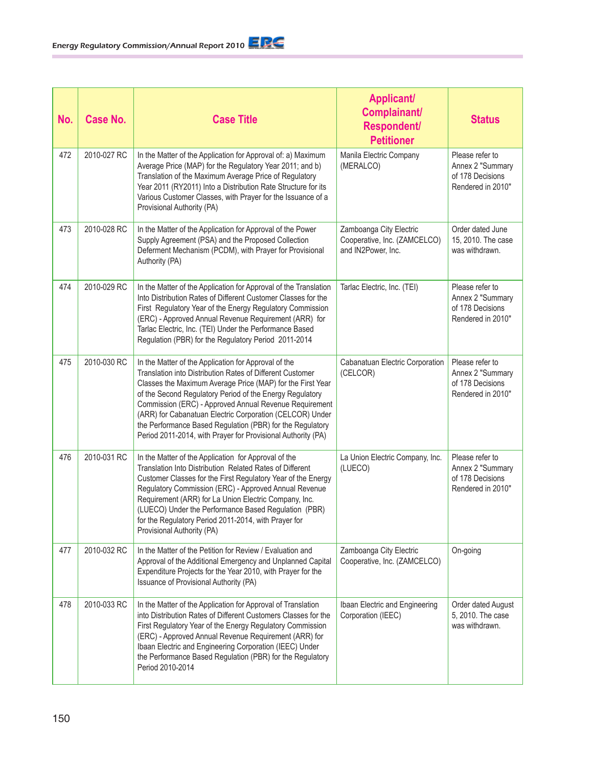| No. | Case No. | Case Title | Applicant/ Complainant/ Respondent/ Petitioner | Status |
|---|---|---|---|---|
| 472 | 2010-027 RC | In the Matter of the Application for Approval of: a) Maximum Average Price (MAP) for the Regulatory Year 2011; and b) Translation of the Maximum Average Price of Regulatory Year 2011 (RY2011) Into a Distribution Rate Structure for its Various Customer Classes, with Prayer for the Issuance of a Provisional Authority (PA) | Manila Electric Company (MERALCO) | Please refer to Annex 2 "Summary of 178 Decisions Rendered in 2010" |
| 473 | 2010-028 RC | In the Matter of the Application for Approval of the Power Supply Agreement (PSA) and the Proposed Collection Deferment Mechanism (PCDM), with Prayer for Provisional Authority (PA) | Zamboanga City Electric Cooperative, Inc. (ZAMCELCO) and IN2Power, Inc. | Order dated June 15, 2010. The case was withdrawn. |
| 474 | 2010-029 RC | In the Matter of the Application for Approval of the Translation Into Distribution Rates of Different Customer Classes for the First Regulatory Year of the Energy Regulatory Commission (ERC) - Approved Annual Revenue Requirement (ARR) for Tarlac Electric, Inc. (TEI) Under the Performance Based Regulation (PBR) for the Regulatory Period 2011-2014 | Tarlac Electric, Inc. (TEI) | Please refer to Annex 2 "Summary of 178 Decisions Rendered in 2010" |
| 475 | 2010-030 RC | In the Matter of the Application for Approval of the Translation into Distribution Rates of Different Customer Classes the Maximum Average Price (MAP) for the First Year of the Second Regulatory Period of the Energy Regulatory Commission (ERC) - Approved Annual Revenue Requirement (ARR) for Cabanatuan Electric Corporation (CELCOR) Under the Performance Based Regulation (PBR) for the Regulatory Period 2011-2014, with Prayer for Provisional Authority (PA) | Cabanatuan Electric Corporation (CELCOR) | Please refer to Annex 2 "Summary of 178 Decisions Rendered in 2010" |
| 476 | 2010-031 RC | In the Matter of the Application for Approval of the Translation Into Distribution Related Rates of Different Customer Classes for the First Regulatory Year of the Energy Regulatory Commission (ERC) - Approved Annual Revenue Requirement (ARR) for La Union Electric Company, Inc. (LUECO) Under the Performance Based Regulation (PBR) for the Regulatory Period 2011-2014, with Prayer for Provisional Authority (PA) | La Union Electric Company, Inc. (LUECO) | Please refer to Annex 2 "Summary of 178 Decisions Rendered in 2010" |
| 477 | 2010-032 RC | In the Matter of the Petition for Review / Evaluation and Approval of the Additional Emergency and Unplanned Capital Expenditure Projects for the Year 2010, with Prayer for the Issuance of Provisional Authority (PA) | Zamboanga City Electric Cooperative, Inc. (ZAMCELCO) | On-going |
| 478 | 2010-033 RC | In the Matter of the Application for Approval of Translation into Distribution Rates of Different Customers Classes for the First Regulatory Year of the Energy Regulatory Commission (ERC) - Approved Annual Revenue Requirement (ARR) for Ibaan Electric and Engineering Corporation (IEEC) Under the Performance Based Regulation (PBR) for the Regulatory Period 2010-2014 | Ibaan Electric and Engineering Corporation (IEEC) | Order dated August 5, 2010. The case was withdrawn. |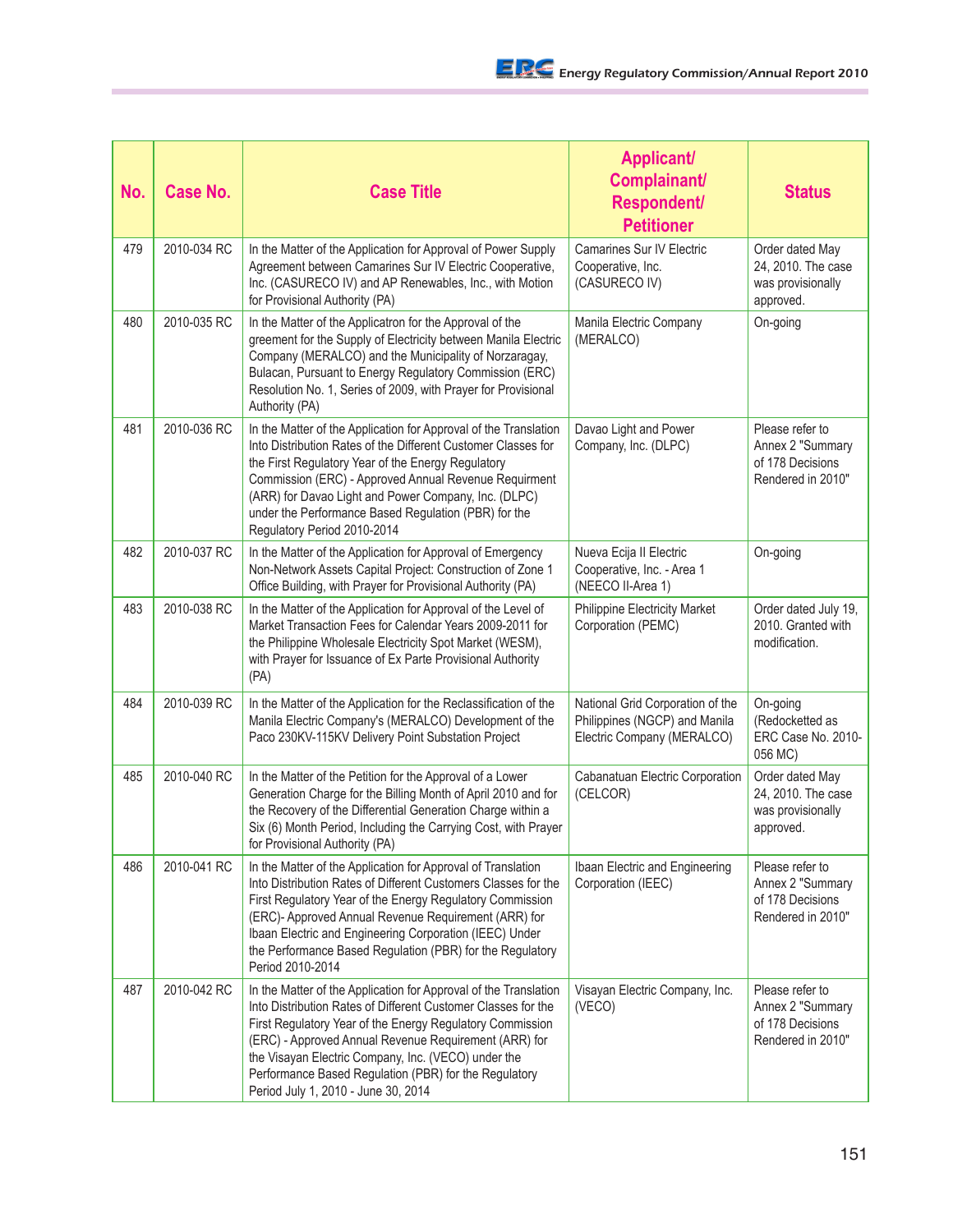| No. | Case No. | Case Title | Applicant/ Complainant/ Respondent/ Petitioner | Status |
|---|---|---|---|---|
| 479 | 2010-034 RC | In the Matter of the Application for Approval of Power Supply Agreement between Camarines Sur IV Electric Cooperative, Inc. (CASURECO IV) and AP Renewables, Inc., with Motion for Provisional Authority (PA) | Camarines Sur IV Electric Cooperative, Inc. (CASURECO IV) | Order dated May 24, 2010. The case was provisionally approved. |
| 480 | 2010-035 RC | In the Matter of the Applicatron for the Approval of the greement for the Supply of Electricity between Manila Electric Company (MERALCO) and the Municipality of Norzaragay, Bulacan, Pursuant to Energy Regulatory Commission (ERC) Resolution No. 1, Series of 2009, with Prayer for Provisional Authority (PA) | Manila Electric Company (MERALCO) | On-going |
| 481 | 2010-036 RC | In the Matter of the Application for Approval of the Translation Into Distribution Rates of the Different Customer Classes for the First Regulatory Year of the Energy Regulatory Commission (ERC) - Approved Annual Revenue Requirment (ARR) for Davao Light and Power Company, Inc. (DLPC) under the Performance Based Regulation (PBR) for the Regulatory Period 2010-2014 | Davao Light and Power Company, Inc. (DLPC) | Please refer to Annex 2 "Summary of 178 Decisions Rendered in 2010" |
| 482 | 2010-037 RC | In the Matter of the Application for Approval of Emergency Non-Network Assets Capital Project: Construction of Zone 1 Office Building, with Prayer for Provisional Authority (PA) | Nueva Ecija II Electric Cooperative, Inc. - Area 1 (NEECO II-Area 1) | On-going |
| 483 | 2010-038 RC | In the Matter of the Application for Approval of the Level of Market Transaction Fees for Calendar Years 2009-2011 for the Philippine Wholesale Electricity Spot Market (WESM), with Prayer for Issuance of Ex Parte Provisional Authority (PA) | Philippine Electricity Market Corporation (PEMC) | Order dated July 19, 2010. Granted with modification. |
| 484 | 2010-039 RC | In the Matter of the Application for the Reclassification of the Manila Electric Company's (MERALCO) Development of the Paco 230KV-115KV Delivery Point Substation Project | National Grid Corporation of the Philippines (NGCP) and Manila Electric Company (MERALCO) | On-going (Redocketted as ERC Case No. 2010-056 MC) |
| 485 | 2010-040 RC | In the Matter of the Petition for the Approval of a Lower Generation Charge for the Billing Month of April 2010 and for the Recovery of the Differential Generation Charge within a Six (6) Month Period, Including the Carrying Cost, with Prayer for Provisional Authority (PA) | Cabanatuan Electric Corporation (CELCOR) | Order dated May 24, 2010. The case was provisionally approved. |
| 486 | 2010-041 RC | In the Matter of the Application for Approval of Translation Into Distribution Rates of Different Customers Classes for the First Regulatory Year of the Energy Regulatory Commission (ERC)- Approved Annual Revenue Requirement (ARR) for Ibaan Electric and Engineering Corporation (IEEC) Under the Performance Based Regulation (PBR) for the Regulatory Period 2010-2014 | Ibaan Electric and Engineering Corporation (IEEC) | Please refer to Annex 2 "Summary of 178 Decisions Rendered in 2010" |
| 487 | 2010-042 RC | In the Matter of the Application for Approval of the Translation Into Distribution Rates of Different Customer Classes for the First Regulatory Year of the Energy Regulatory Commission (ERC) - Approved Annual Revenue Requirement (ARR) for the Visayan Electric Company, Inc. (VECO) under the Performance Based Regulation (PBR) for the Regulatory Period July 1, 2010 - June 30, 2014 | Visayan Electric Company, Inc. (VECO) | Please refer to Annex 2 "Summary of 178 Decisions Rendered in 2010" |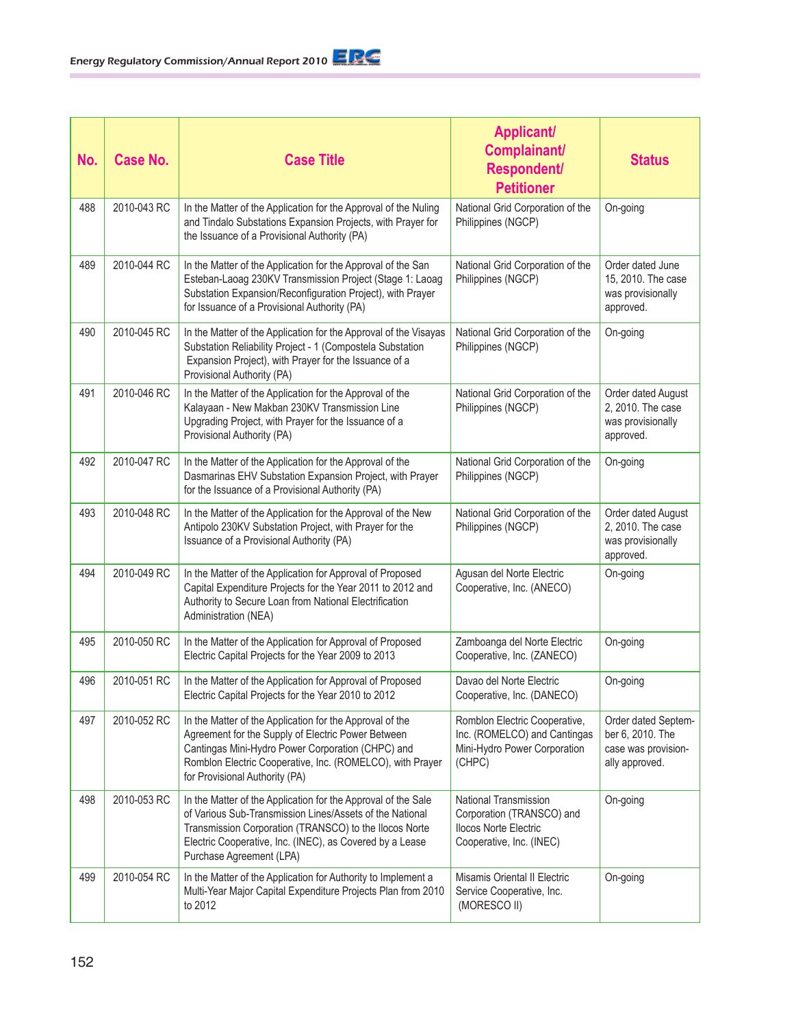| No. | Case No. | Case Title | Applicant/ Complainant/ Respondent/ Petitioner | Status |
|---|---|---|---|---|
| 488 | 2010-043 RC | In the Matter of the Application for the Approval of the Nuling and Tindalo Substations Expansion Projects, with Prayer for the Issuance of a Provisional Authority (PA) | National Grid Corporation of the Philippines (NGCP) | On-going |
| 489 | 2010-044 RC | In the Matter of the Application for the Approval of the San Esteban-Laoag 230KV Transmission Project (Stage 1: Laoag Substation Expansion/Reconfiguration Project), with Prayer for Issuance of a Provisional Authority (PA) | National Grid Corporation of the Philippines (NGCP) | Order dated June 15, 2010. The case was provisionally approved. |
| 490 | 2010-045 RC | In the Matter of the Application for the Approval of the Visayas Substation Reliability Project - 1 (Compostela Substation Expansion Project), with Prayer for the Issuance of a Provisional Authority (PA) | National Grid Corporation of the Philippines (NGCP) | On-going |
| 491 | 2010-046 RC | In the Matter of the Application for the Approval of the Kalayaan - New Makban 230KV Transmission Line Upgrading Project, with Prayer for the Issuance of a Provisional Authority (PA) | National Grid Corporation of the Philippines (NGCP) | Order dated August 2, 2010. The case was provisionally approved. |
| 492 | 2010-047 RC | In the Matter of the Application for the Approval of the Dasmarinas EHV Substation Expansion Project, with Prayer for the Issuance of a Provisional Authority (PA) | National Grid Corporation of the Philippines (NGCP) | On-going |
| 493 | 2010-048 RC | In the Matter of the Application for the Approval of the New Antipolo 230KV Substation Project, with Prayer for the Issuance of a Provisional Authority (PA) | National Grid Corporation of the Philippines (NGCP) | Order dated August 2, 2010. The case was provisionally approved. |
| 494 | 2010-049 RC | In the Matter of the Application for Approval of Proposed Capital Expenditure Projects for the Year 2011 to 2012 and Authority to Secure Loan from National Electrification Administration (NEA) | Agusan del Norte Electric Cooperative, Inc. (ANECO) | On-going |
| 495 | 2010-050 RC | In the Matter of the Application for Approval of Proposed Electric Capital Projects for the Year 2009 to 2013 | Zamboanga del Norte Electric Cooperative, Inc. (ZANECO) | On-going |
| 496 | 2010-051 RC | In the Matter of the Application for Approval of Proposed Electric Capital Projects for the Year 2010 to 2012 | Davao del Norte Electric Cooperative, Inc. (DANECO) | On-going |
| 497 | 2010-052 RC | In the Matter of the Application for the Approval of the Agreement for the Supply of Electric Power Between Cantingas Mini-Hydro Power Corporation (CHPC) and Romblon Electric Cooperative, Inc. (ROMELCO), with Prayer for Provisional Authority (PA) | Romblon Electric Cooperative, Inc. (ROMELCO) and Cantingas Mini-Hydro Power Corporation (CHPC) | Order dated September 6, 2010. The case was provisionally approved. |
| 498 | 2010-053 RC | In the Matter of the Application for the Approval of the Sale of Various Sub-Transmission Lines/Assets of the National Transmission Corporation (TRANSCO) to the Ilocos Norte Electric Cooperative, Inc. (INEC), as Covered by a Lease Purchase Agreement (LPA) | National Transmission Corporation (TRANSCO) and Ilocos Norte Electric Cooperative, Inc. (INEC) | On-going |
| 499 | 2010-054 RC | In the Matter of the Application for Authority to Implement a Multi-Year Major Capital Expenditure Projects Plan from 2010 to 2012 | Misamis Oriental II Electric Service Cooperative, Inc. (MORESCO II) | On-going |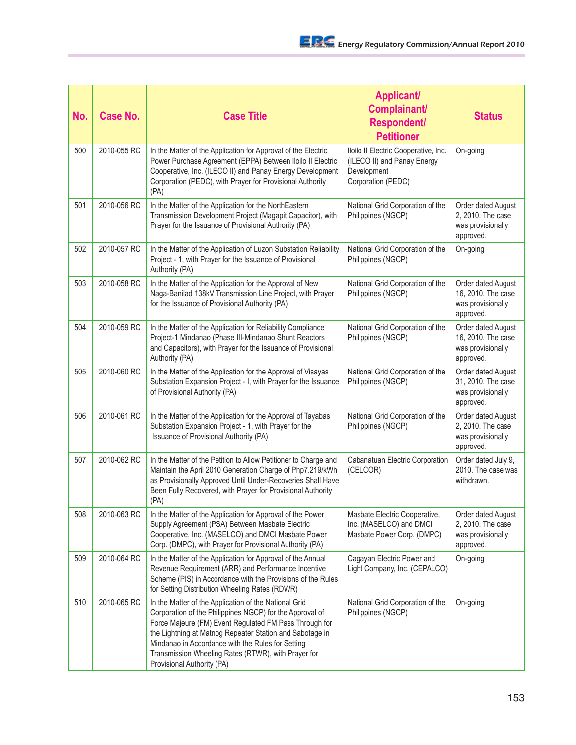| No. | Case No. | Case Title | Applicant/ Complainant/ Respondent/ Petitioner | Status |
|---|---|---|---|---|
| 500 | 2010-055 RC | In the Matter of the Application for Approval of the Electric Power Purchase Agreement (EPPA) Between Iloilo II Electric Cooperative, Inc. (ILECO II) and Panay Energy Development Corporation (PEDC), with Prayer for Provisional Authority (PA) | Iloilo II Electric Cooperative, Inc. (ILECO II) and Panay Energy Development Corporation (PEDC) | On-going |
| 501 | 2010-056 RC | In the Matter of the Application for the NorthEastern Transmission Development Project (Magapit Capacitor), with Prayer for the Issuance of Provisional Authority (PA) | National Grid Corporation of the Philippines (NGCP) | Order dated August 2, 2010. The case was provisionally approved. |
| 502 | 2010-057 RC | In the Matter of the Application of Luzon Substation Reliability Project - 1, with Prayer for the Issuance of Provisional Authority (PA) | National Grid Corporation of the Philippines (NGCP) | On-going |
| 503 | 2010-058 RC | In the Matter of the Application for the Approval of New Naga-Banilad 138kV Transmission Line Project, with Prayer for the Issuance of Provisional Authority (PA) | National Grid Corporation of the Philippines (NGCP) | Order dated August 16, 2010. The case was provisionally approved. |
| 504 | 2010-059 RC | In the Matter of the Application for Reliability Compliance Project-1 Mindanao (Phase III-Mindanao Shunt Reactors and Capacitors), with Prayer for the Issuance of Provisional Authority (PA) | National Grid Corporation of the Philippines (NGCP) | Order dated August 16, 2010. The case was provisionally approved. |
| 505 | 2010-060 RC | In the Matter of the Application for the Approval of Visayas Substation Expansion Project - I, with Prayer for the Issuance of Provisional Authority (PA) | National Grid Corporation of the Philippines (NGCP) | Order dated August 31, 2010. The case was provisionally approved. |
| 506 | 2010-061 RC | In the Matter of the Application for the Approval of Tayabas Substation Expansion Project - 1, with Prayer for the Issuance of Provisional Authority (PA) | National Grid Corporation of the Philippines (NGCP) | Order dated August 2, 2010. The case was provisionally approved. |
| 507 | 2010-062 RC | In the Matter of the Petition to Allow Petitioner to Charge and Maintain the April 2010 Generation Charge of Php7.219/kWh as Provisionally Approved Until Under-Recoveries Shall Have Been Fully Recovered, with Prayer for Provisional Authority (PA) | Cabanatuan Electric Corporation (CELCOR) | Order dated July 9, 2010. The case was withdrawn. |
| 508 | 2010-063 RC | In the Matter of the Application for Approval of the Power Supply Agreement (PSA) Between Masbate Electric Cooperative, Inc. (MASELCO) and DMCI Masbate Power Corp. (DMPC), with Prayer for Provisional Authority (PA) | Masbate Electric Cooperative, Inc. (MASELCO) and DMCI Masbate Power Corp. (DMPC) | Order dated August 2, 2010. The case was provisionally approved. |
| 509 | 2010-064 RC | In the Matter of the Application for Approval of the Annual Revenue Requirement (ARR) and Performance Incentive Scheme (PIS) in Accordance with the Provisions of the Rules for Setting Distribution Wheeling Rates (RDWR) | Cagayan Electric Power and Light Company, Inc. (CEPALCO) | On-going |
| 510 | 2010-065 RC | In the Matter of the Application of the National Grid Corporation of the Philippines NGCP) for the Approval of Force Majeure (FM) Event Regulated FM Pass Through for the Lightning at Matnog Repeater Station and Sabotage in Mindanao in Accordance with the Rules for Setting Transmission Wheeling Rates (RTWR), with Prayer for Provisional Authority (PA) | National Grid Corporation of the Philippines (NGCP) | On-going |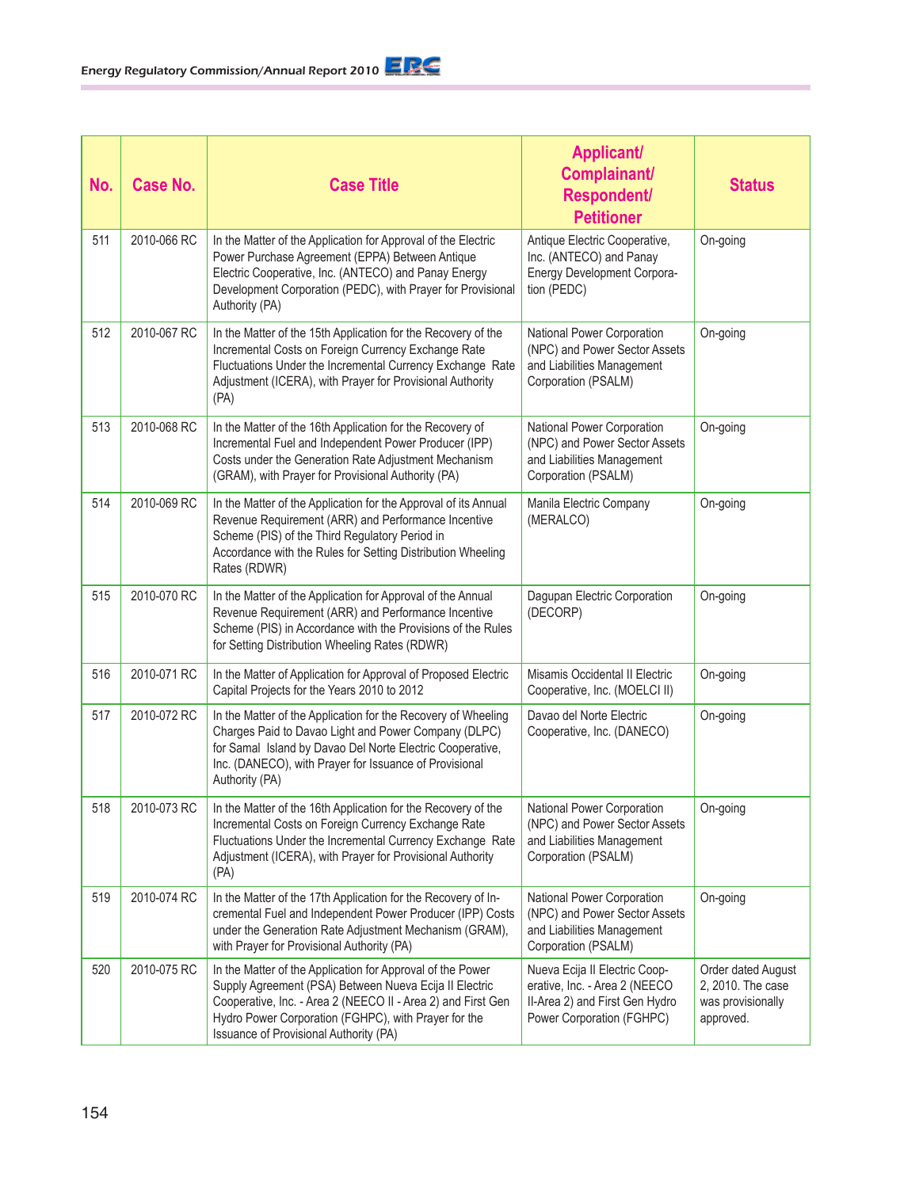| No. | Case No. | Case Title | Applicant/ Complainant/ Respondent/ Petitioner | Status |
|---|---|---|---|---|
| 511 | 2010-066 RC | In the Matter of the Application for Approval of the Electric Power Purchase Agreement (EPPA) Between Antique Electric Cooperative, Inc. (ANTECO) and Panay Energy Development Corporation (PEDC), with Prayer for Provisional Authority (PA) | Antique Electric Cooperative, Inc. (ANTECO) and Panay Energy Development Corporation (PEDC) | On-going |
| 512 | 2010-067 RC | In the Matter of the 15th Application for the Recovery of the Incremental Costs on Foreign Currency Exchange Rate Fluctuations Under the Incremental Currency Exchange Rate Adjustment (ICERA), with Prayer for Provisional Authority (PA) | National Power Corporation (NPC) and Power Sector Assets and Liabilities Management Corporation (PSALM) | On-going |
| 513 | 2010-068 RC | In the Matter of the 16th Application for the Recovery of Incremental Fuel and Independent Power Producer (IPP) Costs under the Generation Rate Adjustment Mechanism (GRAM), with Prayer for Provisional Authority (PA) | National Power Corporation (NPC) and Power Sector Assets and Liabilities Management Corporation (PSALM) | On-going |
| 514 | 2010-069 RC | In the Matter of the Application for the Approval of its Annual Revenue Requirement (ARR) and Performance Incentive Scheme (PIS) of the Third Regulatory Period in Accordance with the Rules for Setting Distribution Wheeling Rates (RDWR) | Manila Electric Company (MERALCO) | On-going |
| 515 | 2010-070 RC | In the Matter of the Application for Approval of the Annual Revenue Requirement (ARR) and Performance Incentive Scheme (PIS) in Accordance with the Provisions of the Rules for Setting Distribution Wheeling Rates (RDWR) | Dagupan Electric Corporation (DECORP) | On-going |
| 516 | 2010-071 RC | In the Matter of Application for Approval of Proposed Electric Capital Projects for the Years 2010 to 2012 | Misamis Occidental II Electric Cooperative, Inc. (MOELCI II) | On-going |
| 517 | 2010-072 RC | In the Matter of the Application for the Recovery of Wheeling Charges Paid to Davao Light and Power Company (DLPC) for Samal Island by Davao Del Norte Electric Cooperative, Inc. (DANECO), with Prayer for Issuance of Provisional Authority (PA) | Davao del Norte Electric Cooperative, Inc. (DANECO) | On-going |
| 518 | 2010-073 RC | In the Matter of the 16th Application for the Recovery of the Incremental Costs on Foreign Currency Exchange Rate Fluctuations Under the Incremental Currency Exchange Rate Adjustment (ICERA), with Prayer for Provisional Authority (PA) | National Power Corporation (NPC) and Power Sector Assets and Liabilities Management Corporation (PSALM) | On-going |
| 519 | 2010-074 RC | In the Matter of the 17th Application for the Recovery of Incremental Fuel and Independent Power Producer (IPP) Costs under the Generation Rate Adjustment Mechanism (GRAM), with Prayer for Provisional Authority (PA) | National Power Corporation (NPC) and Power Sector Assets and Liabilities Management Corporation (PSALM) | On-going |
| 520 | 2010-075 RC | In the Matter of the Application for Approval of the Power Supply Agreement (PSA) Between Nueva Ecija II Electric Cooperative, Inc. - Area 2 (NEECO II - Area 2) and First Gen Hydro Power Corporation (FGHPC), with Prayer for the Issuance of Provisional Authority (PA) | Nueva Ecija II Electric Cooperative, Inc. - Area 2 (NEECO II-Area 2) and First Gen Hydro Power Corporation (FGHPC) | Order dated August 2, 2010. The case was provisionally approved. |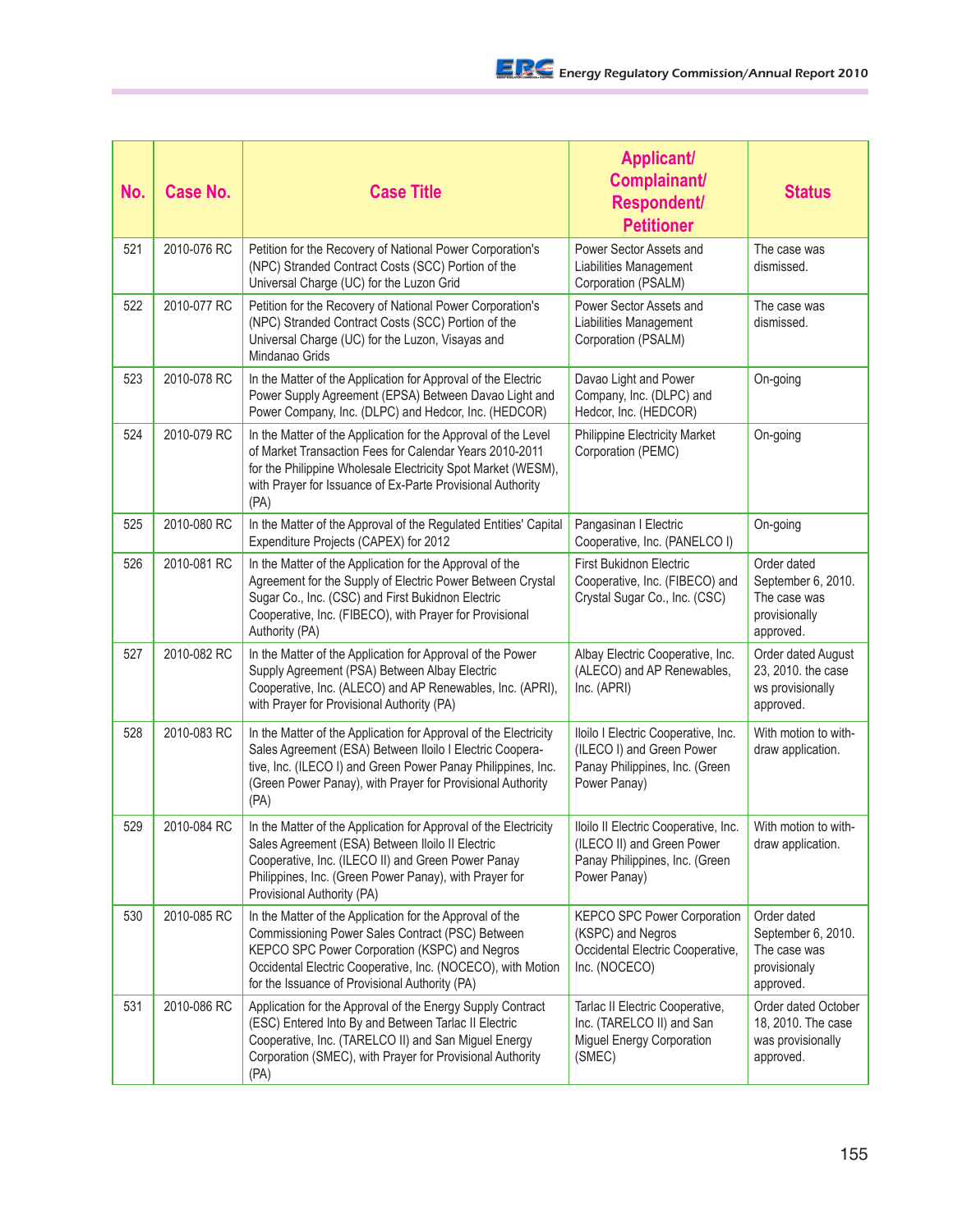| No. | Case No. | Case Title | Applicant/ Complainant/ Respondent/ Petitioner | Status |
|---|---|---|---|---|
| 521 | 2010-076 RC | Petition for the Recovery of National Power Corporation's (NPC) Stranded Contract Costs (SCC) Portion of the Universal Charge (UC) for the Luzon Grid | Power Sector Assets and Liabilities Management Corporation (PSALM) | The case was dismissed. |
| 522 | 2010-077 RC | Petition for the Recovery of National Power Corporation's (NPC) Stranded Contract Costs (SCC) Portion of the Universal Charge (UC) for the Luzon, Visayas and Mindanao Grids | Power Sector Assets and Liabilities Management Corporation (PSALM) | The case was dismissed. |
| 523 | 2010-078 RC | In the Matter of the Application for Approval of the Electric Power Supply Agreement (EPSA) Between Davao Light and Power Company, Inc. (DLPC) and Hedcor, Inc. (HEDCOR) | Davao Light and Power Company, Inc. (DLPC) and Hedcor, Inc. (HEDCOR) | On-going |
| 524 | 2010-079 RC | In the Matter of the Application for the Approval of the Level of Market Transaction Fees for Calendar Years 2010-2011 for the Philippine Wholesale Electricity Spot Market (WESM), with Prayer for Issuance of Ex-Parte Provisional Authority (PA) | Philippine Electricity Market Corporation (PEMC) | On-going |
| 525 | 2010-080 RC | In the Matter of the Approval of the Regulated Entities' Capital Expenditure Projects (CAPEX) for 2012 | Pangasinan I Electric Cooperative, Inc. (PANELCO I) | On-going |
| 526 | 2010-081 RC | In the Matter of the Application for the Approval of the Agreement for the Supply of Electric Power Between Crystal Sugar Co., Inc. (CSC) and First Bukidnon Electric Cooperative, Inc. (FIBECO), with Prayer for Provisional Authority (PA) | First Bukidnon Electric Cooperative, Inc. (FIBECO) and Crystal Sugar Co., Inc. (CSC) | Order dated September 6, 2010. The case was provisionally approved. |
| 527 | 2010-082 RC | In the Matter of the Application for Approval of the Power Supply Agreement (PSA) Between Albay Electric Cooperative, Inc. (ALECO) and AP Renewables, Inc. (APRI), with Prayer for Provisional Authority (PA) | Albay Electric Cooperative, Inc. (ALECO) and AP Renewables, Inc. (APRI) | Order dated August 23, 2010. the case ws provisionally approved. |
| 528 | 2010-083 RC | In the Matter of the Application for Approval of the Electricity Sales Agreement (ESA) Between Iloilo I Electric Cooperative, Inc. (ILECO I) and Green Power Panay Philippines, Inc. (Green Power Panay), with Prayer for Provisional Authority (PA) | Iloilo I Electric Cooperative, Inc. (ILECO I) and Green Power Panay Philippines, Inc. (Green Power Panay) | With motion to withdraw application. |
| 529 | 2010-084 RC | In the Matter of the Application for Approval of the Electricity Sales Agreement (ESA) Between Iloilo II Electric Cooperative, Inc. (ILECO II) and Green Power Panay Philippines, Inc. (Green Power Panay), with Prayer for Provisional Authority (PA) | Iloilo II Electric Cooperative, Inc. (ILECO II) and Green Power Panay Philippines, Inc. (Green Power Panay) | With motion to withdraw application. |
| 530 | 2010-085 RC | In the Matter of the Application for the Approval of the Commissioning Power Sales Contract (PSC) Between KEPCO SPC Power Corporation (KSPC) and Negros Occidental Electric Cooperative, Inc. (NOCECO), with Motion for the Issuance of Provisional Authority (PA) | KEPCO SPC Power Corporation (KSPC) and Negros Occidental Electric Cooperative, Inc. (NOCECO) | Order dated September 6, 2010. The case was provisionally approved. |
| 531 | 2010-086 RC | Application for the Approval of the Energy Supply Contract (ESC) Entered Into By and Between Tarlac II Electric Cooperative, Inc. (TARELCO II) and San Miguel Energy Corporation (SMEC), with Prayer for Provisional Authority (PA) | Tarlac II Electric Cooperative, Inc. (TARELCO II) and San Miguel Energy Corporation (SMEC) | Order dated October 18, 2010. The case was provisionally approved. |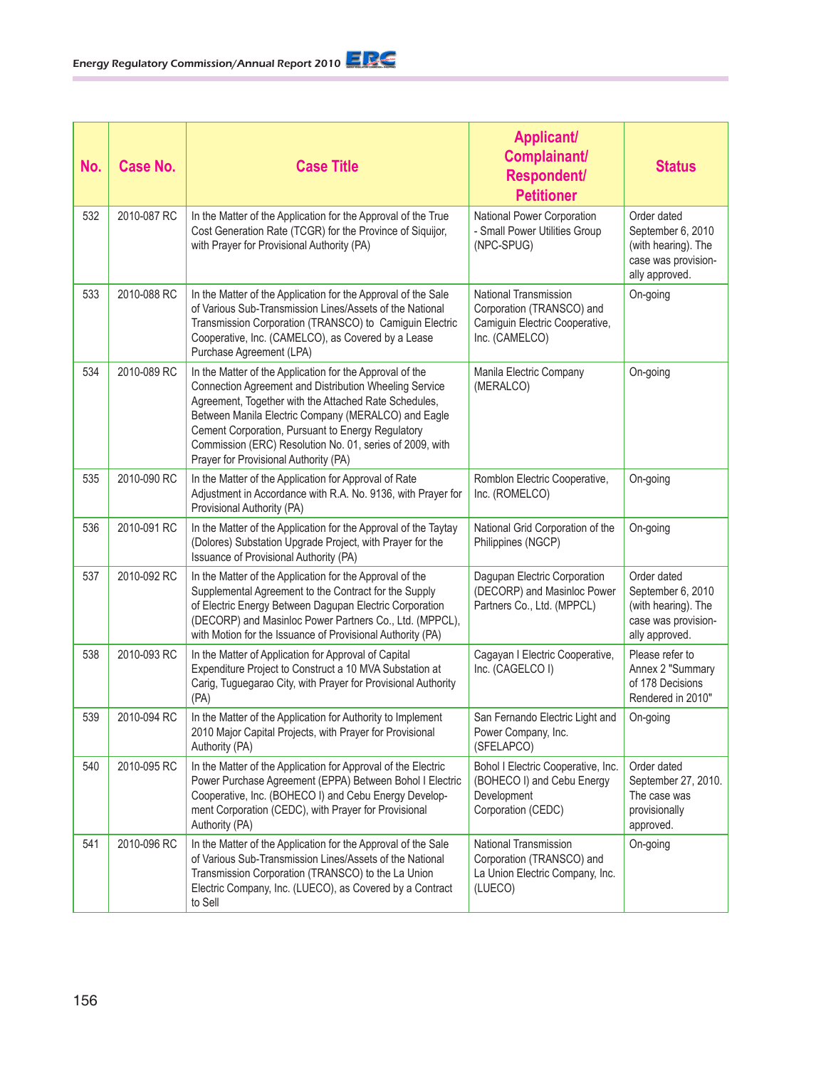| No. | Case No. | Case Title | Applicant/ Complainant/ Respondent/ Petitioner | Status |
|---|---|---|---|---|
| 532 | 2010-087 RC | In the Matter of the Application for the Approval of the True Cost Generation Rate (TCGR) for the Province of Siquijor, with Prayer for Provisional Authority (PA) | National Power Corporation - Small Power Utilities Group (NPC-SPUG) | Order dated September 6, 2010 (with hearing). The case was provisionally approved. |
| 533 | 2010-088 RC | In the Matter of the Application for the Approval of the Sale of Various Sub-Transmission Lines/Assets of the National Transmission Corporation (TRANSCO) to Camiguin Electric Cooperative, Inc. (CAMELCO), as Covered by a Lease Purchase Agreement (LPA) | National Transmission Corporation (TRANSCO) and Camiguin Electric Cooperative, Inc. (CAMELCO) | On-going |
| 534 | 2010-089 RC | In the Matter of the Application for the Approval of the Connection Agreement and Distribution Wheeling Service Agreement, Together with the Attached Rate Schedules, Between Manila Electric Company (MERALCO) and Eagle Cement Corporation, Pursuant to Energy Regulatory Commission (ERC) Resolution No. 01, series of 2009, with Prayer for Provisional Authority (PA) | Manila Electric Company (MERALCO) | On-going |
| 535 | 2010-090 RC | In the Matter of the Application for Approval of Rate Adjustment in Accordance with R.A. No. 9136, with Prayer for Provisional Authority (PA) | Romblon Electric Cooperative, Inc. (ROMELCO) | On-going |
| 536 | 2010-091 RC | In the Matter of the Application for the Approval of the Taytay (Dolores) Substation Upgrade Project, with Prayer for the Issuance of Provisional Authority (PA) | National Grid Corporation of the Philippines (NGCP) | On-going |
| 537 | 2010-092 RC | In the Matter of the Application for the Approval of the Supplemental Agreement to the Contract for the Supply of Electric Energy Between Dagupan Electric Corporation (DECORP) and Masinloc Power Partners Co., Ltd. (MPPCL), with Motion for the Issuance of Provisional Authority (PA) | Dagupan Electric Corporation (DECORP) and Masinloc Power Partners Co., Ltd. (MPPCL) | Order dated September 6, 2010 (with hearing). The case was provisionally approved. |
| 538 | 2010-093 RC | In the Matter of Application for Approval of Capital Expenditure Project to Construct a 10 MVA Substation at Carig, Tuguegarao City, with Prayer for Provisional Authority (PA) | Cagayan I Electric Cooperative, Inc. (CAGELCO I) | Please refer to Annex 2 "Summary of 178 Decisions Rendered in 2010" |
| 539 | 2010-094 RC | In the Matter of the Application for Authority to Implement 2010 Major Capital Projects, with Prayer for Provisional Authority (PA) | San Fernando Electric Light and Power Company, Inc. (SFELAPCO) | On-going |
| 540 | 2010-095 RC | In the Matter of the Application for Approval of the Electric Power Purchase Agreement (EPPA) Between Bohol I Electric Cooperative, Inc. (BOHECO I) and Cebu Energy Development Corporation (CEDC), with Prayer for Provisional Authority (PA) | Bohol I Electric Cooperative, Inc. (BOHECO I) and Cebu Energy Development Corporation (CEDC) | Order dated September 27, 2010. The case was provisionally approved. |
| 541 | 2010-096 RC | In the Matter of the Application for the Approval of the Sale of Various Sub-Transmission Lines/Assets of the National Transmission Corporation (TRANSCO) to the La Union Electric Company, Inc. (LUECO), as Covered by a Contract to Sell | National Transmission Corporation (TRANSCO) and La Union Electric Company, Inc. (LUECO) | On-going |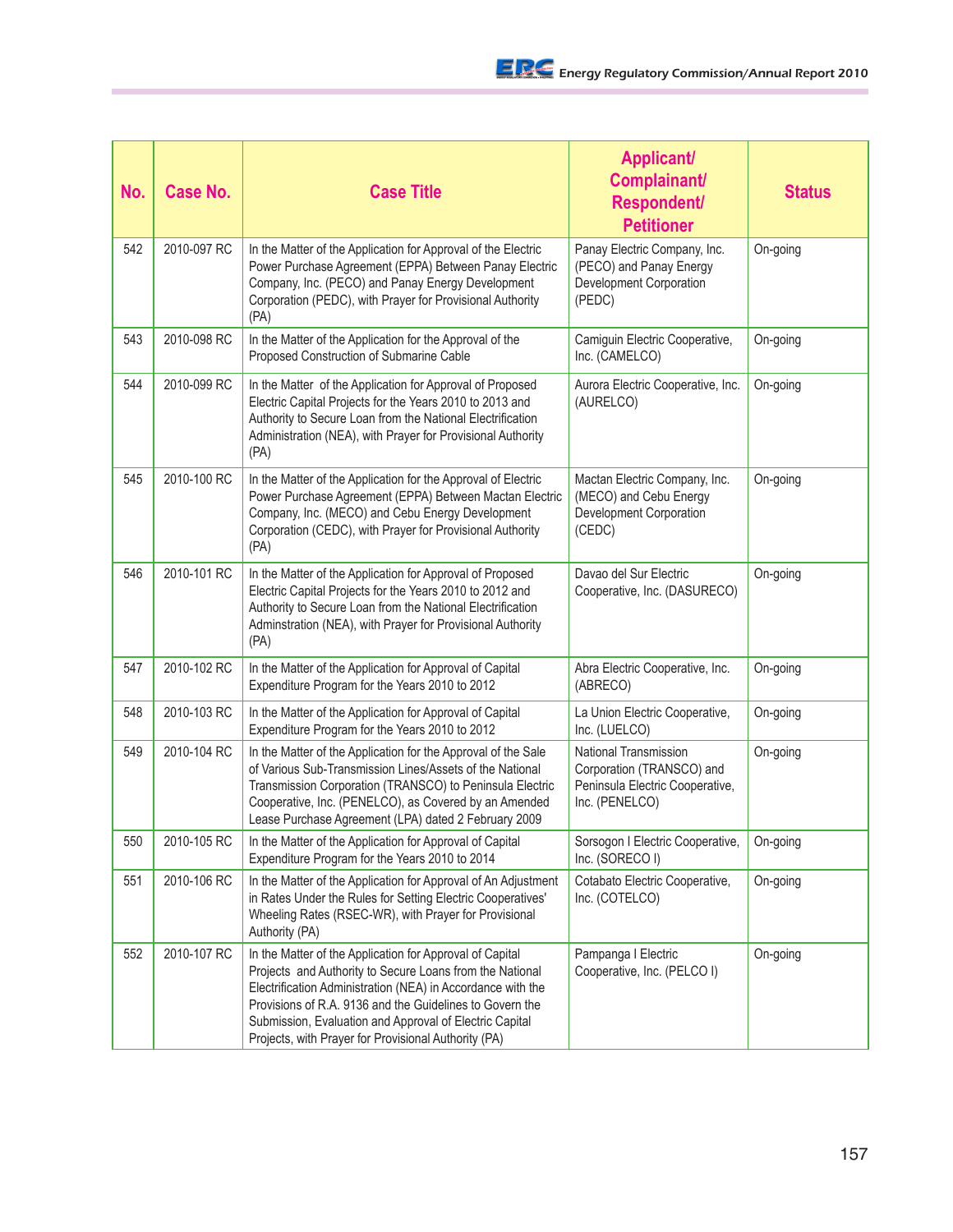| No. | Case No. | Case Title | Applicant/ Complainant/ Respondent/ Petitioner | Status |
|---|---|---|---|---|
| 542 | 2010-097 RC | In the Matter of the Application for Approval of the Electric Power Purchase Agreement (EPPA) Between Panay Electric Company, Inc. (PECO) and Panay Energy Development Corporation (PEDC), with Prayer for Provisional Authority (PA) | Panay Electric Company, Inc. (PECO) and Panay Energy Development Corporation (PEDC) | On-going |
| 543 | 2010-098 RC | In the Matter of the Application for the Approval of the Proposed Construction of Submarine Cable | Camiguin Electric Cooperative, Inc. (CAMELCO) | On-going |
| 544 | 2010-099 RC | In the Matter of the Application for Approval of Proposed Electric Capital Projects for the Years 2010 to 2013 and Authority to Secure Loan from the National Electrification Administration (NEA), with Prayer for Provisional Authority (PA) | Aurora Electric Cooperative, Inc. (AURELCO) | On-going |
| 545 | 2010-100 RC | In the Matter of the Application for the Approval of Electric Power Purchase Agreement (EPPA) Between Mactan Electric Company, Inc. (MECO) and Cebu Energy Development Corporation (CEDC), with Prayer for Provisional Authority (PA) | Mactan Electric Company, Inc. (MECO) and Cebu Energy Development Corporation (CEDC) | On-going |
| 546 | 2010-101 RC | In the Matter of the Application for Approval of Proposed Electric Capital Projects for the Years 2010 to 2012 and Authority to Secure Loan from the National Electrification Adminstration (NEA), with Prayer for Provisional Authority (PA) | Davao del Sur Electric Cooperative, Inc. (DASURECO) | On-going |
| 547 | 2010-102 RC | In the Matter of the Application for Approval of Capital Expenditure Program for the Years 2010 to 2012 | Abra Electric Cooperative, Inc. (ABRECO) | On-going |
| 548 | 2010-103 RC | In the Matter of the Application for Approval of Capital Expenditure Program for the Years 2010 to 2012 | La Union Electric Cooperative, Inc. (LUELCO) | On-going |
| 549 | 2010-104 RC | In the Matter of the Application for the Approval of the Sale of Various Sub-Transmission Lines/Assets of the National Transmission Corporation (TRANSCO) to Peninsula Electric Cooperative, Inc. (PENELCO), as Covered by an Amended Lease Purchase Agreement (LPA) dated 2 February 2009 | National Transmission Corporation (TRANSCO) and Peninsula Electric Cooperative, Inc. (PENELCO) | On-going |
| 550 | 2010-105 RC | In the Matter of the Application for Approval of Capital Expenditure Program for the Years 2010 to 2014 | Sorsogon I Electric Cooperative, Inc. (SORECO I) | On-going |
| 551 | 2010-106 RC | In the Matter of the Application for Approval of An Adjustment in Rates Under the Rules for Setting Electric Cooperatives' Wheeling Rates (RSEC-WR), with Prayer for Provisional Authority (PA) | Cotabato Electric Cooperative, Inc. (COTELCO) | On-going |
| 552 | 2010-107 RC | In the Matter of the Application for Approval of Capital Projects and Authority to Secure Loans from the National Electrification Administration (NEA) in Accordance with the Provisions of R.A. 9136 and the Guidelines to Govern the Submission, Evaluation and Approval of Electric Capital Projects, with Prayer for Provisional Authority (PA) | Pampanga I Electric Cooperative, Inc. (PELCO I) | On-going |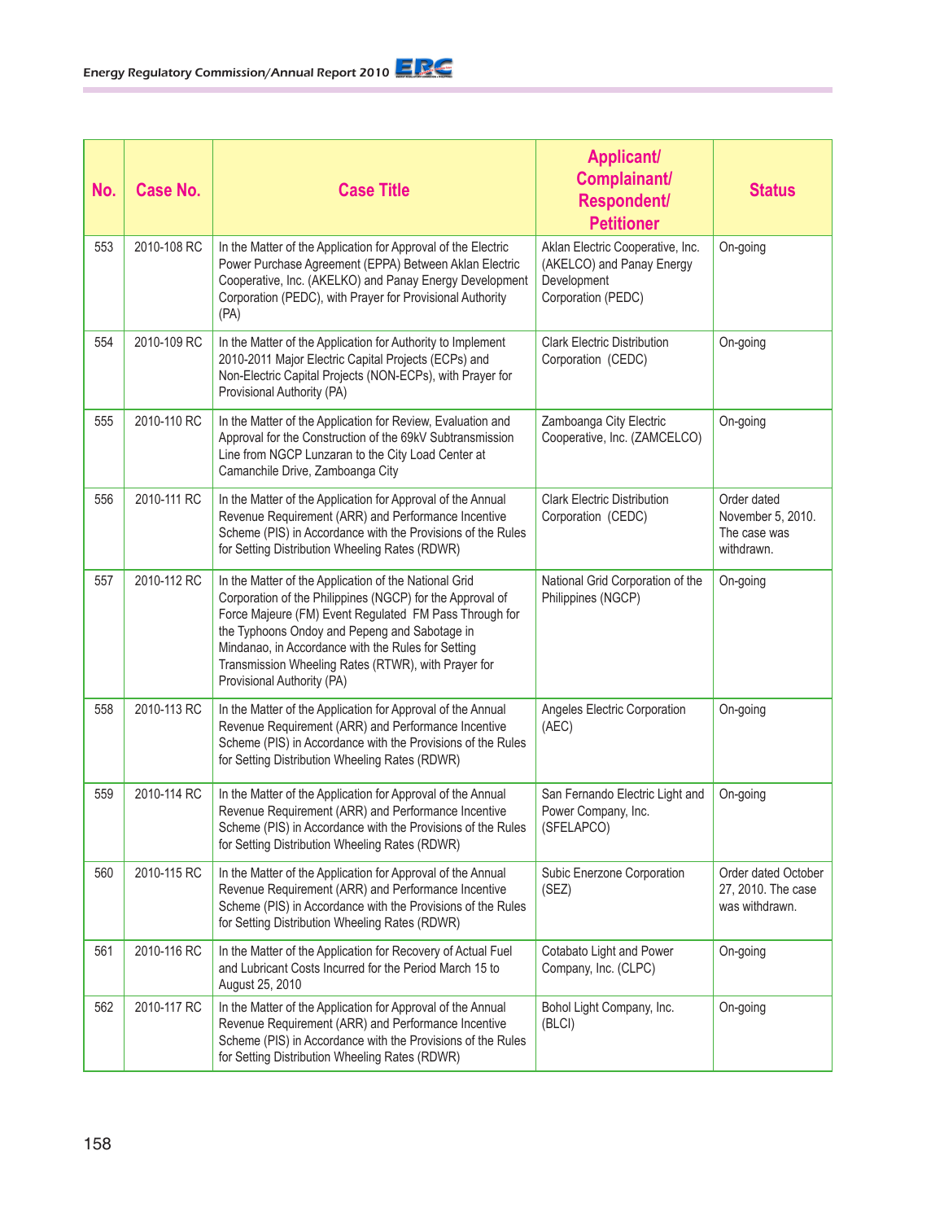| No. | Case No. | Case Title | Applicant/ Complainant/ Respondent/ Petitioner | Status |
|---|---|---|---|---|
| 553 | 2010-108 RC | In the Matter of the Application for Approval of the Electric Power Purchase Agreement (EPPA) Between Aklan Electric Cooperative, Inc. (AKELKO) and Panay Energy Development Corporation (PEDC), with Prayer for Provisional Authority (PA) | Aklan Electric Cooperative, Inc. (AKELCO) and Panay Energy Development Corporation (PEDC) | On-going |
| 554 | 2010-109 RC | In the Matter of the Application for Authority to Implement 2010-2011 Major Electric Capital Projects (ECPs) and Non-Electric Capital Projects (NON-ECPs), with Prayer for Provisional Authority (PA) | Clark Electric Distribution Corporation (CEDC) | On-going |
| 555 | 2010-110 RC | In the Matter of the Application for Review, Evaluation and Approval for the Construction of the 69kV Subtransmission Line from NGCP Lunzaran to the City Load Center at Camanchile Drive, Zamboanga City | Zamboanga City Electric Cooperative, Inc. (ZAMCELCO) | On-going |
| 556 | 2010-111 RC | In the Matter of the Application for Approval of the Annual Revenue Requirement (ARR) and Performance Incentive Scheme (PIS) in Accordance with the Provisions of the Rules for Setting Distribution Wheeling Rates (RDWR) | Clark Electric Distribution Corporation (CEDC) | Order dated November 5, 2010. The case was withdrawn. |
| 557 | 2010-112 RC | In the Matter of the Application of the National Grid Corporation of the Philippines (NGCP) for the Approval of Force Majeure (FM) Event Regulated FM Pass Through for the Typhoons Ondoy and Pepeng and Sabotage in Mindanao, in Accordance with the Rules for Setting Transmission Wheeling Rates (RTWR), with Prayer for Provisional Authority (PA) | National Grid Corporation of the Philippines (NGCP) | On-going |
| 558 | 2010-113 RC | In the Matter of the Application for Approval of the Annual Revenue Requirement (ARR) and Performance Incentive Scheme (PIS) in Accordance with the Provisions of the Rules for Setting Distribution Wheeling Rates (RDWR) | Angeles Electric Corporation (AEC) | On-going |
| 559 | 2010-114 RC | In the Matter of the Application for Approval of the Annual Revenue Requirement (ARR) and Performance Incentive Scheme (PIS) in Accordance with the Provisions of the Rules for Setting Distribution Wheeling Rates (RDWR) | San Fernando Electric Light and Power Company, Inc. (SFELAPCO) | On-going |
| 560 | 2010-115 RC | In the Matter of the Application for Approval of the Annual Revenue Requirement (ARR) and Performance Incentive Scheme (PIS) in Accordance with the Provisions of the Rules for Setting Distribution Wheeling Rates (RDWR) | Subic Enerzone Corporation (SEZ) | Order dated October 27, 2010. The case was withdrawn. |
| 561 | 2010-116 RC | In the Matter of the Application for Recovery of Actual Fuel and Lubricant Costs Incurred for the Period March 15 to August 25, 2010 | Cotabato Light and Power Company, Inc. (CLPC) | On-going |
| 562 | 2010-117 RC | In the Matter of the Application for Approval of the Annual Revenue Requirement (ARR) and Performance Incentive Scheme (PIS) in Accordance with the Provisions of the Rules for Setting Distribution Wheeling Rates (RDWR) | Bohol Light Company, Inc. (BLCI) | On-going |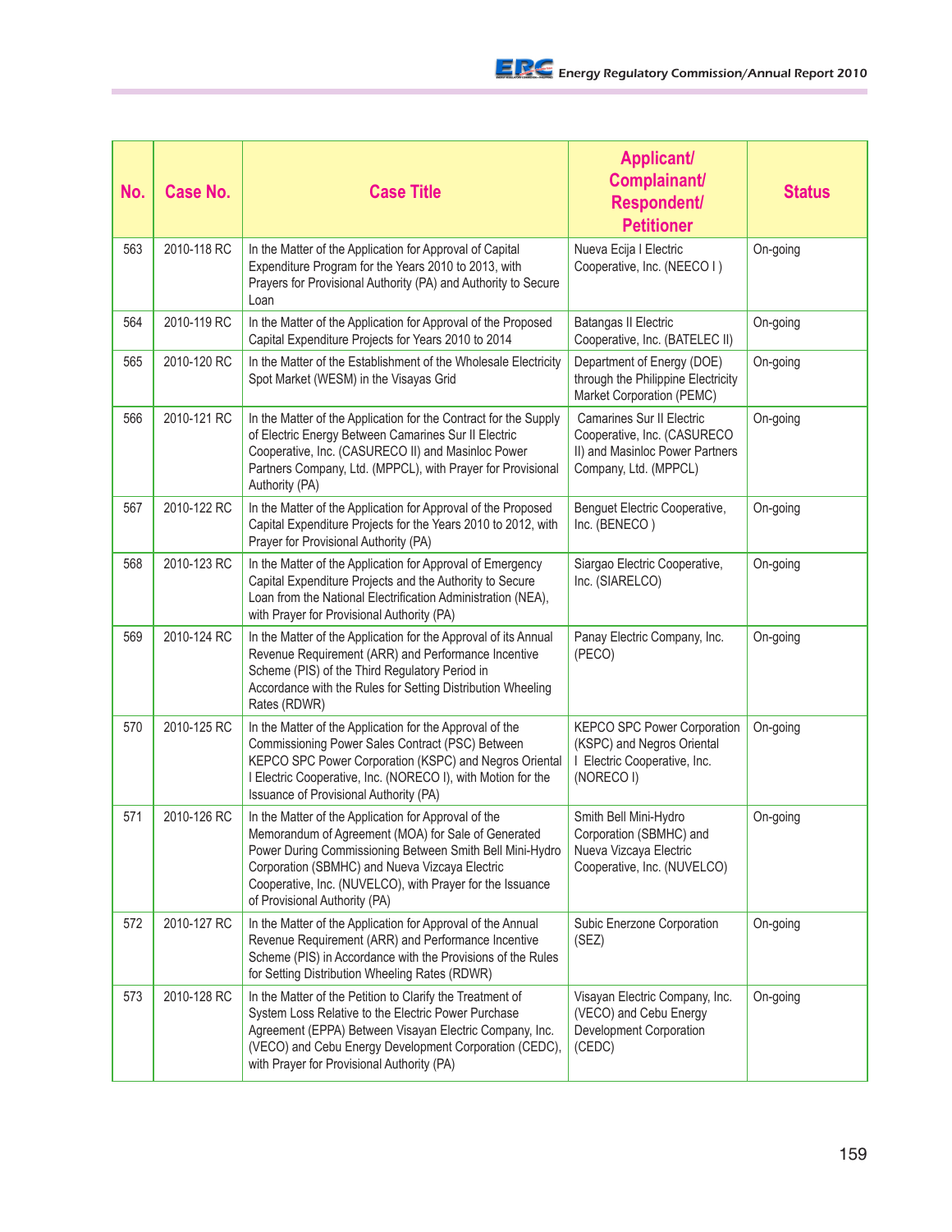| No. | Case No. | Case Title | Applicant/ Complainant/ Respondent/ Petitioner | Status |
|---|---|---|---|---|
| 563 | 2010-118 RC | In the Matter of the Application for Approval of Capital Expenditure Program for the Years 2010 to 2013, with Prayers for Provisional Authority (PA) and Authority to Secure Loan | Nueva Ecija I Electric Cooperative, Inc. (NEECO I ) | On-going |
| 564 | 2010-119 RC | In the Matter of the Application for Approval of the Proposed Capital Expenditure Projects for Years 2010 to 2014 | Batangas II Electric Cooperative, Inc. (BATELEC II) | On-going |
| 565 | 2010-120 RC | In the Matter of the Establishment of the Wholesale Electricity Spot Market (WESM) in the Visayas Grid | Department of Energy (DOE) through the Philippine Electricity Market Corporation (PEMC) | On-going |
| 566 | 2010-121 RC | In the Matter of the Application for the Contract for the Supply of Electric Energy Between Camarines Sur II Electric Cooperative, Inc. (CASURECO II) and Masinloc Power Partners Company, Ltd. (MPPCL), with Prayer for Provisional Authority (PA) | Camarines Sur II Electric Cooperative, Inc. (CASURECO II) and Masinloc Power Partners Company, Ltd. (MPPCL) | On-going |
| 567 | 2010-122 RC | In the Matter of the Application for Approval of the Proposed Capital Expenditure Projects for the Years 2010 to 2012, with Prayer for Provisional Authority (PA) | Benguet Electric Cooperative, Inc. (BENECO ) | On-going |
| 568 | 2010-123 RC | In the Matter of the Application for Approval of Emergency Capital Expenditure Projects and the Authority to Secure Loan from the National Electrification Administration (NEA), with Prayer for Provisional Authority (PA) | Siargao Electric Cooperative, Inc. (SIARELCO) | On-going |
| 569 | 2010-124 RC | In the Matter of the Application for the Approval of its Annual Revenue Requirement (ARR) and Performance Incentive Scheme (PIS) of the Third Regulatory Period in Accordance with the Rules for Setting Distribution Wheeling Rates (RDWR) | Panay Electric Company, Inc. (PECO) | On-going |
| 570 | 2010-125 RC | In the Matter of the Application for the Approval of the Commissioning Power Sales Contract (PSC) Between KEPCO SPC Power Corporation (KSPC) and Negros Oriental I Electric Cooperative, Inc. (NORECO I), with Motion for the Issuance of Provisional Authority (PA) | KEPCO SPC Power Corporation (KSPC) and Negros Oriental I Electric Cooperative, Inc. (NORECO I) | On-going |
| 571 | 2010-126 RC | In the Matter of the Application for Approval of the Memorandum of Agreement (MOA) for Sale of Generated Power During Commissioning Between Smith Bell Mini-Hydro Corporation (SBMHC) and Nueva Vizcaya Electric Cooperative, Inc. (NUVELCO), with Prayer for the Issuance of Provisional Authority (PA) | Smith Bell Mini-Hydro Corporation (SBMHC) and Nueva Vizcaya Electric Cooperative, Inc. (NUVELCO) | On-going |
| 572 | 2010-127 RC | In the Matter of the Application for Approval of the Annual Revenue Requirement (ARR) and Performance Incentive Scheme (PIS) in Accordance with the Provisions of the Rules for Setting Distribution Wheeling Rates (RDWR) | Subic Enerzone Corporation (SEZ) | On-going |
| 573 | 2010-128 RC | In the Matter of the Petition to Clarify the Treatment of System Loss Relative to the Electric Power Purchase Agreement (EPPA) Between Visayan Electric Company, Inc. (VECO) and Cebu Energy Development Corporation (CEDC), with Prayer for Provisional Authority (PA) | Visayan Electric Company, Inc. (VECO) and Cebu Energy Development Corporation (CEDC) | On-going |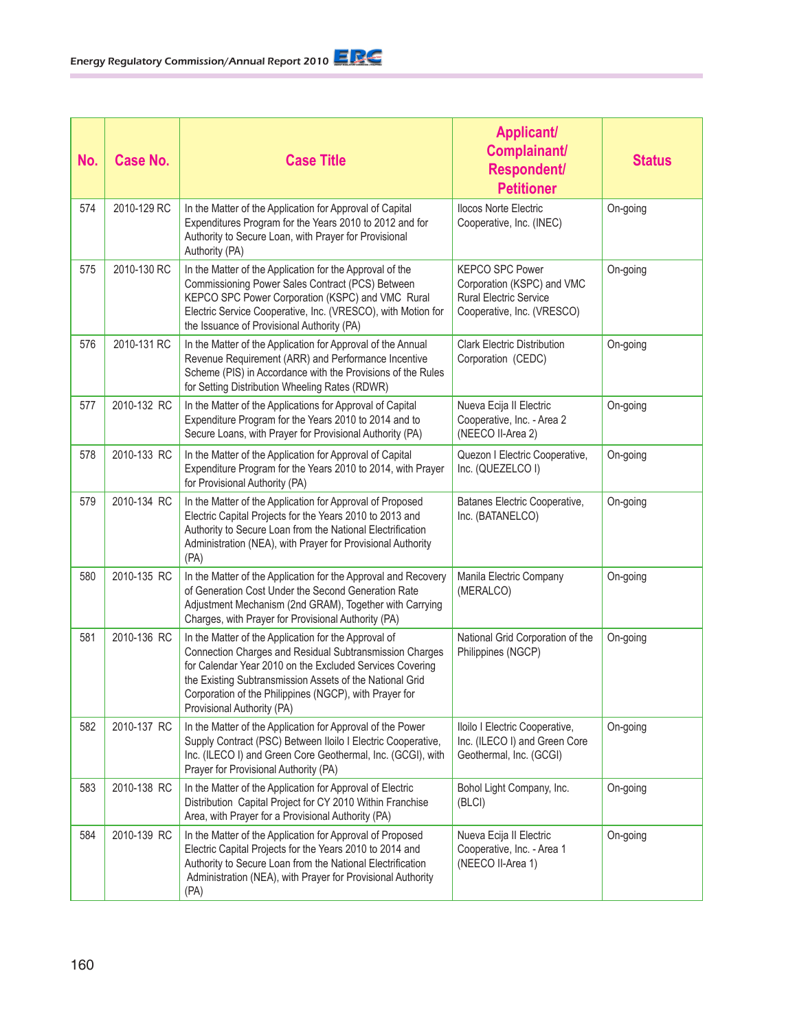| No. | Case No. | Case Title | Applicant/ Complainant/ Respondent/ Petitioner | Status |
|---|---|---|---|---|
| 574 | 2010-129 RC | In the Matter of the Application for Approval of Capital Expenditures Program for the Years 2010 to 2012 and for Authority to Secure Loan, with Prayer for Provisional Authority (PA) | Ilocos Norte Electric Cooperative, Inc. (INEC) | On-going |
| 575 | 2010-130 RC | In the Matter of the Application for the Approval of the Commissioning Power Sales Contract (PCS) Between KEPCO SPC Power Corporation (KSPC) and VMC Rural Electric Service Cooperative, Inc. (VRESCO), with Motion for the Issuance of Provisional Authority (PA) | KEPCO SPC Power Corporation (KSPC) and VMC Rural Electric Service Cooperative, Inc. (VRESCO) | On-going |
| 576 | 2010-131 RC | In the Matter of the Application for Approval of the Annual Revenue Requirement (ARR) and Performance Incentive Scheme (PIS) in Accordance with the Provisions of the Rules for Setting Distribution Wheeling Rates (RDWR) | Clark Electric Distribution Corporation (CEDC) | On-going |
| 577 | 2010-132 RC | In the Matter of the Applications for Approval of Capital Expenditure Program for the Years 2010 to 2014 and to Secure Loans, with Prayer for Provisional Authority (PA) | Nueva Ecija II Electric Cooperative, Inc. - Area 2 (NEECO II-Area 2) | On-going |
| 578 | 2010-133 RC | In the Matter of the Application for Approval of Capital Expenditure Program for the Years 2010 to 2014, with Prayer for Provisional Authority (PA) | Quezon I Electric Cooperative, Inc. (QUEZELCO I) | On-going |
| 579 | 2010-134 RC | In the Matter of the Application for Approval of Proposed Electric Capital Projects for the Years 2010 to 2013 and Authority to Secure Loan from the National Electrification Administration (NEA), with Prayer for Provisional Authority (PA) | Batanes Electric Cooperative, Inc. (BATANELCO) | On-going |
| 580 | 2010-135 RC | In the Matter of the Application for the Approval and Recovery of Generation Cost Under the Second Generation Rate Adjustment Mechanism (2nd GRAM), Together with Carrying Charges, with Prayer for Provisional Authority (PA) | Manila Electric Company (MERALCO) | On-going |
| 581 | 2010-136 RC | In the Matter of the Application for the Approval of Connection Charges and Residual Subtransmission Charges for Calendar Year 2010 on the Excluded Services Covering the Existing Subtransmission Assets of the National Grid Corporation of the Philippines (NGCP), with Prayer for Provisional Authority (PA) | National Grid Corporation of the Philippines (NGCP) | On-going |
| 582 | 2010-137 RC | In the Matter of the Application for Approval of the Power Supply Contract (PSC) Between Iloilo I Electric Cooperative, Inc. (ILECO I) and Green Core Geothermal, Inc. (GCGI), with Prayer for Provisional Authority (PA) | Iloilo I Electric Cooperative, Inc. (ILECO I) and Green Core Geothermal, Inc. (GCGI) | On-going |
| 583 | 2010-138 RC | In the Matter of the Application for Approval of Electric Distribution Capital Project for CY 2010 Within Franchise Area, with Prayer for a Provisional Authority (PA) | Bohol Light Company, Inc. (BLCI) | On-going |
| 584 | 2010-139 RC | In the Matter of the Application for Approval of Proposed Electric Capital Projects for the Years 2010 to 2014 and Authority to Secure Loan from the National Electrification Administration (NEA), with Prayer for Provisional Authority (PA) | Nueva Ecija II Electric Cooperative, Inc. - Area 1 (NEECO II-Area 1) | On-going |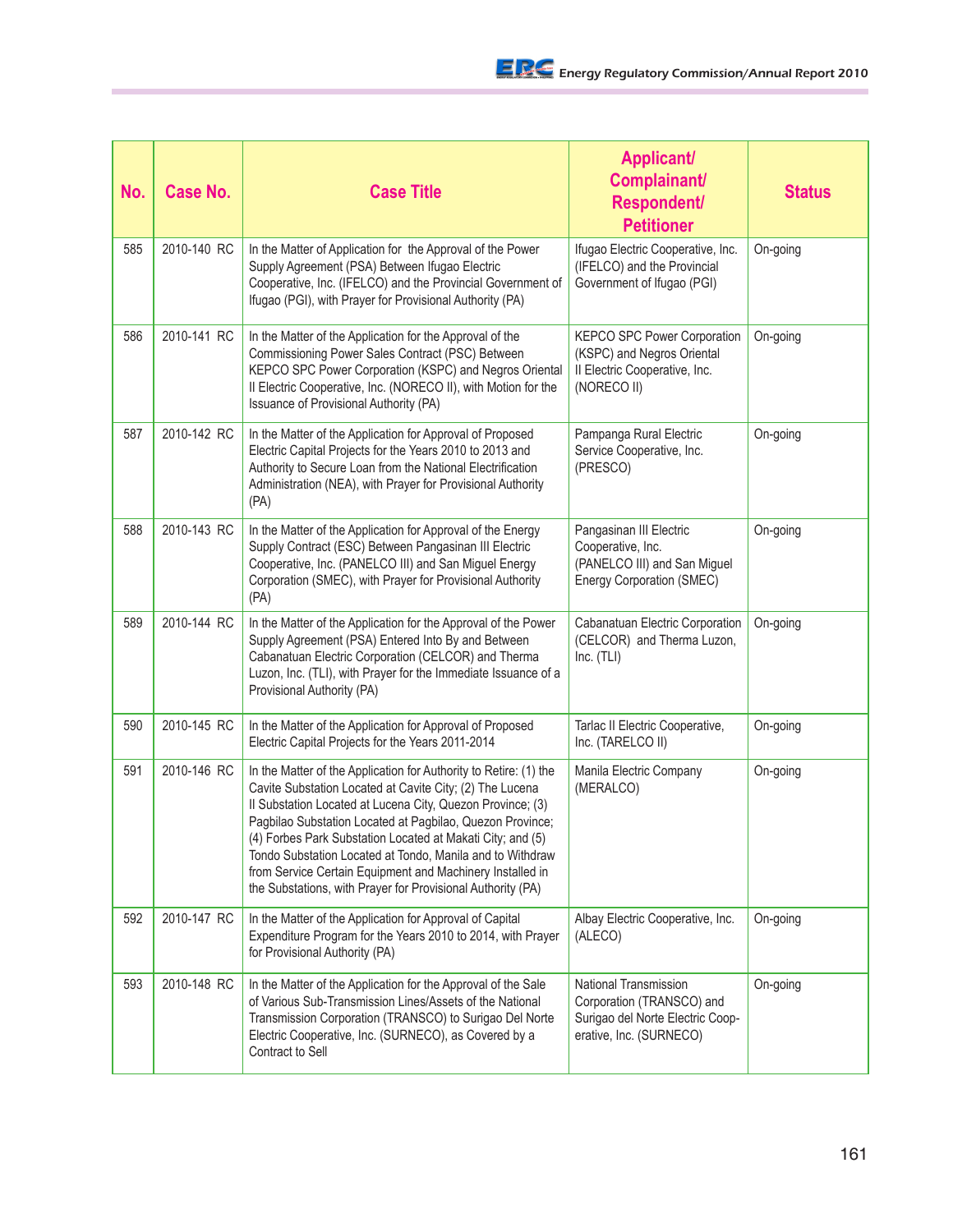| No. | Case No. | Case Title | Applicant/ Complainant/ Respondent/ Petitioner | Status |
|---|---|---|---|---|
| 585 | 2010-140 RC | In the Matter of Application for the Approval of the Power Supply Agreement (PSA) Between Ifugao Electric Cooperative, Inc. (IFELCO) and the Provincial Government of Ifugao (PGI), with Prayer for Provisional Authority (PA) | Ifugao Electric Cooperative, Inc. (IFELCO) and the Provincial Government of Ifugao (PGI) | On-going |
| 586 | 2010-141 RC | In the Matter of the Application for the Approval of the Commissioning Power Sales Contract (PSC) Between KEPCO SPC Power Corporation (KSPC) and Negros Oriental II Electric Cooperative, Inc. (NORECO II), with Motion for the Issuance of Provisional Authority (PA) | KEPCO SPC Power Corporation (KSPC) and Negros Oriental II Electric Cooperative, Inc. (NORECO II) | On-going |
| 587 | 2010-142 RC | In the Matter of the Application for Approval of Proposed Electric Capital Projects for the Years 2010 to 2013 and Authority to Secure Loan from the National Electrification Administration (NEA), with Prayer for Provisional Authority (PA) | Pampanga Rural Electric Service Cooperative, Inc. (PRESCO) | On-going |
| 588 | 2010-143 RC | In the Matter of the Application for Approval of the Energy Supply Contract (ESC) Between Pangasinan III Electric Cooperative, Inc. (PANELCO III) and San Miguel Energy Corporation (SMEC), with Prayer for Provisional Authority (PA) | Pangasinan III Electric Cooperative, Inc. (PANELCO III) and San Miguel Energy Corporation (SMEC) | On-going |
| 589 | 2010-144 RC | In the Matter of the Application for the Approval of the Power Supply Agreement (PSA) Entered Into By and Between Cabanatuan Electric Corporation (CELCOR) and Therma Luzon, Inc. (TLI), with Prayer for the Immediate Issuance of a Provisional Authority (PA) | Cabanatuan Electric Corporation (CELCOR) and Therma Luzon, Inc. (TLI) | On-going |
| 590 | 2010-145 RC | In the Matter of the Application for Approval of Proposed Electric Capital Projects for the Years 2011-2014 | Tarlac II Electric Cooperative, Inc. (TARELCO II) | On-going |
| 591 | 2010-146 RC | In the Matter of the Application for Authority to Retire: (1) the Cavite Substation Located at Cavite City; (2) The Lucena II Substation Located at Lucena City, Quezon Province; (3) Pagbilao Substation Located at Pagbilao, Quezon Province; (4) Forbes Park Substation Located at Makati City; and (5) Tondo Substation Located at Tondo, Manila and to Withdraw from Service Certain Equipment and Machinery Installed in the Substations, with Prayer for Provisional Authority (PA) | Manila Electric Company (MERALCO) | On-going |
| 592 | 2010-147 RC | In the Matter of the Application for Approval of Capital Expenditure Program for the Years 2010 to 2014, with Prayer for Provisional Authority (PA) | Albay Electric Cooperative, Inc. (ALECO) | On-going |
| 593 | 2010-148 RC | In the Matter of the Application for the Approval of the Sale of Various Sub-Transmission Lines/Assets of the National Transmission Corporation (TRANSCO) to Surigao Del Norte Electric Cooperative, Inc. (SURNECO), as Covered by a Contract to Sell | National Transmission Corporation (TRANSCO) and Surigao del Norte Electric Cooperative, Inc. (SURNECO) | On-going |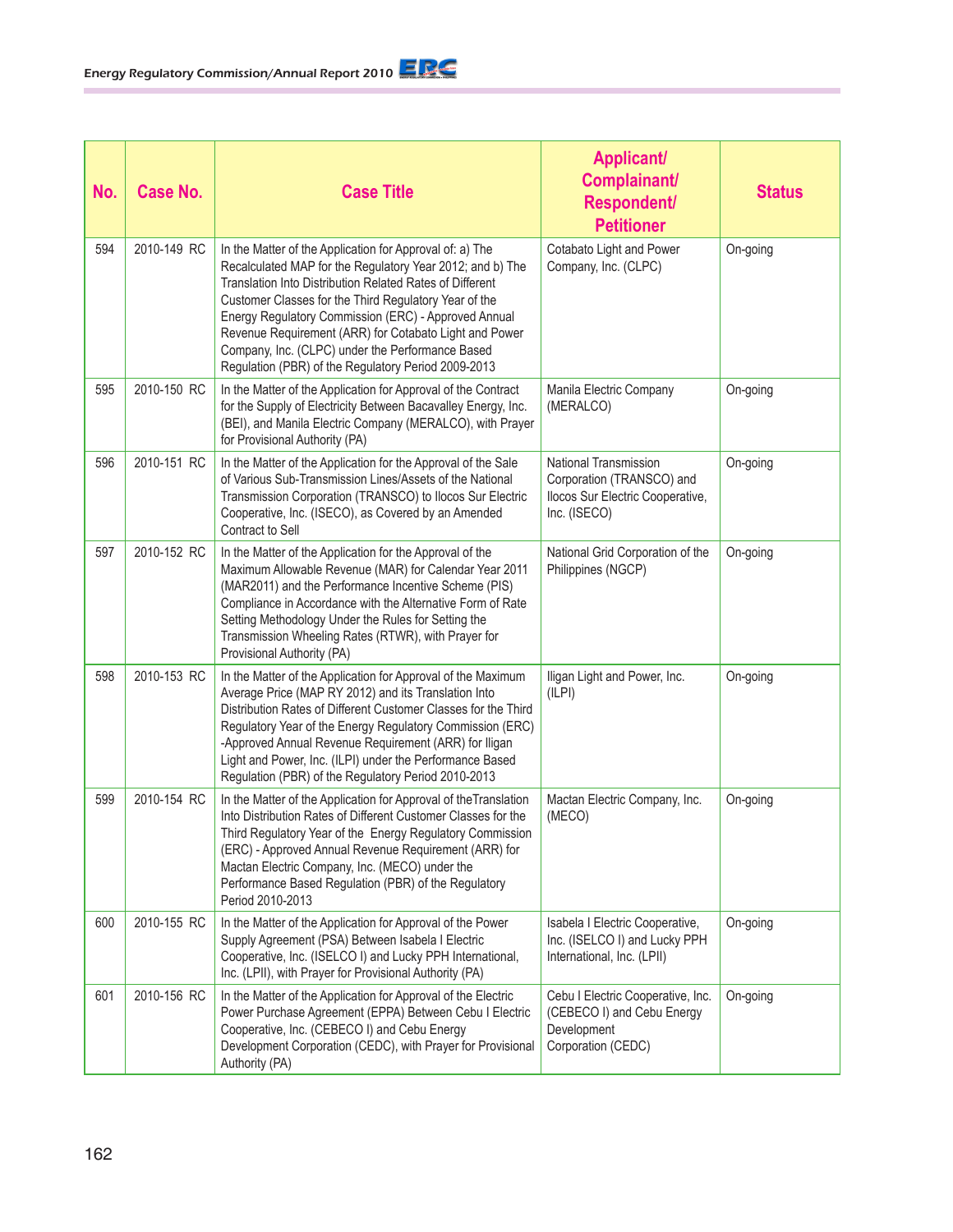| No. | Case No. | Case Title | Applicant/ Complainant/ Respondent/ Petitioner | Status |
|---|---|---|---|---|
| 594 | 2010-149 RC | In the Matter of the Application for Approval of: a) The Recalculated MAP for the Regulatory Year 2012; and b) The Translation Into Distribution Related Rates of Different Customer Classes for the Third Regulatory Year of the Energy Regulatory Commission (ERC) - Approved Annual Revenue Requirement (ARR) for Cotabato Light and Power Company, Inc. (CLPC) under the Performance Based Regulation (PBR) of the Regulatory Period 2009-2013 | Cotabato Light and Power Company, Inc. (CLPC) | On-going |
| 595 | 2010-150 RC | In the Matter of the Application for Approval of the Contract for the Supply of Electricity Between Bacavalley Energy, Inc. (BEI), and Manila Electric Company (MERALCO), with Prayer for Provisional Authority (PA) | Manila Electric Company (MERALCO) | On-going |
| 596 | 2010-151 RC | In the Matter of the Application for the Approval of the Sale of Various Sub-Transmission Lines/Assets of the National Transmission Corporation (TRANSCO) to Ilocos Sur Electric Cooperative, Inc. (ISECO), as Covered by an Amended Contract to Sell | National Transmission Corporation (TRANSCO) and Ilocos Sur Electric Cooperative, Inc. (ISECO) | On-going |
| 597 | 2010-152 RC | In the Matter of the Application for the Approval of the Maximum Allowable Revenue (MAR) for Calendar Year 2011 (MAR2011) and the Performance Incentive Scheme (PIS) Compliance in Accordance with the Alternative Form of Rate Setting Methodology Under the Rules for Setting the Transmission Wheeling Rates (RTWR), with Prayer for Provisional Authority (PA) | National Grid Corporation of the Philippines (NGCP) | On-going |
| 598 | 2010-153 RC | In the Matter of the Application for Approval of the Maximum Average Price (MAP RY 2012) and its Translation Into Distribution Rates of Different Customer Classes for the Third Regulatory Year of the Energy Regulatory Commission (ERC) -Approved Annual Revenue Requirement (ARR) for Iligan Light and Power, Inc. (ILPI) under the Performance Based Regulation (PBR) of the Regulatory Period 2010-2013 | Iligan Light and Power, Inc. (ILPI) | On-going |
| 599 | 2010-154 RC | In the Matter of the Application for Approval of theTranslation Into Distribution Rates of Different Customer Classes for the Third Regulatory Year of the Energy Regulatory Commission (ERC) - Approved Annual Revenue Requirement (ARR) for Mactan Electric Company, Inc. (MECO) under the Performance Based Regulation (PBR) of the Regulatory Period 2010-2013 | Mactan Electric Company, Inc. (MECO) | On-going |
| 600 | 2010-155 RC | In the Matter of the Application for Approval of the Power Supply Agreement (PSA) Between Isabela I Electric Cooperative, Inc. (ISELCO I) and Lucky PPH International, Inc. (LPII), with Prayer for Provisional Authority (PA) | Isabela I Electric Cooperative, Inc. (ISELCO I) and Lucky PPH International, Inc. (LPII) | On-going |
| 601 | 2010-156 RC | In the Matter of the Application for Approval of the Electric Power Purchase Agreement (EPPA) Between Cebu I Electric Cooperative, Inc. (CEBECO I) and Cebu Energy Development Corporation (CEDC), with Prayer for Provisional Authority (PA) | Cebu I Electric Cooperative, Inc. (CEBECO I) and Cebu Energy Development Corporation (CEDC) | On-going |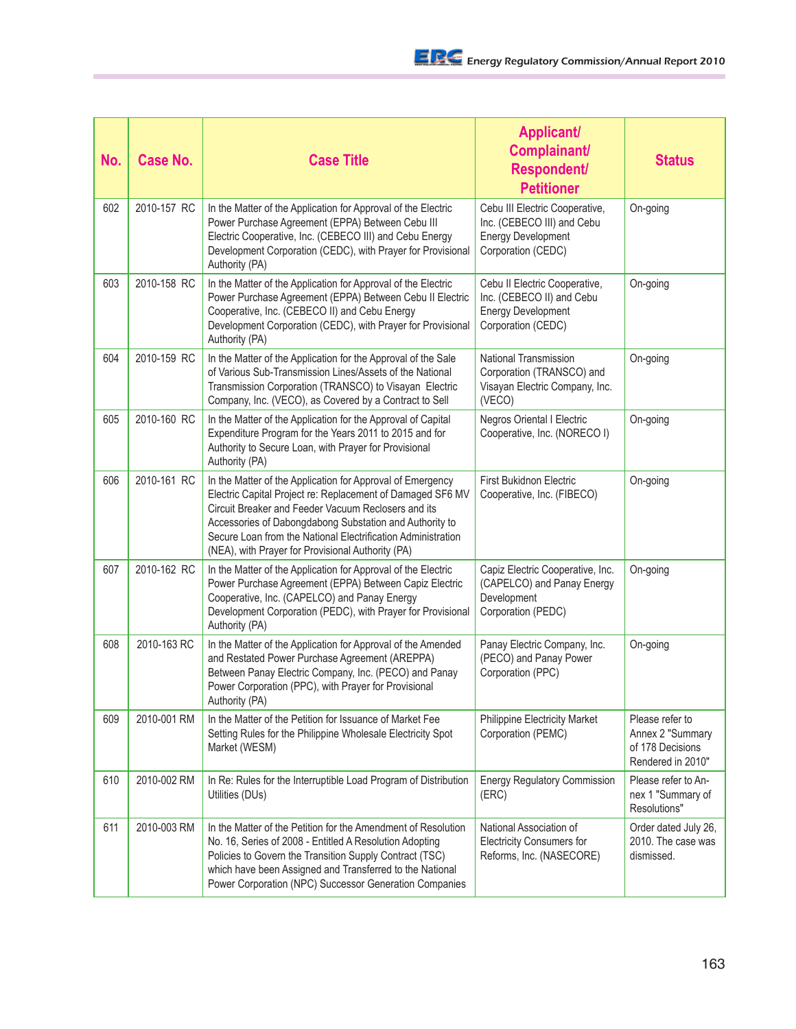| No. | Case No. | Case Title | Applicant/ Complainant/ Respondent/ Petitioner | Status |
|---|---|---|---|---|
| 602 | 2010-157 RC | In the Matter of the Application for Approval of the Electric Power Purchase Agreement (EPPA) Between Cebu III Electric Cooperative, Inc. (CEBECO III) and Cebu Energy Development Corporation (CEDC), with Prayer for Provisional Authority (PA) | Cebu III Electric Cooperative, Inc. (CEBECO III) and Cebu Energy Development Corporation (CEDC) | On-going |
| 603 | 2010-158 RC | In the Matter of the Application for Approval of the Electric Power Purchase Agreement (EPPA) Between Cebu II Electric Cooperative, Inc. (CEBECO II) and Cebu Energy Development Corporation (CEDC), with Prayer for Provisional Authority (PA) | Cebu II Electric Cooperative, Inc. (CEBECO II) and Cebu Energy Development Corporation (CEDC) | On-going |
| 604 | 2010-159 RC | In the Matter of the Application for the Approval of the Sale of Various Sub-Transmission Lines/Assets of the National Transmission Corporation (TRANSCO) to Visayan Electric Company, Inc. (VECO), as Covered by a Contract to Sell | National Transmission Corporation (TRANSCO) and Visayan Electric Company, Inc. (VECO) | On-going |
| 605 | 2010-160 RC | In the Matter of the Application for the Approval of Capital Expenditure Program for the Years 2011 to 2015 and for Authority to Secure Loan, with Prayer for Provisional Authority (PA) | Negros Oriental I Electric Cooperative, Inc. (NORECO I) | On-going |
| 606 | 2010-161 RC | In the Matter of the Application for Approval of Emergency Electric Capital Project re: Replacement of Damaged SF6 MV Circuit Breaker and Feeder Vacuum Reclosers and its Accessories of Dabongdabong Substation and Authority to Secure Loan from the National Electrification Administration (NEA), with Prayer for Provisional Authority (PA) | First Bukidnon Electric Cooperative, Inc. (FIBECO) | On-going |
| 607 | 2010-162 RC | In the Matter of the Application for Approval of the Electric Power Purchase Agreement (EPPA) Between Capiz Electric Cooperative, Inc. (CAPELCO) and Panay Energy Development Corporation (PEDC), with Prayer for Provisional Authority (PA) | Capiz Electric Cooperative, Inc. (CAPELCO) and Panay Energy Development Corporation (PEDC) | On-going |
| 608 | 2010-163 RC | In the Matter of the Application for Approval of the Amended and Restated Power Purchase Agreement (AREPPA) Between Panay Electric Company, Inc. (PECO) and Panay Power Corporation (PPC), with Prayer for Provisional Authority (PA) | Panay Electric Company, Inc. (PECO) and Panay Power Corporation (PPC) | On-going |
| 609 | 2010-001 RM | In the Matter of the Petition for Issuance of Market Fee Setting Rules for the Philippine Wholesale Electricity Spot Market (WESM) | Philippine Electricity Market Corporation (PEMC) | Please refer to Annex 2 "Summary of 178 Decisions Rendered in 2010" |
| 610 | 2010-002 RM | In Re: Rules for the Interruptible Load Program of Distribution Utilities (DUs) | Energy Regulatory Commission (ERC) | Please refer to Annex 1 "Summary of Resolutions" |
| 611 | 2010-003 RM | In the Matter of the Petition for the Amendment of Resolution No. 16, Series of 2008 - Entitled A Resolution Adopting Policies to Govern the Transition Supply Contract (TSC) which have been Assigned and Transferred to the National Power Corporation (NPC) Successor Generation Companies | National Association of Electricity Consumers for Reforms, Inc. (NASECORE) | Order dated July 26, 2010. The case was dismissed. |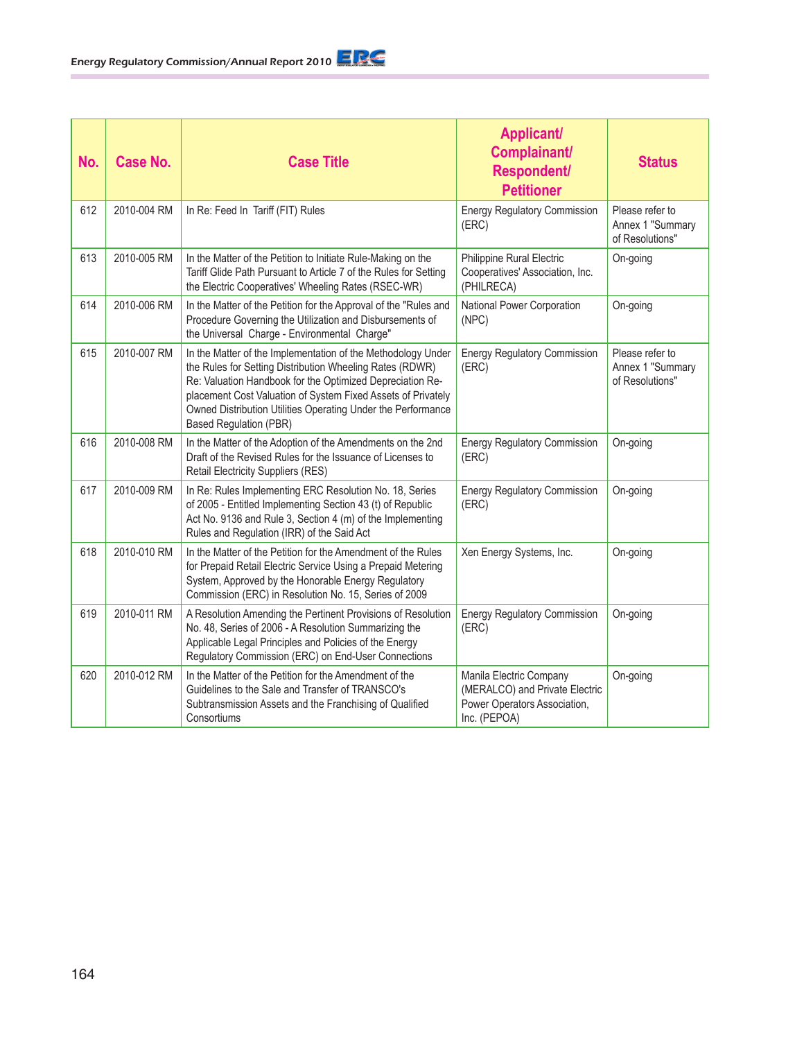| No. | Case No. | Case Title | Applicant/ Complainant/ Respondent/ Petitioner | Status |
|---|---|---|---|---|
| 612 | 2010-004 RM | In Re: Feed In Tariff (FIT) Rules | Energy Regulatory Commission (ERC) | Please refer to Annex 1 "Summary of Resolutions" |
| 613 | 2010-005 RM | In the Matter of the Petition to Initiate Rule-Making on the Tariff Glide Path Pursuant to Article 7 of the Rules for Setting the Electric Cooperatives' Wheeling Rates (RSEC-WR) | Philippine Rural Electric Cooperatives' Association, Inc. (PHILRECA) | On-going |
| 614 | 2010-006 RM | In the Matter of the Petition for the Approval of the "Rules and Procedure Governing the Utilization and Disbursements of the Universal Charge - Environmental Charge" | National Power Corporation (NPC) | On-going |
| 615 | 2010-007 RM | In the Matter of the Implementation of the Methodology Under the Rules for Setting Distribution Wheeling Rates (RDWR) Re: Valuation Handbook for the Optimized Depreciation Replacement Cost Valuation of System Fixed Assets of Privately Owned Distribution Utilities Operating Under the Performance Based Regulation (PBR) | Energy Regulatory Commission (ERC) | Please refer to Annex 1 "Summary of Resolutions" |
| 616 | 2010-008 RM | In the Matter of the Adoption of the Amendments on the 2nd Draft of the Revised Rules for the Issuance of Licenses to Retail Electricity Suppliers (RES) | Energy Regulatory Commission (ERC) | On-going |
| 617 | 2010-009 RM | In Re: Rules Implementing ERC Resolution No. 18, Series of 2005 - Entitled Implementing Section 43 (t) of Republic Act No. 9136 and Rule 3, Section 4 (m) of the Implementing Rules and Regulation (IRR) of the Said Act | Energy Regulatory Commission (ERC) | On-going |
| 618 | 2010-010 RM | In the Matter of the Petition for the Amendment of the Rules for Prepaid Retail Electric Service Using a Prepaid Metering System, Approved by the Honorable Energy Regulatory Commission (ERC) in Resolution No. 15, Series of 2009 | Xen Energy Systems, Inc. | On-going |
| 619 | 2010-011 RM | A Resolution Amending the Pertinent Provisions of Resolution No. 48, Series of 2006 - A Resolution Summarizing the Applicable Legal Principles and Policies of the Energy Regulatory Commission (ERC) on End-User Connections | Energy Regulatory Commission (ERC) | On-going |
| 620 | 2010-012 RM | In the Matter of the Petition for the Amendment of the Guidelines to the Sale and Transfer of TRANSCO's Subtransmission Assets and the Franchising of Qualified Consortiums | Manila Electric Company (MERALCO) and Private Electric Power Operators Association, Inc. (PEPOA) | On-going |